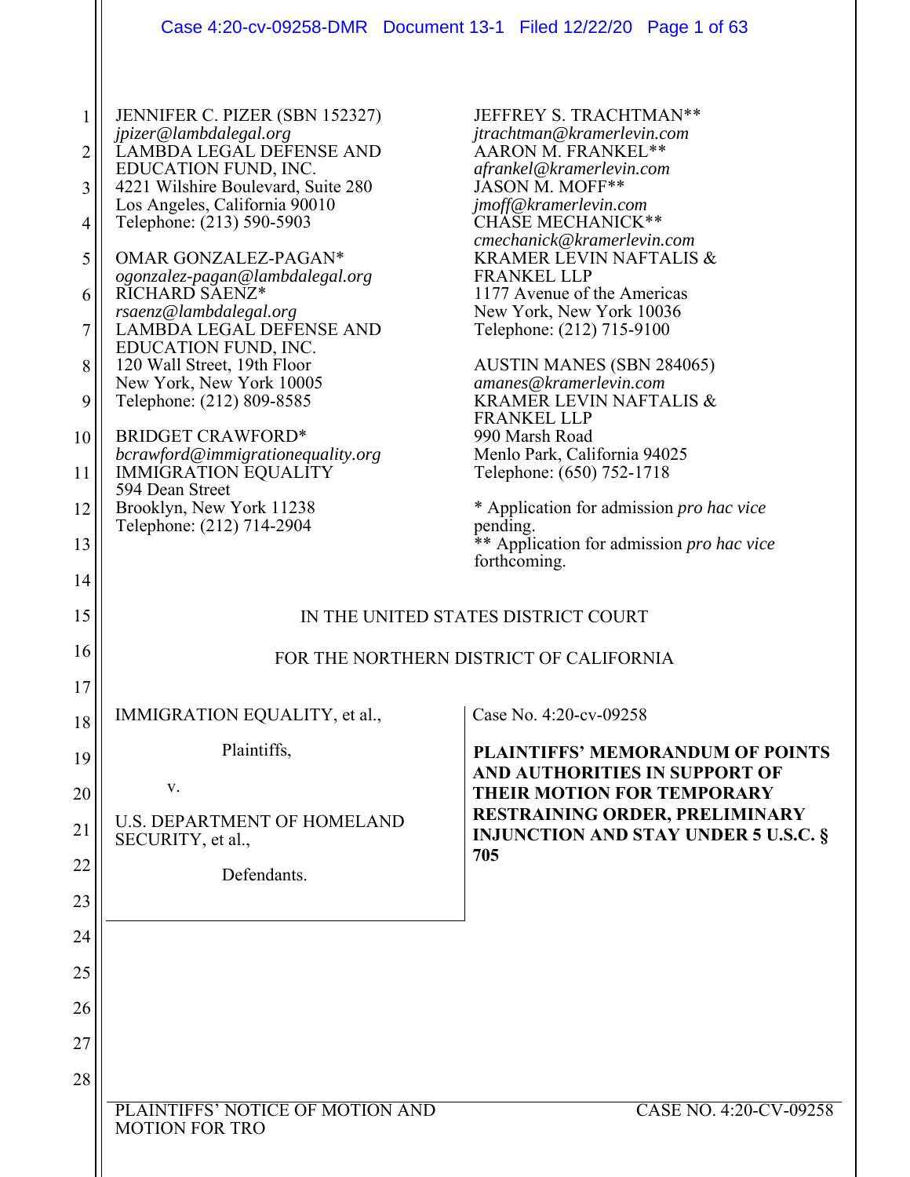JENNIFER C. PIZER (SBN 152327)
*jpizer@lambdalegal.org*
LAMBDA LEGAL DEFENSE AND EDUCATION FUND, INC.
4221 Wilshire Boulevard, Suite 280
Los Angeles, California 90010
Telephone: (213) 590-5903

OMAR GONZALEZ-PAGAN*
*ogonzalez-pagan@lambdalegal.org*
RICHARD SAENZ*
*rsaenz@lambdalegal.org*
LAMBDA LEGAL DEFENSE AND EDUCATION FUND, INC.
120 Wall Street, 19th Floor
New York, New York 10005
Telephone: (212) 809-8585

BRIDGET CRAWFORD*
*bcrawford@immigrationequality.org*
IMMIGRATION EQUALITY
594 Dean Street
Brooklyn, New York 11238
Telephone: (212) 714-2904

JEFFREY S. TRACHTMAN**
*jtrachtman@kramerlevin.com*
AARON M. FRANKEL**
*afrankel@kramerlevin.com*
JASON M. MOFF**
*jmoff@kramerlevin.com*
CHASE MECHANICK**
*cmechanick@kramerlevin.com*
KRAMER LEVIN NAFTALIS & FRANKEL LLP
1177 Avenue of the Americas
New York, New York 10036
Telephone: (212) 715-9100

AUSTIN MANES (SBN 284065)
*amanes@kramerlevin.com*
KRAMER LEVIN NAFTALIS & FRANKEL LLP
990 Marsh Road
Menlo Park, California 94025
Telephone: (650) 752-1718

\* Application for admission *pro hac vice* pending.
\*\* Application for admission *pro hac vice* forthcoming.

IN THE UNITED STATES DISTRICT COURT

FOR THE NORTHERN DISTRICT OF CALIFORNIA

IMMIGRATION EQUALITY, et al.,

Plaintiffs,

v.

U.S. DEPARTMENT OF HOMELAND SECURITY, et al.,

Defendants.

Case No. 4:20-cv-09258

**PLAINTIFFS' MEMORANDUM OF POINTS AND AUTHORITIES IN SUPPORT OF THEIR MOTION FOR TEMPORARY RESTRAINING ORDER, PRELIMINARY INJUNCTION AND STAY UNDER 5 U.S.C. § 705**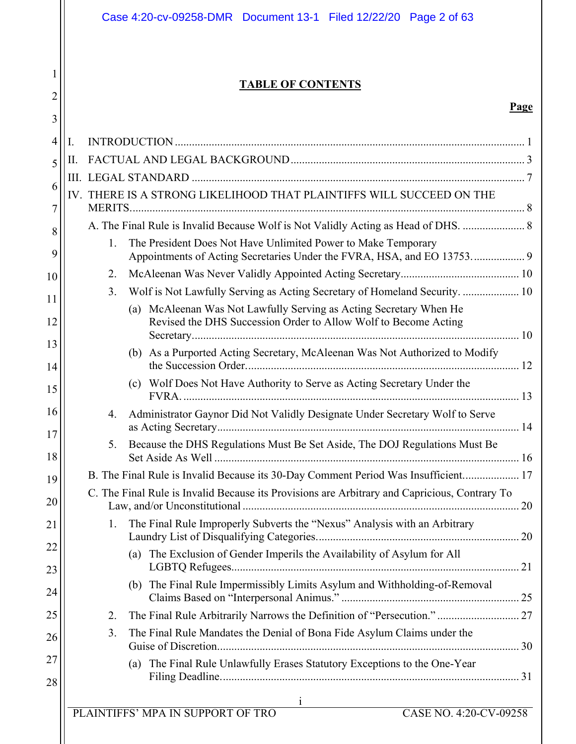**TABLE OF CONTENTS**

**Page**

I. INTRODUCTION ... 1

II. FACTUAL AND LEGAL BACKGROUND ... 3

III. LEGAL STANDARD ... 7

IV. THERE IS A STRONG LIKELIHOOD THAT PLAINTIFFS WILL SUCCEED ON THE MERITS ... 8

- A. The Final Rule is Invalid Because Wolf is Not Validly Acting as Head of DHS. ... 8
  1. The President Does Not Have Unlimited Power to Make Temporary Appointments of Acting Secretaries Under the FVRA, HSA, and EO 13753. ... 9
  2. McAleenan Was Never Validly Appointed Acting Secretary ... 10
  3. Wolf is Not Lawfully Serving as Acting Secretary of Homeland Security. ... 10
     - (a) McAleenan Was Not Lawfully Serving as Acting Secretary When He Revised the DHS Succession Order to Allow Wolf to Become Acting Secretary ... 10
     - (b) As a Purported Acting Secretary, McAleenan Was Not Authorized to Modify the Succession Order. ... 12
     - (c) Wolf Does Not Have Authority to Serve as Acting Secretary Under the FVRA. ... 13
  4. Administrator Gaynor Did Not Validly Designate Under Secretary Wolf to Serve as Acting Secretary ... 14
  5. Because the DHS Regulations Must Be Set Aside, The DOJ Regulations Must Be Set Aside As Well ... 16
- B. The Final Rule is Invalid Because its 30-Day Comment Period Was Insufficient. ... 17
- C. The Final Rule is Invalid Because its Provisions are Arbitrary and Capricious, Contrary To Law, and/or Unconstitutional ... 20
  1. The Final Rule Improperly Subverts the "Nexus" Analysis with an Arbitrary Laundry List of Disqualifying Categories. ... 20
     - (a) The Exclusion of Gender Imperils the Availability of Asylum for All LGBTQ Refugees. ... 21
     - (b) The Final Rule Impermissibly Limits Asylum and Withholding-of-Removal Claims Based on "Interpersonal Animus." ... 25
  2. The Final Rule Arbitrarily Narrows the Definition of "Persecution." ... 27
  3. The Final Rule Mandates the Denial of Bona Fide Asylum Claims under the Guise of Discretion. ... 30
     - (a) The Final Rule Unlawfully Erases Statutory Exceptions to the One-Year Filing Deadline. ... 31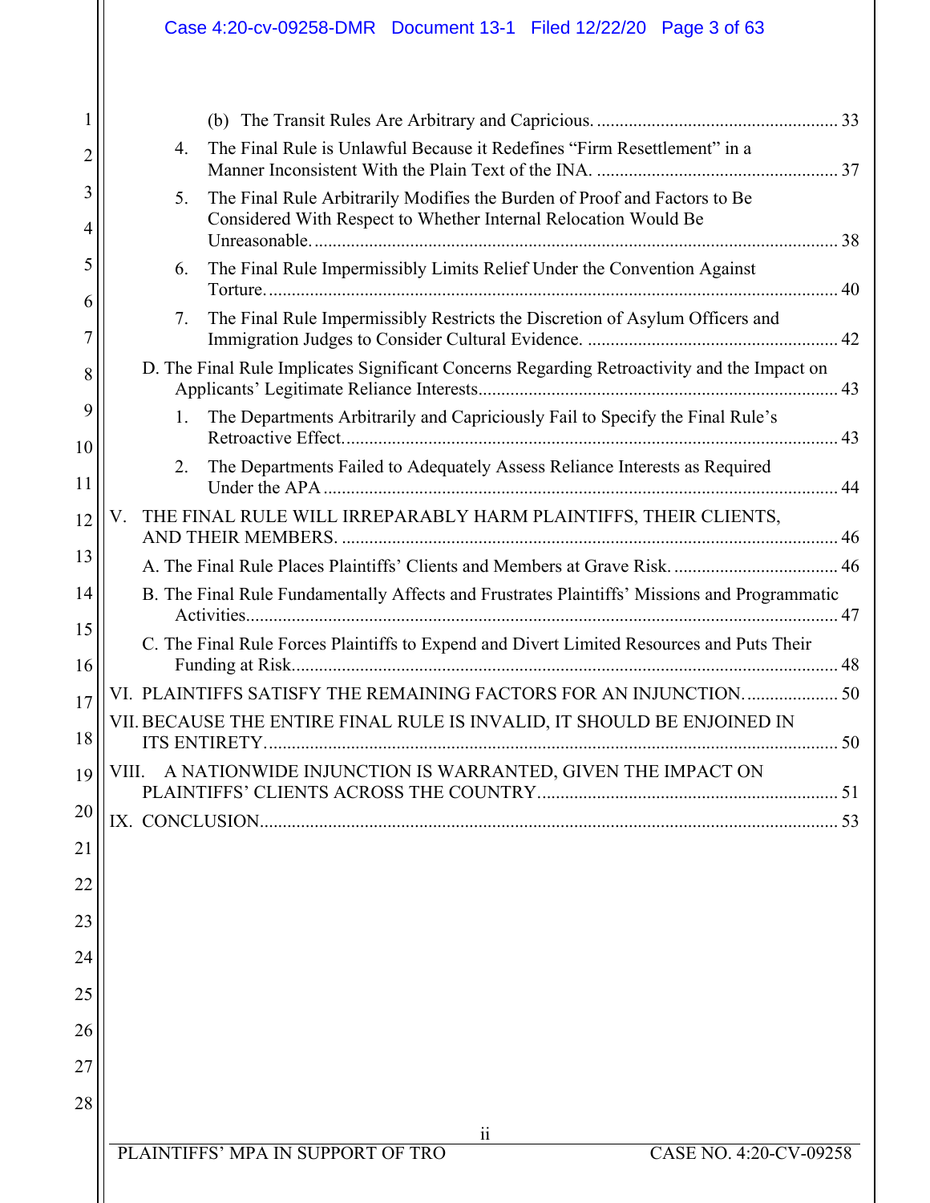(b) The Transit Rules Are Arbitrary and Capricious. .................................................... 33

4. The Final Rule is Unlawful Because it Redefines "Firm Resettlement" in a Manner Inconsistent With the Plain Text of the INA. .................................................... 37

5. The Final Rule Arbitrarily Modifies the Burden of Proof and Factors to Be Considered With Respect to Whether Internal Relocation Would Be Unreasonable. .................................................................................................. 38

6. The Final Rule Impermissibly Limits Relief Under the Convention Against Torture. ........................................................................................................... 40

7. The Final Rule Impermissibly Restricts the Discretion of Asylum Officers and Immigration Judges to Consider Cultural Evidence. ...................................................... 42

D. The Final Rule Implicates Significant Concerns Regarding Retroactivity and the Impact on Applicants' Legitimate Reliance Interests.............................................................................. 43

1. The Departments Arbitrarily and Capriciously Fail to Specify the Final Rule's Retroactive Effect. ........................................................................................................... 43

2. The Departments Failed to Adequately Assess Reliance Interests as Required Under the APA ................................................................................................................ 44

V. THE FINAL RULE WILL IRREPARABLY HARM PLAINTIFFS, THEIR CLIENTS, AND THEIR MEMBERS. ........................................................................................................... 46

A. The Final Rule Places Plaintiffs' Clients and Members at Grave Risk. .................................... 46

B. The Final Rule Fundamentally Affects and Frustrates Plaintiffs' Missions and Programmatic Activities................................................................................................................ 47

C. The Final Rule Forces Plaintiffs to Expend and Divert Limited Resources and Puts Their Funding at Risk....................................................................................................................... 48

VI. PLAINTIFFS SATISFY THE REMAINING FACTORS FOR AN INJUNCTION. ................... 50

VII. BECAUSE THE ENTIRE FINAL RULE IS INVALID, IT SHOULD BE ENJOINED IN ITS ENTIRETY............................................................................................................................. 50

VIII. A NATIONWIDE INJUNCTION IS WARRANTED, GIVEN THE IMPACT ON PLAINTIFFS' CLIENTS ACROSS THE COUNTRY.................................................................. 51

IX. CONCLUSION.............................................................................................................................. 53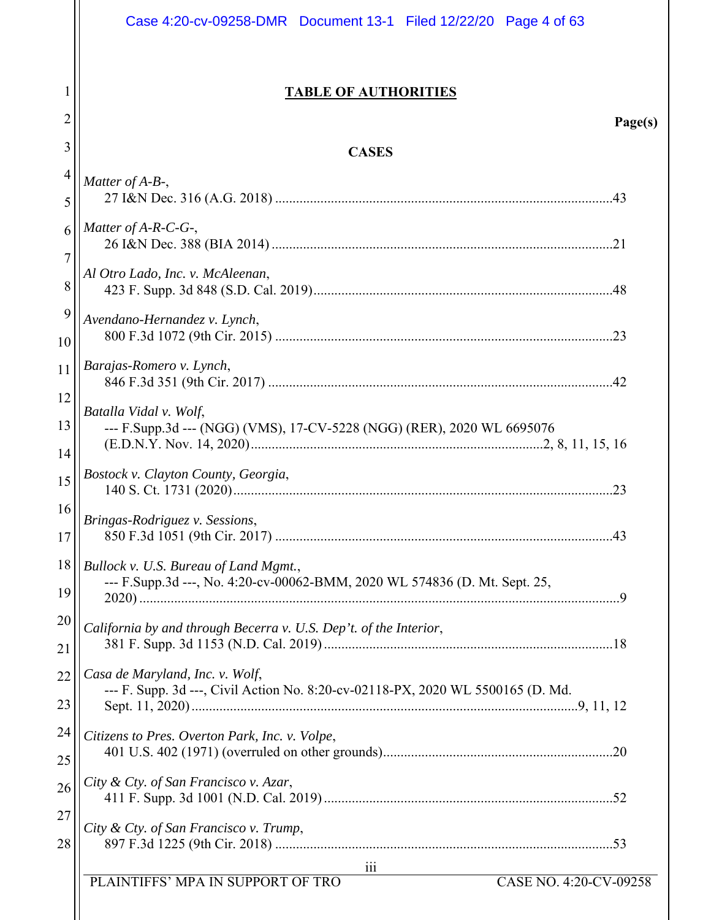## TABLE OF AUTHORITIES

**Page(s)**

### CASES

*Matter of A-B-*,
27 I&N Dec. 316 (A.G. 2018) ....................................................................................................43

*Matter of A-R-C-G-*,
26 I&N Dec. 388 (BIA 2014) ....................................................................................................21

*Al Otro Lado, Inc. v. McAleenan*,
423 F. Supp. 3d 848 (S.D. Cal. 2019)........................................................................................48

*Avendano-Hernandez v. Lynch*,
800 F.3d 1072 (9th Cir. 2015) ..................................................................................................23

*Barajas-Romero v. Lynch*,
846 F.3d 351 (9th Cir. 2017) ....................................................................................................42

*Batalla Vidal v. Wolf*,
--- F.Supp.3d --- (NGG) (VMS), 17-CV-5228 (NGG) (RER), 2020 WL 6695076 (E.D.N.Y. Nov. 14, 2020)..........................................................................................2, 8, 11, 15, 16

*Bostock v. Clayton County, Georgia*,
140 S. Ct. 1731 (2020)...............................................................................................................23

*Bringas-Rodriguez v. Sessions*,
850 F.3d 1051 (9th Cir. 2017) ..................................................................................................43

*Bullock v. U.S. Bureau of Land Mgmt.*,
--- F.Supp.3d ---, No. 4:20-cv-00062-BMM, 2020 WL 574836 (D. Mt. Sept. 25, 2020) ...............................................................................................................................9

*California by and through Becerra v. U.S. Dep't. of the Interior*,
381 F. Supp. 3d 1153 (N.D. Cal. 2019) ....................................................................................18

*Casa de Maryland, Inc. v. Wolf*,
--- F. Supp. 3d ---, Civil Action No. 8:20-cv-02118-PX, 2020 WL 5500165 (D. Md. Sept. 11, 2020)................................................................................................................9, 11, 12

*Citizens to Pres. Overton Park, Inc. v. Volpe*,
401 U.S. 402 (1971) (overruled on other grounds)...................................................................20

*City & Cty. of San Francisco v. Azar*,
411 F. Supp. 3d 1001 (N.D. Cal. 2019) ....................................................................................52

*City & Cty. of San Francisco v. Trump*,
897 F.3d 1225 (9th Cir. 2018) ..................................................................................................53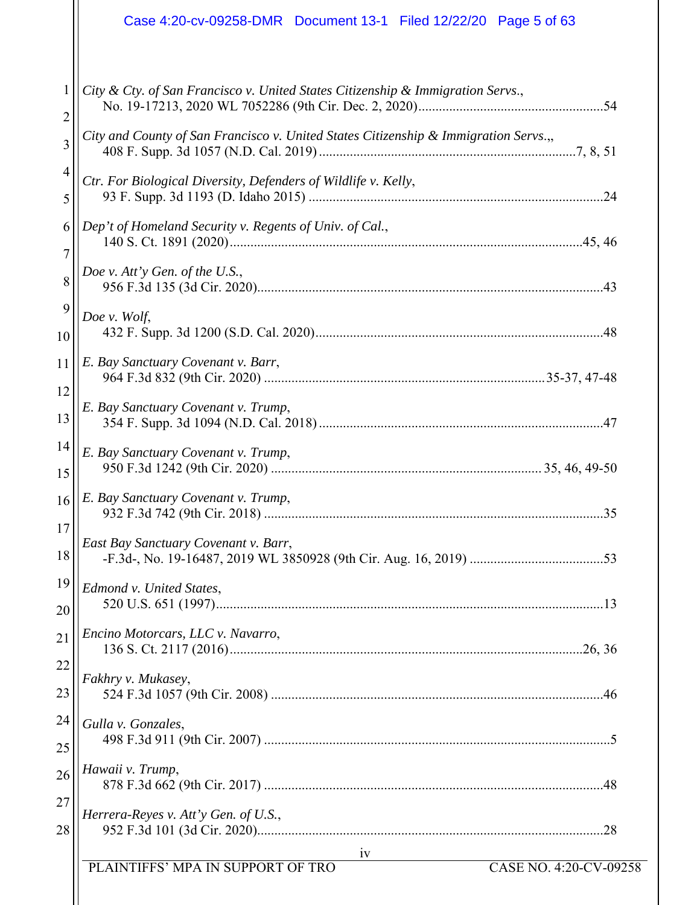*City & Cty. of San Francisco v. United States Citizenship & Immigration Servs.*,
No. 19-17213, 2020 WL 7052286 (9th Cir. Dec. 2, 2020)......................................................54

*City and County of San Francisco v. United States Citizenship & Immigration Servs.*,,
408 F. Supp. 3d 1057 (N.D. Cal. 2019)..........................................................................7, 8, 51

*Ctr. For Biological Diversity, Defenders of Wildlife v. Kelly*,
93 F. Supp. 3d 1193 (D. Idaho 2015)......................................................................................24

*Dep't of Homeland Security v. Regents of Univ. of Cal.*,
140 S. Ct. 1891 (2020)......................................................................................................45, 46

*Doe v. Att'y Gen. of the U.S.*,
956 F.3d 135 (3d Cir. 2020)....................................................................................................43

*Doe v. Wolf*,
432 F. Supp. 3d 1200 (S.D. Cal. 2020)...................................................................................48

*E. Bay Sanctuary Covenant v. Barr*,
964 F.3d 832 (9th Cir. 2020)................................................................................35-37, 47-48

*E. Bay Sanctuary Covenant v. Trump*,
354 F. Supp. 3d 1094 (N.D. Cal. 2018)..................................................................................47

*E. Bay Sanctuary Covenant v. Trump*,
950 F.3d 1242 (9th Cir. 2020)..............................................................................35, 46, 49-50

*E. Bay Sanctuary Covenant v. Trump*,
932 F.3d 742 (9th Cir. 2018)..................................................................................................35

*East Bay Sanctuary Covenant v. Barr*,
-F.3d-, No. 19-16487, 2019 WL 3850928 (9th Cir. Aug. 16, 2019).......................................53

*Edmond v. United States*,
520 U.S. 651 (1997)................................................................................................................13

*Encino Motorcars, LLC v. Navarro*,
136 S. Ct. 2117 (2016)......................................................................................................26, 36

*Fakhry v. Mukasey*,
524 F.3d 1057 (9th Cir. 2008)................................................................................................46

*Gulla v. Gonzales*,
498 F.3d 911 (9th Cir. 2007)....................................................................................................5

*Hawaii v. Trump*,
878 F.3d 662 (9th Cir. 2017)..................................................................................................48

*Herrera-Reyes v. Att'y Gen. of U.S.*,
952 F.3d 101 (3d Cir. 2020)....................................................................................................28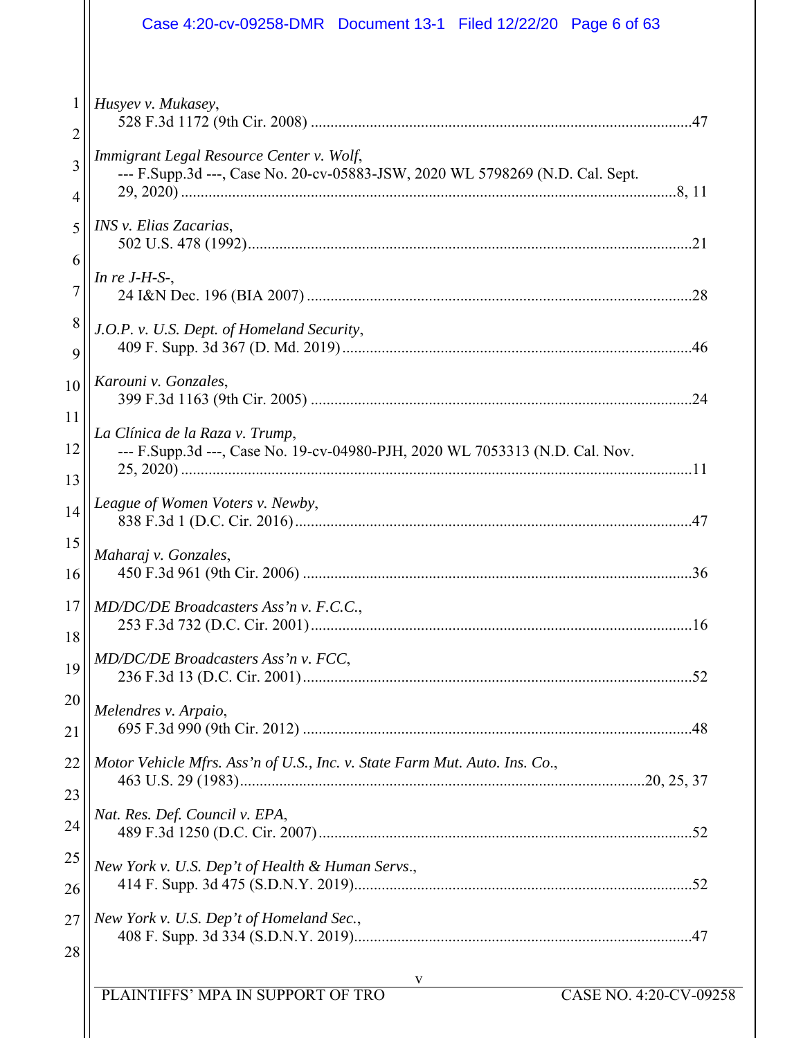*Husyev v. Mukasey*,
528 F.3d 1172 (9th Cir. 2008) ....................................................................................................47

*Immigrant Legal Resource Center v. Wolf*,
--- F.Supp.3d ---, Case No. 20-cv-05883-JSW, 2020 WL 5798269 (N.D. Cal. Sept. 29, 2020) ....................................................................................................8, 11

*INS v. Elias Zacarias*,
502 U.S. 478 (1992)....................................................................................................21

*In re J-H-S-*,
24 I&N Dec. 196 (BIA 2007) ....................................................................................................28

*J.O.P. v. U.S. Dept. of Homeland Security*,
409 F. Supp. 3d 367 (D. Md. 2019)....................................................................................................46

*Karouni v. Gonzales*,
399 F.3d 1163 (9th Cir. 2005) ....................................................................................................24

*La Clínica de la Raza v. Trump*,
--- F.Supp.3d ---, Case No. 19-cv-04980-PJH, 2020 WL 7053313 (N.D. Cal. Nov. 25, 2020) ....................................................................................................11

*League of Women Voters v. Newby*,
838 F.3d 1 (D.C. Cir. 2016)....................................................................................................47

*Maharaj v. Gonzales*,
450 F.3d 961 (9th Cir. 2006) ....................................................................................................36

*MD/DC/DE Broadcasters Ass'n v. F.C.C.*,
253 F.3d 732 (D.C. Cir. 2001)....................................................................................................16

*MD/DC/DE Broadcasters Ass'n v. FCC*,
236 F.3d 13 (D.C. Cir. 2001)....................................................................................................52

*Melendres v. Arpaio*,
695 F.3d 990 (9th Cir. 2012) ....................................................................................................48

*Motor Vehicle Mfrs. Ass'n of U.S., Inc. v. State Farm Mut. Auto. Ins. Co.*,
463 U.S. 29 (1983)....................................................................................................20, 25, 37

*Nat. Res. Def. Council v. EPA*,
489 F.3d 1250 (D.C. Cir. 2007)....................................................................................................52

*New York v. U.S. Dep't of Health & Human Servs.*,
414 F. Supp. 3d 475 (S.D.N.Y. 2019)....................................................................................................52

*New York v. U.S. Dep't of Homeland Sec.*,
408 F. Supp. 3d 334 (S.D.N.Y. 2019)....................................................................................................47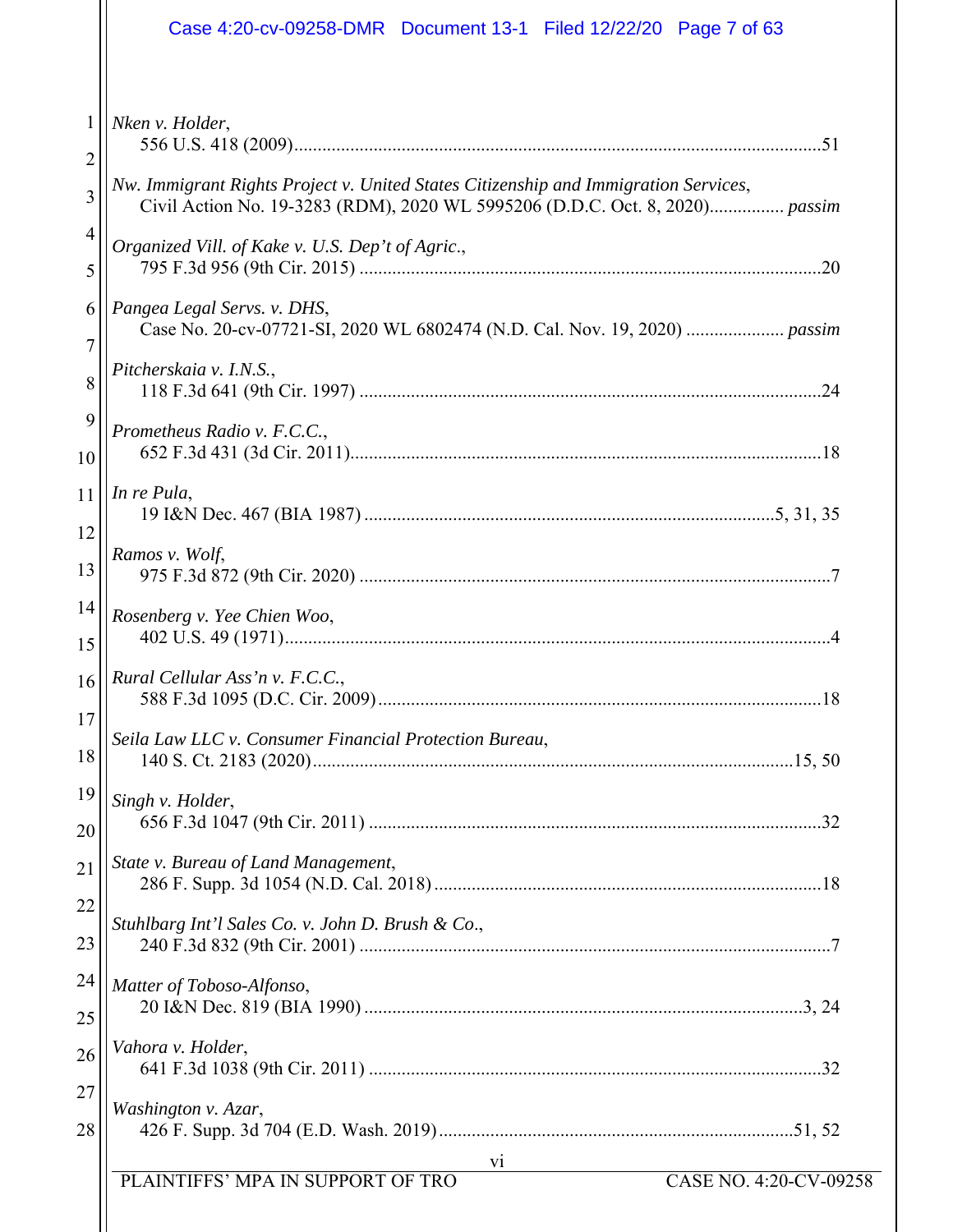*Nken v. Holder*,
556 U.S. 418 (2009) ........................................................................................................ 51

*Nw. Immigrant Rights Project v. United States Citizenship and Immigration Services*,
Civil Action No. 19-3283 (RDM), 2020 WL 5995206 (D.D.C. Oct. 8, 2020) ................ *passim*

*Organized Vill. of Kake v. U.S. Dep't of Agric*.,
795 F.3d 956 (9th Cir. 2015) .......................................................................................... 20

*Pangea Legal Servs. v. DHS*,
Case No. 20-cv-07721-SI, 2020 WL 6802474 (N.D. Cal. Nov. 19, 2020) ..................... *passim*

*Pitcherskaia v. I.N.S.*,
118 F.3d 641 (9th Cir. 1997) .......................................................................................... 24

*Prometheus Radio v. F.C.C.*,
652 F.3d 431 (3d Cir. 2011) ............................................................................................ 18

*In re Pula*,
19 I&N Dec. 467 (BIA 1987) ....................................................................................... 5, 31, 35

*Ramos v. Wolf*,
975 F.3d 872 (9th Cir. 2020) ............................................................................................ 7

*Rosenberg v. Yee Chien Woo*,
402 U.S. 49 (1971) ............................................................................................................ 4

*Rural Cellular Ass'n v. F.C.C.*,
588 F.3d 1095 (D.C. Cir. 2009) ....................................................................................... 18

*Seila Law LLC v. Consumer Financial Protection Bureau*,
140 S. Ct. 2183 (2020) ................................................................................................ 15, 50

*Singh v. Holder*,
656 F.3d 1047 (9th Cir. 2011) ......................................................................................... 32

*State v. Bureau of Land Management*,
286 F. Supp. 3d 1054 (N.D. Cal. 2018) ........................................................................... 18

*Stuhlbarg Int'l Sales Co. v. John D. Brush & Co*.,
240 F.3d 832 (9th Cir. 2001) ............................................................................................ 7

*Matter of Toboso-Alfonso*,
20 I&N Dec. 819 (BIA 1990) ....................................................................................... 3, 24

*Vahora v. Holder*,
641 F.3d 1038 (9th Cir. 2011) ......................................................................................... 32

*Washington v. Azar*,
426 F. Supp. 3d 704 (E.D. Wash. 2019) ..................................................................... 51, 52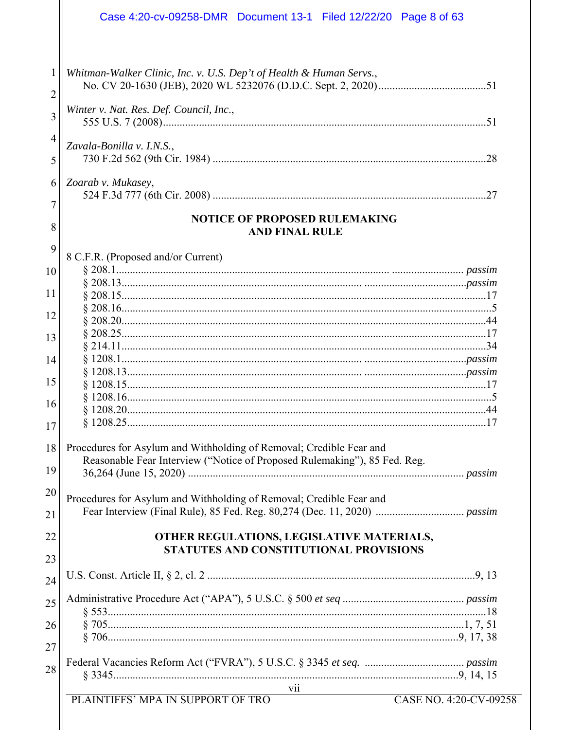*Whitman-Walker Clinic, Inc. v. U.S. Dep't of Health & Human Servs.*,
No. CV 20-1630 (JEB), 2020 WL 5232076 (D.D.C. Sept. 2, 2020) .......................................51

*Winter v. Nat. Res. Def. Council, Inc.*,
555 U.S. 7 (2008) .......................................51

*Zavala-Bonilla v. I.N.S.*,
730 F.2d 562 (9th Cir. 1984) .......................................28

*Zoarab v. Mukasey*,
524 F.3d 777 (6th Cir. 2008) .......................................27

## NOTICE OF PROPOSED RULEMAKING AND FINAL RULE

8 C.F.R. (Proposed and/or Current)
- § 208.1 ....................................... *passim*
- § 208.13 ....................................... *passim*
- § 208.15 .......................................17
- § 208.16 .......................................5
- § 208.20 .......................................44
- § 208.25 .......................................17
- § 214.11 .......................................34
- § 1208.1 ....................................... *passim*
- § 1208.13 ....................................... *passim*
- § 1208.15 .......................................17
- § 1208.16 .......................................5
- § 1208.20 .......................................44
- § 1208.25 .......................................17

Procedures for Asylum and Withholding of Removal; Credible Fear and Reasonable Fear Interview ("Notice of Proposed Rulemaking"), 85 Fed. Reg. 36,264 (June 15, 2020) ....................................... *passim*

Procedures for Asylum and Withholding of Removal; Credible Fear and Fear Interview (Final Rule), 85 Fed. Reg. 80,274 (Dec. 11, 2020) ....................................... *passim*

## OTHER REGULATIONS, LEGISLATIVE MATERIALS, STATUTES AND CONSTITUTIONAL PROVISIONS

U.S. Const. Article II, § 2, cl. 2 .......................................9, 13

Administrative Procedure Act ("APA"), 5 U.S.C. § 500 *et seq* ....................................... *passim*
- § 553 .......................................18
- § 705 .......................................1, 7, 51
- § 706 .......................................9, 17, 38

Federal Vacancies Reform Act ("FVRA"), 5 U.S.C. § 3345 *et seq.* ....................................... *passim*
- § 3345 .......................................9, 14, 15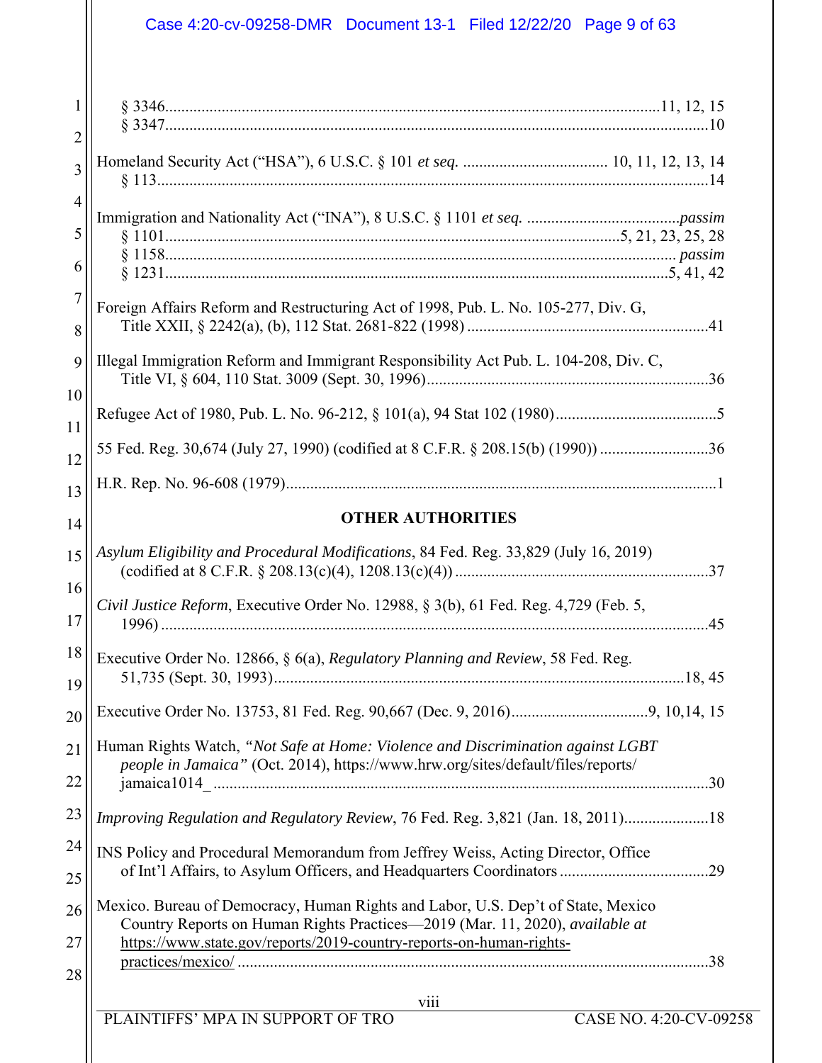§ 3346..........................................................................................................................11, 12, 15
§ 3347..........................................................................................................................10

Homeland Security Act ("HSA"), 6 U.S.C. § 101 *et seq.* .................................... 10, 11, 12, 13, 14
§ 113..........................................................................................................................14

Immigration and Nationality Act ("INA"), 8 U.S.C. § 1101 *et seq.* ......................................*passim*
§ 1101..............................................................................................................5, 21, 23, 25, 28
§ 1158.............................................................................................................................*passim*
§ 1231..........................................................................................................................5, 41, 42

Foreign Affairs Reform and Restructuring Act of 1998, Pub. L. No. 105-277, Div. G, Title XXII, § 2242(a), (b), 112 Stat. 2681-822 (1998) ...........................................................41

Illegal Immigration Reform and Immigrant Responsibility Act Pub. L. 104-208, Div. C, Title VI, § 604, 110 Stat. 3009 (Sept. 30, 1996).....................................................................36

Refugee Act of 1980, Pub. L. No. 96-212, § 101(a), 94 Stat 102 (1980)........................................5

55 Fed. Reg. 30,674 (July 27, 1990) (codified at 8 C.F.R. § 208.15(b) (1990)) ...........................36

H.R. Rep. No. 96-608 (1979).........................................................................................................1

## OTHER AUTHORITIES

*Asylum Eligibility and Procedural Modifications*, 84 Fed. Reg. 33,829 (July 16, 2019) (codified at 8 C.F.R. § 208.13(c)(4), 1208.13(c)(4)) ...............................................................37

*Civil Justice Reform*, Executive Order No. 12988, § 3(b), 61 Fed. Reg. 4,729 (Feb. 5, 1996) ......................................................................................................................................45

Executive Order No. 12866, § 6(a), *Regulatory Planning and Review*, 58 Fed. Reg. 51,735 (Sept. 30, 1993).....................................................................................................18, 45

Executive Order No. 13753, 81 Fed. Reg. 90,667 (Dec. 9, 2016).................................9, 10,14, 15

Human Rights Watch, *"Not Safe at Home: Violence and Discrimination against LGBT people in Jamaica"* (Oct. 2014), https://www.hrw.org/sites/default/files/reports/ jamaica1014_ .........................................................................................................................30

*Improving Regulation and Regulatory Review*, 76 Fed. Reg. 3,821 (Jan. 18, 2011).....................18

INS Policy and Procedural Memorandum from Jeffrey Weiss, Acting Director, Office of Int'l Affairs, to Asylum Officers, and Headquarters Coordinators .....................................29

Mexico. Bureau of Democracy, Human Rights and Labor, U.S. Dep't of State, Mexico Country Reports on Human Rights Practices—2019 (Mar. 11, 2020), *available at* https://www.state.gov/reports/2019-country-reports-on-human-rights-practices/mexico/ ....................................................................................................................38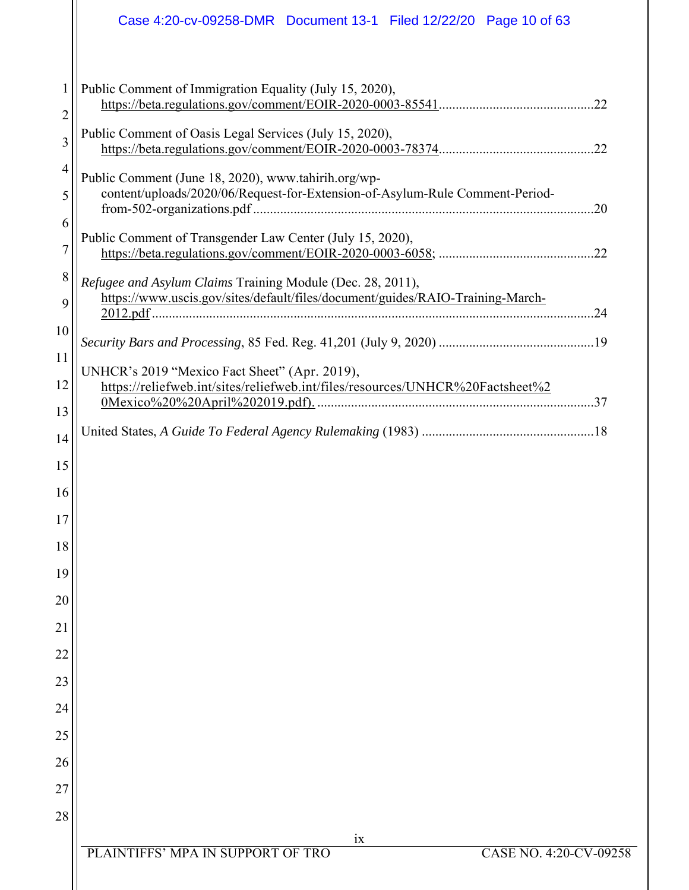Public Comment of Immigration Equality (July 15, 2020), https://beta.regulations.gov/comment/EOIR-2020-0003-85541 .......... 22

Public Comment of Oasis Legal Services (July 15, 2020), https://beta.regulations.gov/comment/EOIR-2020-0003-78374 .......... 22

Public Comment (June 18, 2020), www.tahirih.org/wp-content/uploads/2020/06/Request-for-Extension-of-Asylum-Rule Comment-Period-from-502-organizations.pdf .......... 20

Public Comment of Transgender Law Center (July 15, 2020), https://beta.regulations.gov/comment/EOIR-2020-0003-6058; .......... 22

*Refugee and Asylum Claims* Training Module (Dec. 28, 2011), https://www.uscis.gov/sites/default/files/document/guides/RAIO-Training-March-2012.pdf .......... 24

*Security Bars and Processing*, 85 Fed. Reg. 41,201 (July 9, 2020) .......... 19

UNHCR's 2019 "Mexico Fact Sheet" (Apr. 2019), https://reliefweb.int/sites/reliefweb.int/files/resources/UNHCR%20Factsheet%20Mexico%20%20April%202019.pdf). .......... 37

United States, *A Guide To Federal Agency Rulemaking* (1983) .......... 18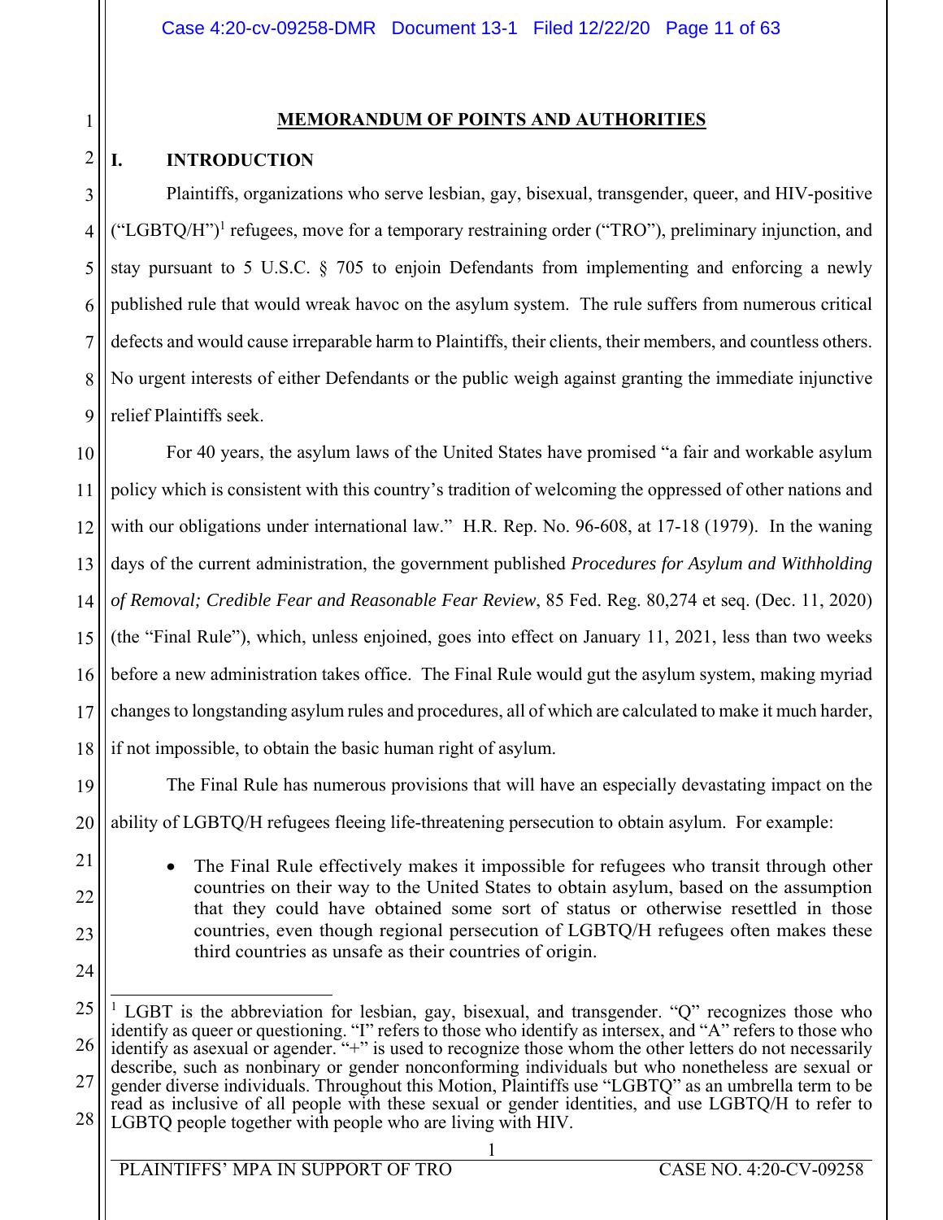## MEMORANDUM OF POINTS AND AUTHORITIES

### I. INTRODUCTION

Plaintiffs, organizations who serve lesbian, gay, bisexual, transgender, queer, and HIV-positive ("LGBTQ/H")[1] refugees, move for a temporary restraining order ("TRO"), preliminary injunction, and stay pursuant to 5 U.S.C. § 705 to enjoin Defendants from implementing and enforcing a newly published rule that would wreak havoc on the asylum system. The rule suffers from numerous critical defects and would cause irreparable harm to Plaintiffs, their clients, their members, and countless others. No urgent interests of either Defendants or the public weigh against granting the immediate injunctive relief Plaintiffs seek.

For 40 years, the asylum laws of the United States have promised "a fair and workable asylum policy which is consistent with this country's tradition of welcoming the oppressed of other nations and with our obligations under international law." H.R. Rep. No. 96-608, at 17-18 (1979). In the waning days of the current administration, the government published *Procedures for Asylum and Withholding of Removal; Credible Fear and Reasonable Fear Review*, 85 Fed. Reg. 80,274 et seq. (Dec. 11, 2020) (the "Final Rule"), which, unless enjoined, goes into effect on January 11, 2021, less than two weeks before a new administration takes office. The Final Rule would gut the asylum system, making myriad changes to longstanding asylum rules and procedures, all of which are calculated to make it much harder, if not impossible, to obtain the basic human right of asylum.

The Final Rule has numerous provisions that will have an especially devastating impact on the ability of LGBTQ/H refugees fleeing life-threatening persecution to obtain asylum. For example:

- The Final Rule effectively makes it impossible for refugees who transit through other countries on their way to the United States to obtain asylum, based on the assumption that they could have obtained some sort of status or otherwise resettled in those countries, even though regional persecution of LGBTQ/H refugees often makes these third countries as unsafe as their countries of origin.

---

[1] LGBT is the abbreviation for lesbian, gay, bisexual, and transgender. "Q" recognizes those who identify as queer or questioning. "I" refers to those who identify as intersex, and "A" refers to those who identify as asexual or agender. "+" is used to recognize those whom the other letters do not necessarily describe, such as nonbinary or gender nonconforming individuals but who nonetheless are sexual or gender diverse individuals. Throughout this Motion, Plaintiffs use "LGBTQ" as an umbrella term to be read as inclusive of all people with these sexual or gender identities, and use LGBTQ/H to refer to LGBTQ people together with people who are living with HIV.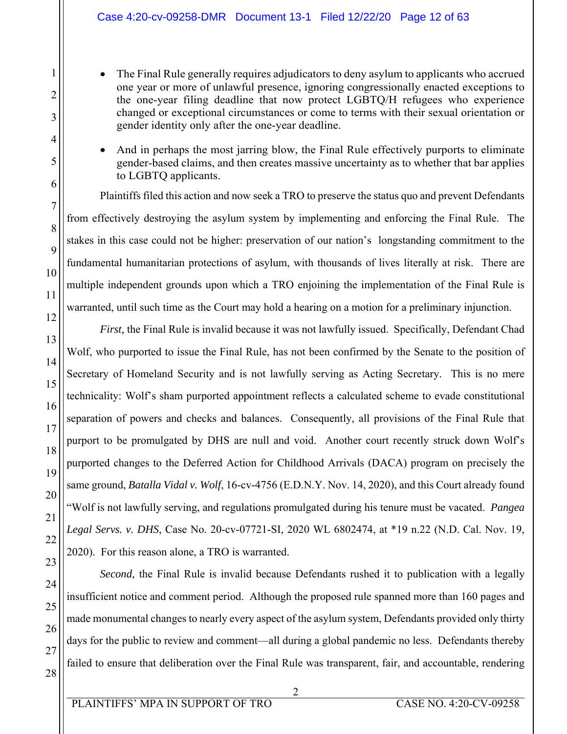- The Final Rule generally requires adjudicators to deny asylum to applicants who accrued one year or more of unlawful presence, ignoring congressionally enacted exceptions to the one-year filing deadline that now protect LGBTQ/H refugees who experience changed or exceptional circumstances or come to terms with their sexual orientation or gender identity only after the one-year deadline.
- And in perhaps the most jarring blow, the Final Rule effectively purports to eliminate gender-based claims, and then creates massive uncertainty as to whether that bar applies to LGBTQ applicants.

Plaintiffs filed this action and now seek a TRO to preserve the status quo and prevent Defendants from effectively destroying the asylum system by implementing and enforcing the Final Rule. The stakes in this case could not be higher: preservation of our nation's longstanding commitment to the fundamental humanitarian protections of asylum, with thousands of lives literally at risk. There are multiple independent grounds upon which a TRO enjoining the implementation of the Final Rule is warranted, until such time as the Court may hold a hearing on a motion for a preliminary injunction.

*First,* the Final Rule is invalid because it was not lawfully issued. Specifically, Defendant Chad Wolf, who purported to issue the Final Rule, has not been confirmed by the Senate to the position of Secretary of Homeland Security and is not lawfully serving as Acting Secretary. This is no mere technicality: Wolf's sham purported appointment reflects a calculated scheme to evade constitutional separation of powers and checks and balances. Consequently, all provisions of the Final Rule that purport to be promulgated by DHS are null and void. Another court recently struck down Wolf's purported changes to the Deferred Action for Childhood Arrivals (DACA) program on precisely the same ground, *Batalla Vidal v. Wolf*, 16-cv-4756 (E.D.N.Y. Nov. 14, 2020), and this Court already found "Wolf is not lawfully serving, and regulations promulgated during his tenure must be vacated. *Pangea Legal Servs. v. DHS*, Case No. 20-cv-07721-SI, 2020 WL 6802474, at *19 n.22 (N.D. Cal. Nov. 19, 2020). For this reason alone, a TRO is warranted.

*Second*, the Final Rule is invalid because Defendants rushed it to publication with a legally insufficient notice and comment period. Although the proposed rule spanned more than 160 pages and made monumental changes to nearly every aspect of the asylum system, Defendants provided only thirty days for the public to review and comment—all during a global pandemic no less. Defendants thereby failed to ensure that deliberation over the Final Rule was transparent, fair, and accountable, rendering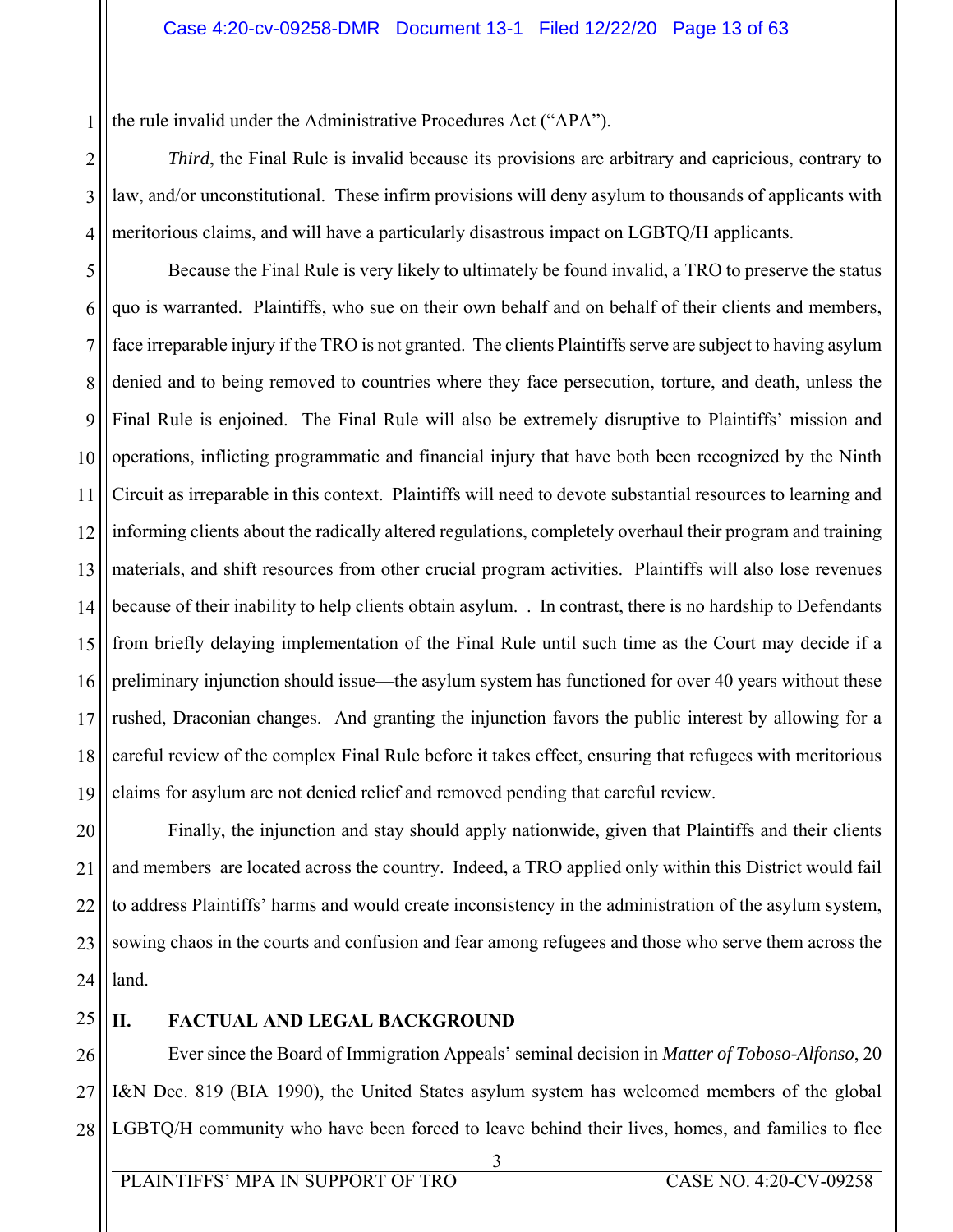the rule invalid under the Administrative Procedures Act ("APA").

*Third*, the Final Rule is invalid because its provisions are arbitrary and capricious, contrary to law, and/or unconstitutional. These infirm provisions will deny asylum to thousands of applicants with meritorious claims, and will have a particularly disastrous impact on LGBTQ/H applicants.

Because the Final Rule is very likely to ultimately be found invalid, a TRO to preserve the status quo is warranted. Plaintiffs, who sue on their own behalf and on behalf of their clients and members, face irreparable injury if the TRO is not granted. The clients Plaintiffs serve are subject to having asylum denied and to being removed to countries where they face persecution, torture, and death, unless the Final Rule is enjoined. The Final Rule will also be extremely disruptive to Plaintiffs' mission and operations, inflicting programmatic and financial injury that have both been recognized by the Ninth Circuit as irreparable in this context. Plaintiffs will need to devote substantial resources to learning and informing clients about the radically altered regulations, completely overhaul their program and training materials, and shift resources from other crucial program activities. Plaintiffs will also lose revenues because of their inability to help clients obtain asylum. . In contrast, there is no hardship to Defendants from briefly delaying implementation of the Final Rule until such time as the Court may decide if a preliminary injunction should issue—the asylum system has functioned for over 40 years without these rushed, Draconian changes. And granting the injunction favors the public interest by allowing for a careful review of the complex Final Rule before it takes effect, ensuring that refugees with meritorious claims for asylum are not denied relief and removed pending that careful review.

Finally, the injunction and stay should apply nationwide, given that Plaintiffs and their clients and members are located across the country. Indeed, a TRO applied only within this District would fail to address Plaintiffs' harms and would create inconsistency in the administration of the asylum system, sowing chaos in the courts and confusion and fear among refugees and those who serve them across the land.

## II. FACTUAL AND LEGAL BACKGROUND

Ever since the Board of Immigration Appeals' seminal decision in *Matter of Toboso-Alfonso*, 20 I&N Dec. 819 (BIA 1990), the United States asylum system has welcomed members of the global LGBTQ/H community who have been forced to leave behind their lives, homes, and families to flee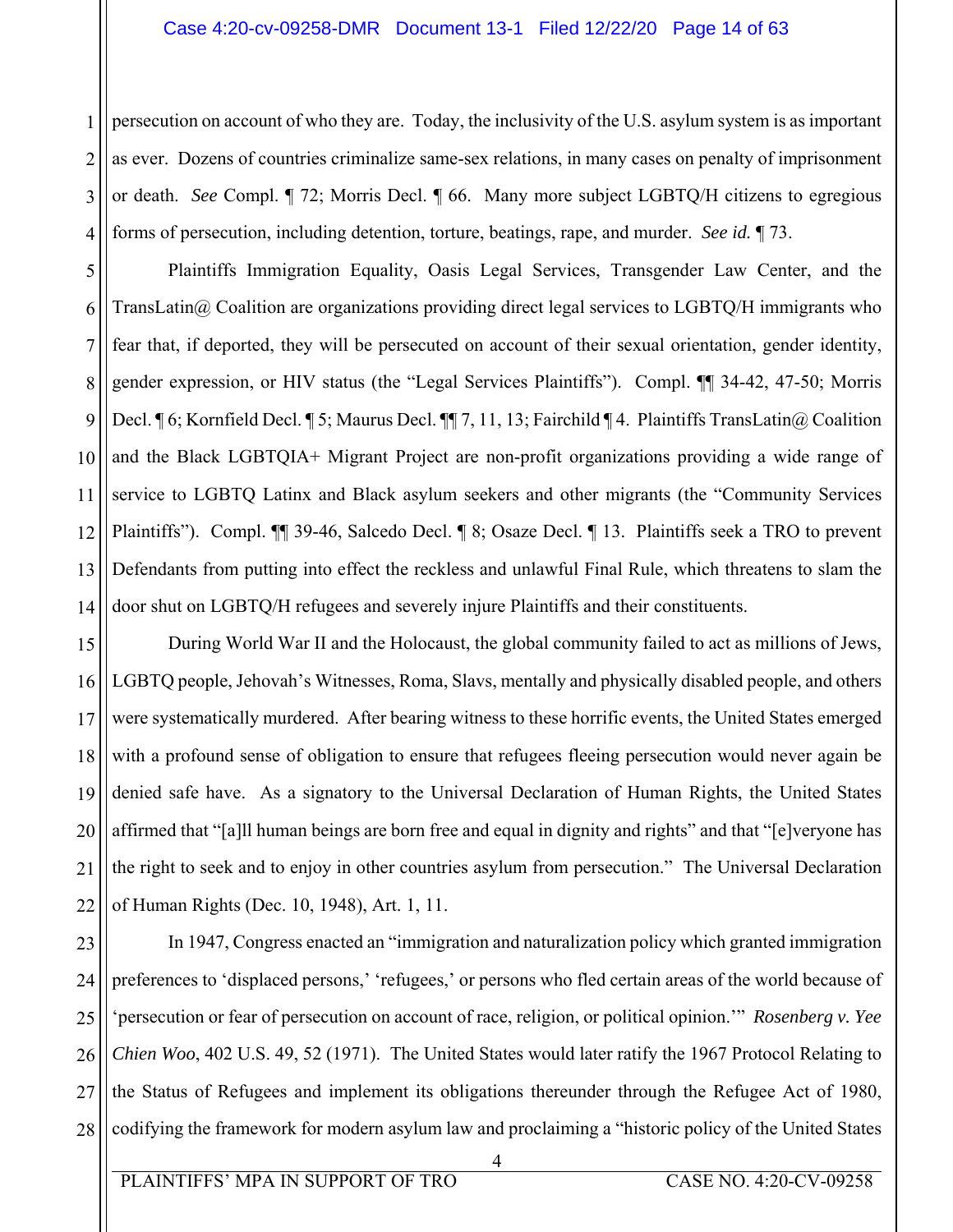persecution on account of who they are. Today, the inclusivity of the U.S. asylum system is as important as ever. Dozens of countries criminalize same-sex relations, in many cases on penalty of imprisonment or death. *See* Compl. ¶ 72; Morris Decl. ¶ 66. Many more subject LGBTQ/H citizens to egregious forms of persecution, including detention, torture, beatings, rape, and murder. *See id.* ¶ 73.

Plaintiffs Immigration Equality, Oasis Legal Services, Transgender Law Center, and the TransLatin@ Coalition are organizations providing direct legal services to LGBTQ/H immigrants who fear that, if deported, they will be persecuted on account of their sexual orientation, gender identity, gender expression, or HIV status (the "Legal Services Plaintiffs"). Compl. ¶¶ 34-42, 47-50; Morris Decl. ¶ 6; Kornfield Decl. ¶ 5; Maurus Decl. ¶¶ 7, 11, 13; Fairchild ¶ 4. Plaintiffs TransLatin@ Coalition and the Black LGBTQIA+ Migrant Project are non-profit organizations providing a wide range of service to LGBTQ Latinx and Black asylum seekers and other migrants (the "Community Services Plaintiffs"). Compl. ¶¶ 39-46, Salcedo Decl. ¶ 8; Osaze Decl. ¶ 13. Plaintiffs seek a TRO to prevent Defendants from putting into effect the reckless and unlawful Final Rule, which threatens to slam the door shut on LGBTQ/H refugees and severely injure Plaintiffs and their constituents.

During World War II and the Holocaust, the global community failed to act as millions of Jews, LGBTQ people, Jehovah's Witnesses, Roma, Slavs, mentally and physically disabled people, and others were systematically murdered. After bearing witness to these horrific events, the United States emerged with a profound sense of obligation to ensure that refugees fleeing persecution would never again be denied safe have. As a signatory to the Universal Declaration of Human Rights, the United States affirmed that "[a]ll human beings are born free and equal in dignity and rights" and that "[e]veryone has the right to seek and to enjoy in other countries asylum from persecution." The Universal Declaration of Human Rights (Dec. 10, 1948), Art. 1, 11.

In 1947, Congress enacted an "immigration and naturalization policy which granted immigration preferences to 'displaced persons,' 'refugees,' or persons who fled certain areas of the world because of 'persecution or fear of persecution on account of race, religion, or political opinion.'" *Rosenberg v. Yee Chien Woo*, 402 U.S. 49, 52 (1971). The United States would later ratify the 1967 Protocol Relating to the Status of Refugees and implement its obligations thereunder through the Refugee Act of 1980, codifying the framework for modern asylum law and proclaiming a "historic policy of the United States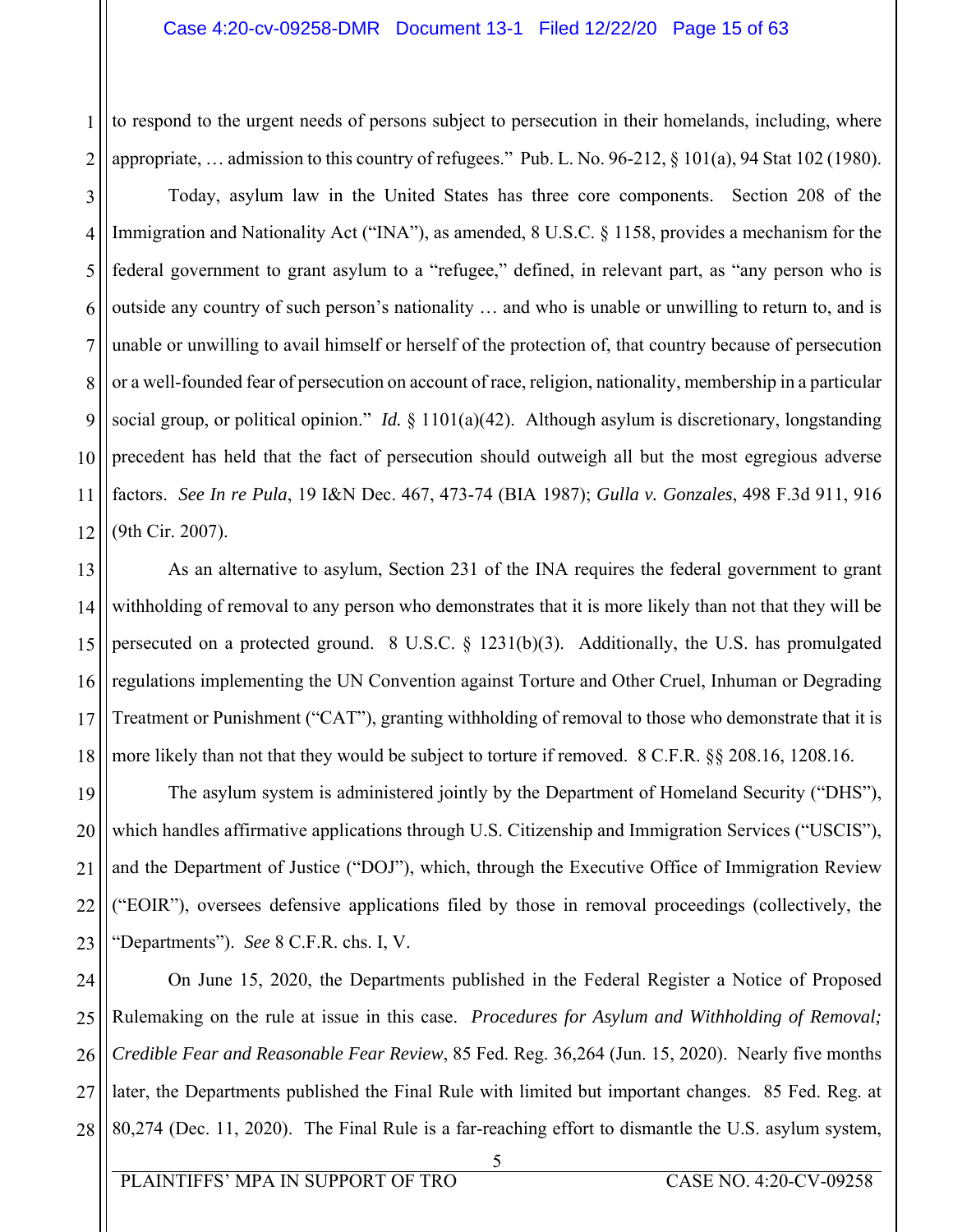to respond to the urgent needs of persons subject to persecution in their homelands, including, where appropriate, … admission to this country of refugees." Pub. L. No. 96-212, § 101(a), 94 Stat 102 (1980).

Today, asylum law in the United States has three core components. Section 208 of the Immigration and Nationality Act ("INA"), as amended, 8 U.S.C. § 1158, provides a mechanism for the federal government to grant asylum to a "refugee," defined, in relevant part, as "any person who is outside any country of such person's nationality … and who is unable or unwilling to return to, and is unable or unwilling to avail himself or herself of the protection of, that country because of persecution or a well-founded fear of persecution on account of race, religion, nationality, membership in a particular social group, or political opinion." *Id.* § 1101(a)(42). Although asylum is discretionary, longstanding precedent has held that the fact of persecution should outweigh all but the most egregious adverse factors. *See In re Pula*, 19 I&N Dec. 467, 473-74 (BIA 1987); *Gulla v. Gonzales*, 498 F.3d 911, 916 (9th Cir. 2007).

As an alternative to asylum, Section 231 of the INA requires the federal government to grant withholding of removal to any person who demonstrates that it is more likely than not that they will be persecuted on a protected ground. 8 U.S.C. § 1231(b)(3). Additionally, the U.S. has promulgated regulations implementing the UN Convention against Torture and Other Cruel, Inhuman or Degrading Treatment or Punishment ("CAT"), granting withholding of removal to those who demonstrate that it is more likely than not that they would be subject to torture if removed. 8 C.F.R. §§ 208.16, 1208.16.

The asylum system is administered jointly by the Department of Homeland Security ("DHS"), which handles affirmative applications through U.S. Citizenship and Immigration Services ("USCIS"), and the Department of Justice ("DOJ"), which, through the Executive Office of Immigration Review ("EOIR"), oversees defensive applications filed by those in removal proceedings (collectively, the "Departments"). *See* 8 C.F.R. chs. I, V.

On June 15, 2020, the Departments published in the Federal Register a Notice of Proposed Rulemaking on the rule at issue in this case. *Procedures for Asylum and Withholding of Removal; Credible Fear and Reasonable Fear Review*, 85 Fed. Reg. 36,264 (Jun. 15, 2020). Nearly five months later, the Departments published the Final Rule with limited but important changes. 85 Fed. Reg. at 80,274 (Dec. 11, 2020). The Final Rule is a far-reaching effort to dismantle the U.S. asylum system,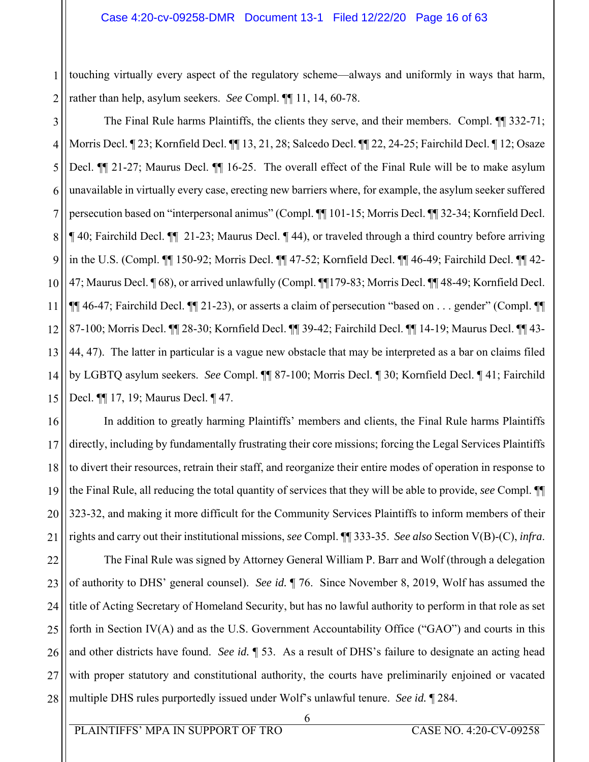touching virtually every aspect of the regulatory scheme—always and uniformly in ways that harm, rather than help, asylum seekers. *See* Compl. ¶¶ 11, 14, 60-78.

The Final Rule harms Plaintiffs, the clients they serve, and their members. Compl. ¶¶ 332-71; Morris Decl. ¶ 23; Kornfield Decl. ¶¶ 13, 21, 28; Salcedo Decl. ¶¶ 22, 24-25; Fairchild Decl. ¶ 12; Osaze Decl. ¶¶ 21-27; Maurus Decl. ¶¶ 16-25. The overall effect of the Final Rule will be to make asylum unavailable in virtually every case, erecting new barriers where, for example, the asylum seeker suffered persecution based on "interpersonal animus" (Compl. ¶¶ 101-15; Morris Decl. ¶¶ 32-34; Kornfield Decl. ¶ 40; Fairchild Decl. ¶¶ 21-23; Maurus Decl. ¶ 44), or traveled through a third country before arriving in the U.S. (Compl. ¶¶ 150-92; Morris Decl. ¶¶ 47-52; Kornfield Decl. ¶¶ 46-49; Fairchild Decl. ¶¶ 42-47; Maurus Decl. ¶ 68), or arrived unlawfully (Compl. ¶¶179-83; Morris Decl. ¶¶ 48-49; Kornfield Decl. ¶¶ 46-47; Fairchild Decl. ¶¶ 21-23), or asserts a claim of persecution "based on . . . gender" (Compl. ¶¶ 87-100; Morris Decl. ¶¶ 28-30; Kornfield Decl. ¶¶ 39-42; Fairchild Decl. ¶¶ 14-19; Maurus Decl. ¶¶ 43-44, 47). The latter in particular is a vague new obstacle that may be interpreted as a bar on claims filed by LGBTQ asylum seekers. *See* Compl. ¶¶ 87-100; Morris Decl. ¶ 30; Kornfield Decl. ¶ 41; Fairchild Decl. ¶¶ 17, 19; Maurus Decl. ¶ 47.

In addition to greatly harming Plaintiffs' members and clients, the Final Rule harms Plaintiffs directly, including by fundamentally frustrating their core missions; forcing the Legal Services Plaintiffs to divert their resources, retrain their staff, and reorganize their entire modes of operation in response to the Final Rule, all reducing the total quantity of services that they will be able to provide, *see* Compl. ¶¶ 323-32, and making it more difficult for the Community Services Plaintiffs to inform members of their rights and carry out their institutional missions, *see* Compl. ¶¶ 333-35. *See also* Section V(B)-(C), *infra*.

The Final Rule was signed by Attorney General William P. Barr and Wolf (through a delegation of authority to DHS' general counsel). *See id.* ¶ 76. Since November 8, 2019, Wolf has assumed the title of Acting Secretary of Homeland Security, but has no lawful authority to perform in that role as set forth in Section IV(A) and as the U.S. Government Accountability Office ("GAO") and courts in this and other districts have found. *See id.* ¶ 53. As a result of DHS's failure to designate an acting head with proper statutory and constitutional authority, the courts have preliminarily enjoined or vacated multiple DHS rules purportedly issued under Wolf's unlawful tenure. *See id.* ¶ 284.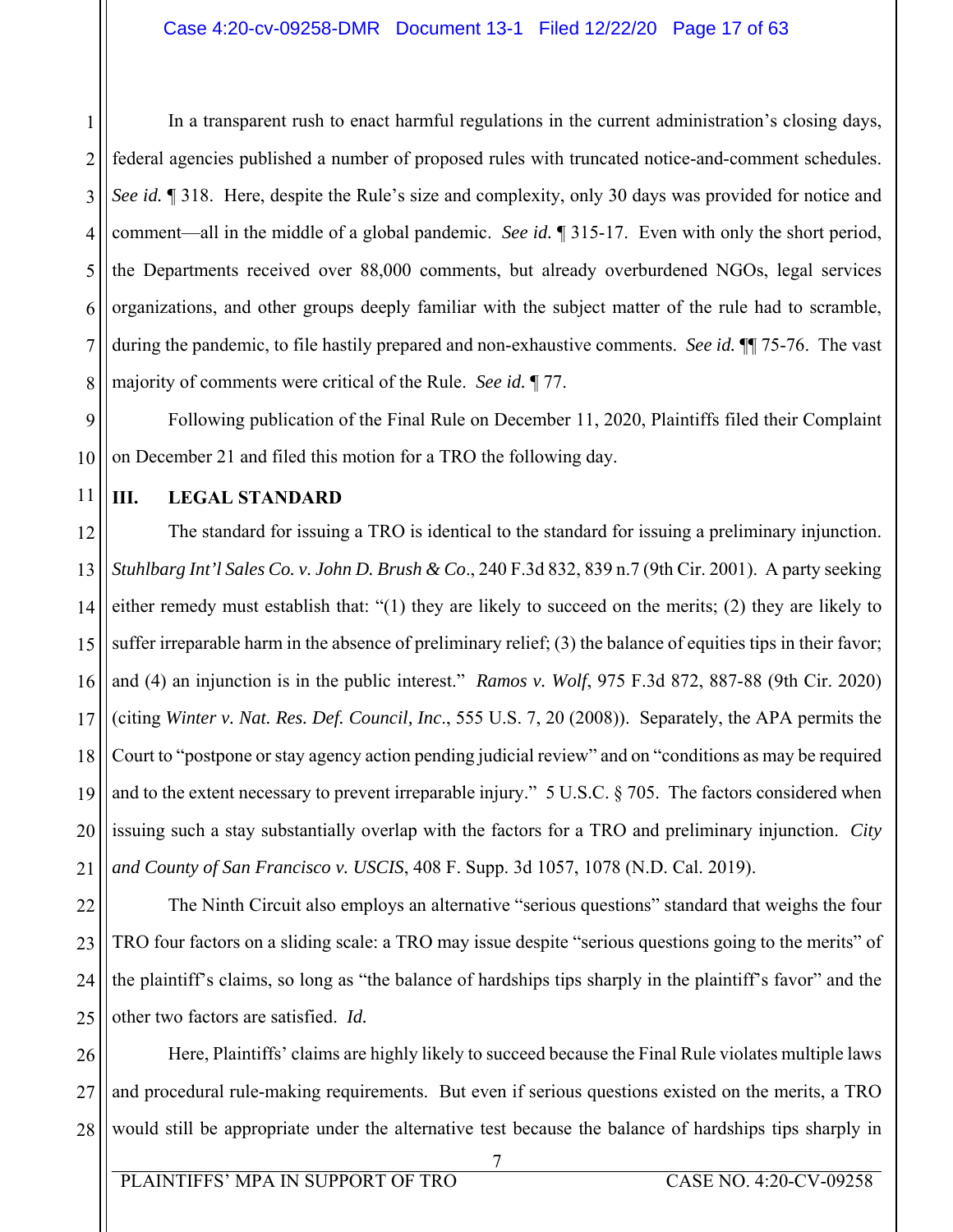In a transparent rush to enact harmful regulations in the current administration's closing days, federal agencies published a number of proposed rules with truncated notice-and-comment schedules. *See id.* ¶ 318. Here, despite the Rule's size and complexity, only 30 days was provided for notice and comment—all in the middle of a global pandemic. *See id.* ¶ 315-17. Even with only the short period, the Departments received over 88,000 comments, but already overburdened NGOs, legal services organizations, and other groups deeply familiar with the subject matter of the rule had to scramble, during the pandemic, to file hastily prepared and non-exhaustive comments. *See id.* ¶¶ 75-76. The vast majority of comments were critical of the Rule. *See id.* ¶ 77.

Following publication of the Final Rule on December 11, 2020, Plaintiffs filed their Complaint on December 21 and filed this motion for a TRO the following day.

## III. LEGAL STANDARD

The standard for issuing a TRO is identical to the standard for issuing a preliminary injunction. *Stuhlbarg Int'l Sales Co. v. John D. Brush & Co*., 240 F.3d 832, 839 n.7 (9th Cir. 2001). A party seeking either remedy must establish that: "(1) they are likely to succeed on the merits; (2) they are likely to suffer irreparable harm in the absence of preliminary relief; (3) the balance of equities tips in their favor; and (4) an injunction is in the public interest." *Ramos v. Wolf*, 975 F.3d 872, 887-88 (9th Cir. 2020) (citing *Winter v. Nat. Res. Def. Council, Inc*., 555 U.S. 7, 20 (2008)). Separately, the APA permits the Court to "postpone or stay agency action pending judicial review" and on "conditions as may be required and to the extent necessary to prevent irreparable injury." 5 U.S.C. § 705. The factors considered when issuing such a stay substantially overlap with the factors for a TRO and preliminary injunction. *City and County of San Francisco v. USCIS*, 408 F. Supp. 3d 1057, 1078 (N.D. Cal. 2019).

The Ninth Circuit also employs an alternative "serious questions" standard that weighs the four TRO four factors on a sliding scale: a TRO may issue despite "serious questions going to the merits" of the plaintiff's claims, so long as "the balance of hardships tips sharply in the plaintiff's favor" and the other two factors are satisfied. *Id.*

Here, Plaintiffs' claims are highly likely to succeed because the Final Rule violates multiple laws and procedural rule-making requirements. But even if serious questions existed on the merits, a TRO would still be appropriate under the alternative test because the balance of hardships tips sharply in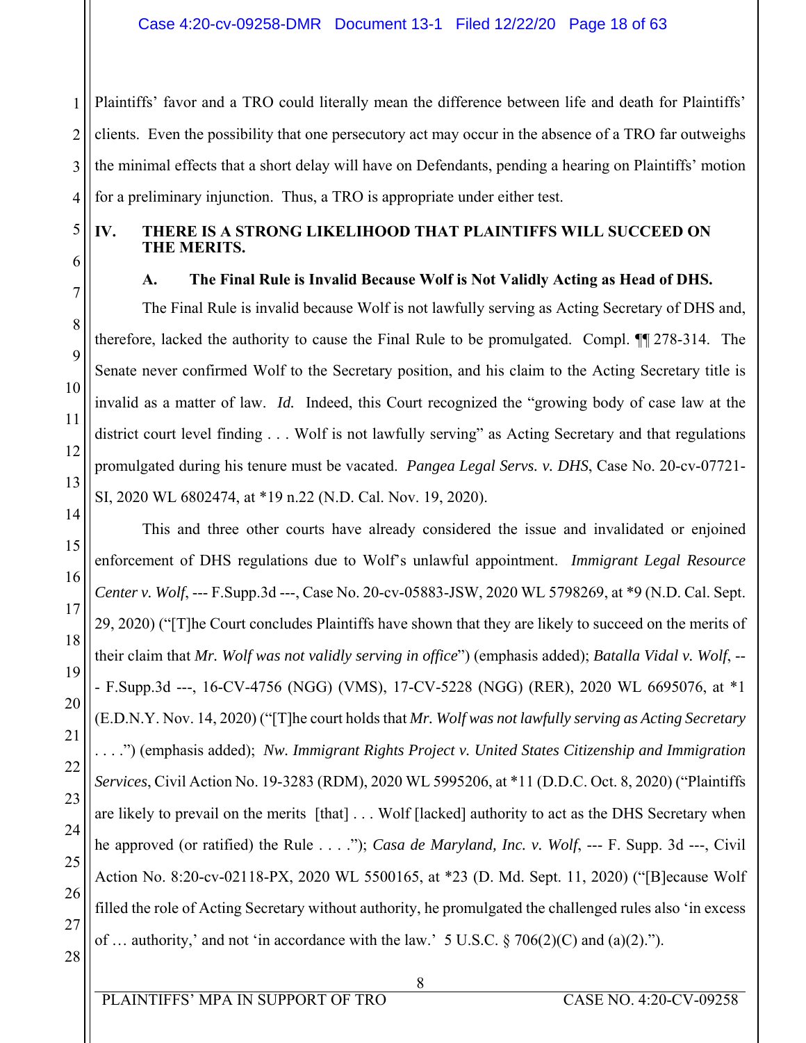Plaintiffs' favor and a TRO could literally mean the difference between life and death for Plaintiffs' clients. Even the possibility that one persecutory act may occur in the absence of a TRO far outweighs the minimal effects that a short delay will have on Defendants, pending a hearing on Plaintiffs' motion for a preliminary injunction. Thus, a TRO is appropriate under either test.

## IV. THERE IS A STRONG LIKELIHOOD THAT PLAINTIFFS WILL SUCCEED ON THE MERITS.

### A. The Final Rule is Invalid Because Wolf is Not Validly Acting as Head of DHS.

The Final Rule is invalid because Wolf is not lawfully serving as Acting Secretary of DHS and, therefore, lacked the authority to cause the Final Rule to be promulgated. Compl. ¶¶ 278-314. The Senate never confirmed Wolf to the Secretary position, and his claim to the Acting Secretary title is invalid as a matter of law. *Id.* Indeed, this Court recognized the "growing body of case law at the district court level finding . . . Wolf is not lawfully serving" as Acting Secretary and that regulations promulgated during his tenure must be vacated. *Pangea Legal Servs. v. DHS*, Case No. 20-cv-07721-SI, 2020 WL 6802474, at *19 n.22 (N.D. Cal. Nov. 19, 2020).

This and three other courts have already considered the issue and invalidated or enjoined enforcement of DHS regulations due to Wolf's unlawful appointment. *Immigrant Legal Resource Center v. Wolf*, --- F.Supp.3d ---, Case No. 20-cv-05883-JSW, 2020 WL 5798269, at *9 (N.D. Cal. Sept. 29, 2020) ("[T]he Court concludes Plaintiffs have shown that they are likely to succeed on the merits of their claim that *Mr. Wolf was not validly serving in office*") (emphasis added); *Batalla Vidal v. Wolf*, --- F.Supp.3d ---, 16-CV-4756 (NGG) (VMS), 17-CV-5228 (NGG) (RER), 2020 WL 6695076, at *1 (E.D.N.Y. Nov. 14, 2020) ("[T]he court holds that *Mr. Wolf was not lawfully serving as Acting Secretary* . . . .") (emphasis added); *Nw. Immigrant Rights Project v. United States Citizenship and Immigration Services*, Civil Action No. 19-3283 (RDM), 2020 WL 5995206, at *11 (D.D.C. Oct. 8, 2020) ("Plaintiffs are likely to prevail on the merits [that] . . . Wolf [lacked] authority to act as the DHS Secretary when he approved (or ratified) the Rule . . . ."); *Casa de Maryland, Inc. v. Wolf*, --- F. Supp. 3d ---, Civil Action No. 8:20-cv-02118-PX, 2020 WL 5500165, at *23 (D. Md. Sept. 11, 2020) ("[B]ecause Wolf filled the role of Acting Secretary without authority, he promulgated the challenged rules also 'in excess of … authority,' and not 'in accordance with the law.' 5 U.S.C. § 706(2)(C) and (a)(2).").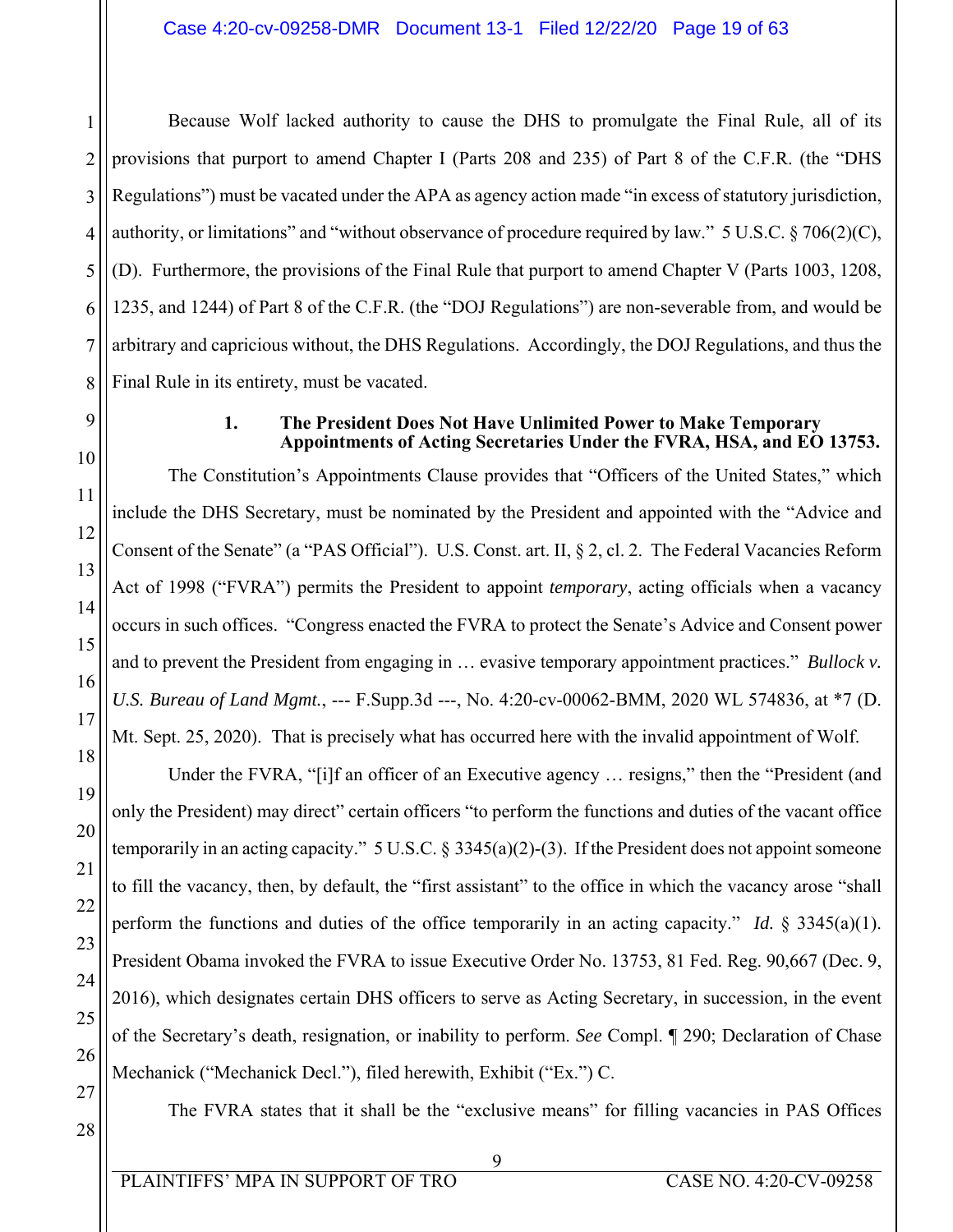Because Wolf lacked authority to cause the DHS to promulgate the Final Rule, all of its provisions that purport to amend Chapter I (Parts 208 and 235) of Part 8 of the C.F.R. (the "DHS Regulations") must be vacated under the APA as agency action made "in excess of statutory jurisdiction, authority, or limitations" and "without observance of procedure required by law." 5 U.S.C. § 706(2)(C), (D). Furthermore, the provisions of the Final Rule that purport to amend Chapter V (Parts 1003, 1208, 1235, and 1244) of Part 8 of the C.F.R. (the "DOJ Regulations") are non-severable from, and would be arbitrary and capricious without, the DHS Regulations. Accordingly, the DOJ Regulations, and thus the Final Rule in its entirety, must be vacated.

### 1. The President Does Not Have Unlimited Power to Make Temporary Appointments of Acting Secretaries Under the FVRA, HSA, and EO 13753.

The Constitution's Appointments Clause provides that "Officers of the United States," which include the DHS Secretary, must be nominated by the President and appointed with the "Advice and Consent of the Senate" (a "PAS Official"). U.S. Const. art. II, § 2, cl. 2. The Federal Vacancies Reform Act of 1998 ("FVRA") permits the President to appoint *temporary*, acting officials when a vacancy occurs in such offices. "Congress enacted the FVRA to protect the Senate's Advice and Consent power and to prevent the President from engaging in … evasive temporary appointment practices." *Bullock v. U.S. Bureau of Land Mgmt.*, --- F.Supp.3d ---, No. 4:20-cv-00062-BMM, 2020 WL 574836, at *7 (D. Mt. Sept. 25, 2020). That is precisely what has occurred here with the invalid appointment of Wolf.

Under the FVRA, "[i]f an officer of an Executive agency … resigns," then the "President (and only the President) may direct" certain officers "to perform the functions and duties of the vacant office temporarily in an acting capacity." 5 U.S.C. § 3345(a)(2)-(3). If the President does not appoint someone to fill the vacancy, then, by default, the "first assistant" to the office in which the vacancy arose "shall perform the functions and duties of the office temporarily in an acting capacity." *Id.* § 3345(a)(1). President Obama invoked the FVRA to issue Executive Order No. 13753, 81 Fed. Reg. 90,667 (Dec. 9, 2016), which designates certain DHS officers to serve as Acting Secretary, in succession, in the event of the Secretary's death, resignation, or inability to perform. *See* Compl. ¶ 290; Declaration of Chase Mechanick ("Mechanick Decl."), filed herewith, Exhibit ("Ex.") C.

The FVRA states that it shall be the "exclusive means" for filling vacancies in PAS Offices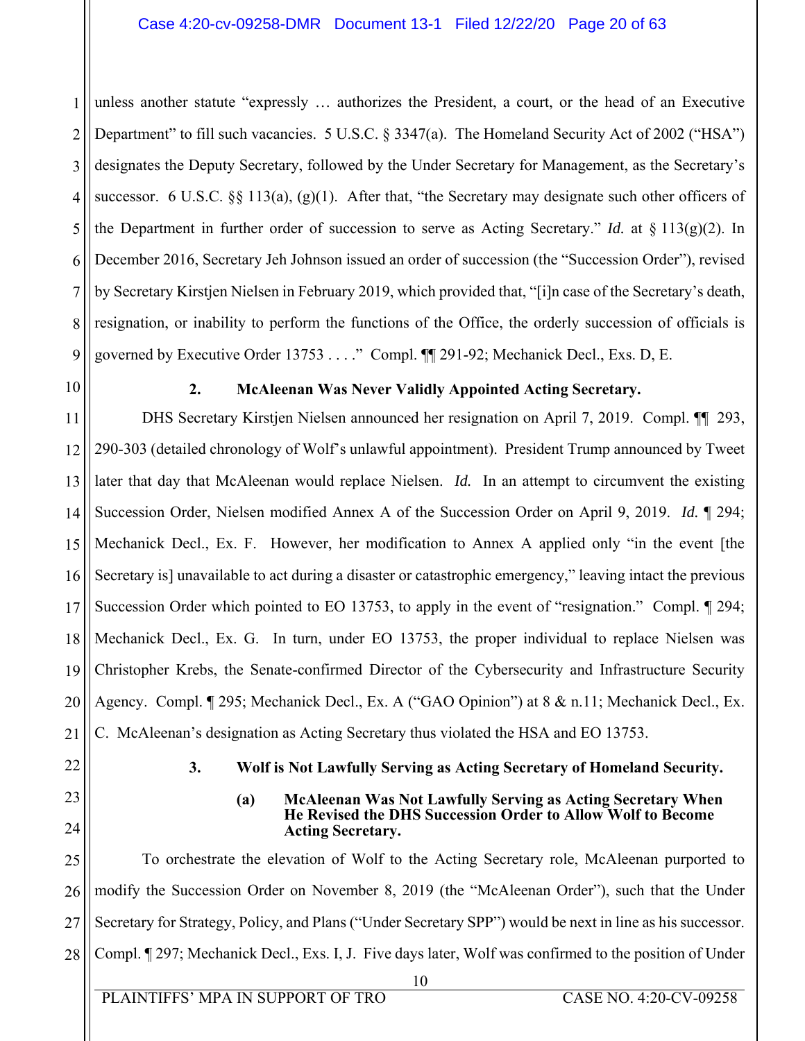unless another statute "expressly … authorizes the President, a court, or the head of an Executive Department" to fill such vacancies. 5 U.S.C. § 3347(a). The Homeland Security Act of 2002 ("HSA") designates the Deputy Secretary, followed by the Under Secretary for Management, as the Secretary's successor. 6 U.S.C. §§ 113(a), (g)(1). After that, "the Secretary may designate such other officers of the Department in further order of succession to serve as Acting Secretary." *Id.* at § 113(g)(2). In December 2016, Secretary Jeh Johnson issued an order of succession (the "Succession Order"), revised by Secretary Kirstjen Nielsen in February 2019, which provided that, "[i]n case of the Secretary's death, resignation, or inability to perform the functions of the Office, the orderly succession of officials is governed by Executive Order 13753 . . . ." Compl. ¶¶ 291-92; Mechanick Decl., Exs. D, E.

### 2. McAleenan Was Never Validly Appointed Acting Secretary.

DHS Secretary Kirstjen Nielsen announced her resignation on April 7, 2019. Compl. ¶¶ 293, 290-303 (detailed chronology of Wolf's unlawful appointment). President Trump announced by Tweet later that day that McAleenan would replace Nielsen. *Id.* In an attempt to circumvent the existing Succession Order, Nielsen modified Annex A of the Succession Order on April 9, 2019. *Id.* ¶ 294; Mechanick Decl., Ex. F. However, her modification to Annex A applied only "in the event [the Secretary is] unavailable to act during a disaster or catastrophic emergency," leaving intact the previous Succession Order which pointed to EO 13753, to apply in the event of "resignation." Compl. ¶ 294; Mechanick Decl., Ex. G. In turn, under EO 13753, the proper individual to replace Nielsen was Christopher Krebs, the Senate-confirmed Director of the Cybersecurity and Infrastructure Security Agency. Compl. ¶ 295; Mechanick Decl., Ex. A ("GAO Opinion") at 8 & n.11; Mechanick Decl., Ex. C. McAleenan's designation as Acting Secretary thus violated the HSA and EO 13753.

### 3. Wolf is Not Lawfully Serving as Acting Secretary of Homeland Security.

#### (a) McAleenan Was Not Lawfully Serving as Acting Secretary When He Revised the DHS Succession Order to Allow Wolf to Become Acting Secretary.

To orchestrate the elevation of Wolf to the Acting Secretary role, McAleenan purported to modify the Succession Order on November 8, 2019 (the "McAleenan Order"), such that the Under Secretary for Strategy, Policy, and Plans ("Under Secretary SPP") would be next in line as his successor. Compl. ¶ 297; Mechanick Decl., Exs. I, J. Five days later, Wolf was confirmed to the position of Under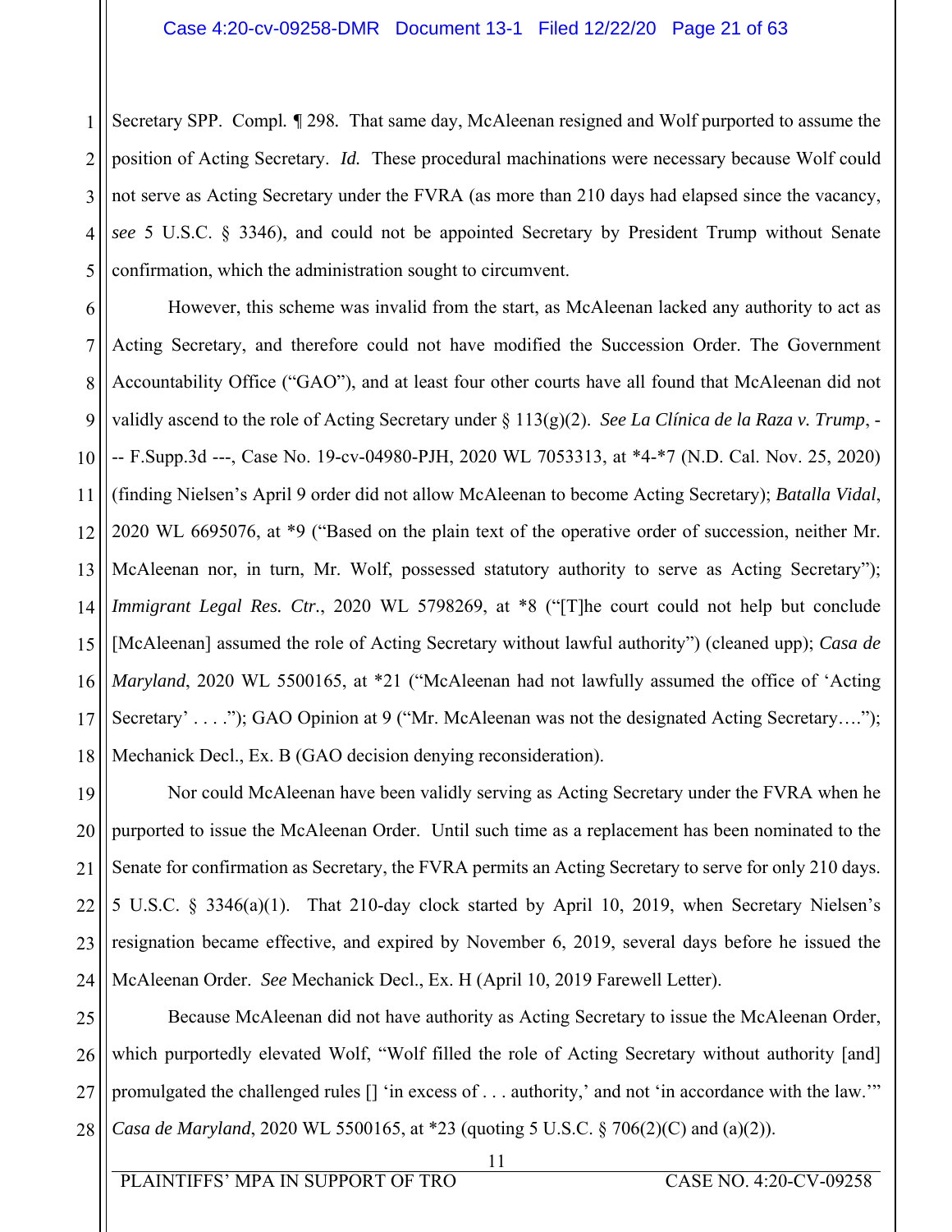Secretary SPP. Compl. ¶ 298. That same day, McAleenan resigned and Wolf purported to assume the position of Acting Secretary. *Id.* These procedural machinations were necessary because Wolf could not serve as Acting Secretary under the FVRA (as more than 210 days had elapsed since the vacancy, *see* 5 U.S.C. § 3346), and could not be appointed Secretary by President Trump without Senate confirmation, which the administration sought to circumvent.

However, this scheme was invalid from the start, as McAleenan lacked any authority to act as Acting Secretary, and therefore could not have modified the Succession Order. The Government Accountability Office ("GAO"), and at least four other courts have all found that McAleenan did not validly ascend to the role of Acting Secretary under § 113(g)(2). *See La Clínica de la Raza v. Trump*, --- F.Supp.3d ---, Case No. 19-cv-04980-PJH, 2020 WL 7053313, at *4-*7 (N.D. Cal. Nov. 25, 2020) (finding Nielsen's April 9 order did not allow McAleenan to become Acting Secretary); *Batalla Vidal*, 2020 WL 6695076, at *9 ("Based on the plain text of the operative order of succession, neither Mr. McAleenan nor, in turn, Mr. Wolf, possessed statutory authority to serve as Acting Secretary"); *Immigrant Legal Res. Ctr.*, 2020 WL 5798269, at *8 ("[T]he court could not help but conclude [McAleenan] assumed the role of Acting Secretary without lawful authority") (cleaned upp); *Casa de Maryland*, 2020 WL 5500165, at *21 ("McAleenan had not lawfully assumed the office of 'Acting Secretary' . . . ."); GAO Opinion at 9 ("Mr. McAleenan was not the designated Acting Secretary…."); Mechanick Decl., Ex. B (GAO decision denying reconsideration).

Nor could McAleenan have been validly serving as Acting Secretary under the FVRA when he purported to issue the McAleenan Order. Until such time as a replacement has been nominated to the Senate for confirmation as Secretary, the FVRA permits an Acting Secretary to serve for only 210 days. 5 U.S.C. § 3346(a)(1). That 210-day clock started by April 10, 2019, when Secretary Nielsen's resignation became effective, and expired by November 6, 2019, several days before he issued the McAleenan Order. *See* Mechanick Decl., Ex. H (April 10, 2019 Farewell Letter).

Because McAleenan did not have authority as Acting Secretary to issue the McAleenan Order, which purportedly elevated Wolf, "Wolf filled the role of Acting Secretary without authority [and] promulgated the challenged rules [] 'in excess of . . . authority,' and not 'in accordance with the law.'" *Casa de Maryland*, 2020 WL 5500165, at *23 (quoting 5 U.S.C. § 706(2)(C) and (a)(2)).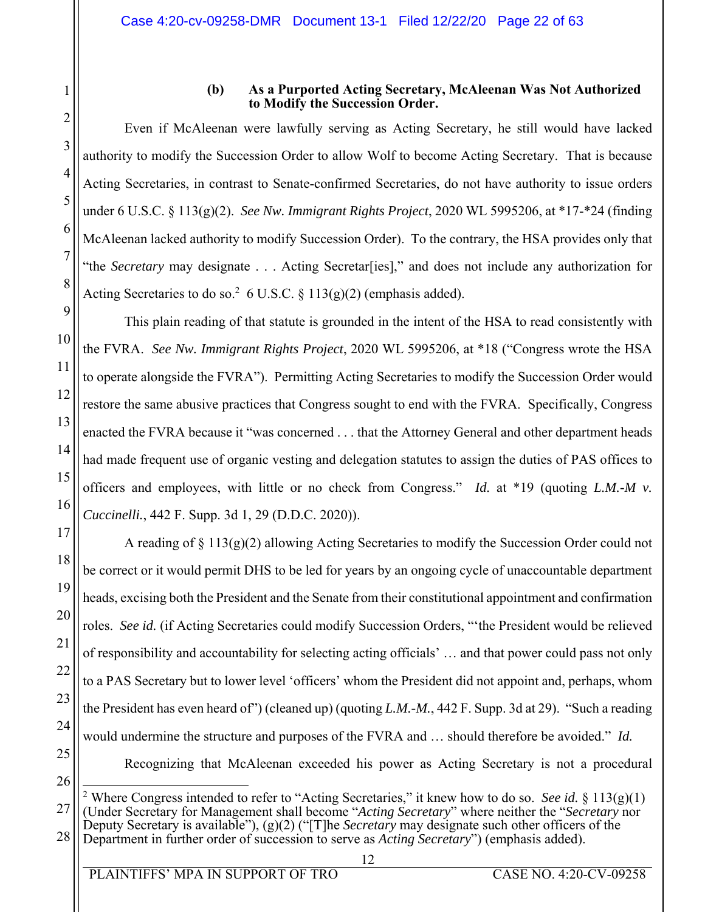#### (b) As a Purported Acting Secretary, McAleenan Was Not Authorized to Modify the Succession Order.

Even if McAleenan were lawfully serving as Acting Secretary, he still would have lacked authority to modify the Succession Order to allow Wolf to become Acting Secretary. That is because Acting Secretaries, in contrast to Senate-confirmed Secretaries, do not have authority to issue orders under 6 U.S.C. § 113(g)(2). *See Nw. Immigrant Rights Project*, 2020 WL 5995206, at *17-*24 (finding McAleenan lacked authority to modify Succession Order). To the contrary, the HSA provides only that "the *Secretary* may designate . . . Acting Secretar[ies]," and does not include any authorization for Acting Secretaries to do so.[2] 6 U.S.C. § 113(g)(2) (emphasis added).

This plain reading of that statute is grounded in the intent of the HSA to read consistently with the FVRA. *See Nw. Immigrant Rights Project*, 2020 WL 5995206, at *18 ("Congress wrote the HSA to operate alongside the FVRA"). Permitting Acting Secretaries to modify the Succession Order would restore the same abusive practices that Congress sought to end with the FVRA. Specifically, Congress enacted the FVRA because it "was concerned . . . that the Attorney General and other department heads had made frequent use of organic vesting and delegation statutes to assign the duties of PAS offices to officers and employees, with little or no check from Congress." *Id.* at *19 (quoting *L.M.-M v. Cuccinelli.*, 442 F. Supp. 3d 1, 29 (D.D.C. 2020)).

A reading of § 113(g)(2) allowing Acting Secretaries to modify the Succession Order could not be correct or it would permit DHS to be led for years by an ongoing cycle of unaccountable department heads, excising both the President and the Senate from their constitutional appointment and confirmation roles. *See id.* (if Acting Secretaries could modify Succession Orders, "'the President would be relieved of responsibility and accountability for selecting acting officials' … and that power could pass not only to a PAS Secretary but to lower level 'officers' whom the President did not appoint and, perhaps, whom the President has even heard of") (cleaned up) (quoting *L.M.-M.*, 442 F. Supp. 3d at 29). "Such a reading would undermine the structure and purposes of the FVRA and … should therefore be avoided." *Id.*

Recognizing that McAleenan exceeded his power as Acting Secretary is not a procedural

---

[2] Where Congress intended to refer to "Acting Secretaries," it knew how to do so. *See id.* § 113(g)(1) (Under Secretary for Management shall become "*Acting Secretary*" where neither the "*Secretary* nor Deputy Secretary is available"), (g)(2) ("[T]he *Secretary* may designate such other officers of the Department in further order of succession to serve as *Acting Secretary*") (emphasis added).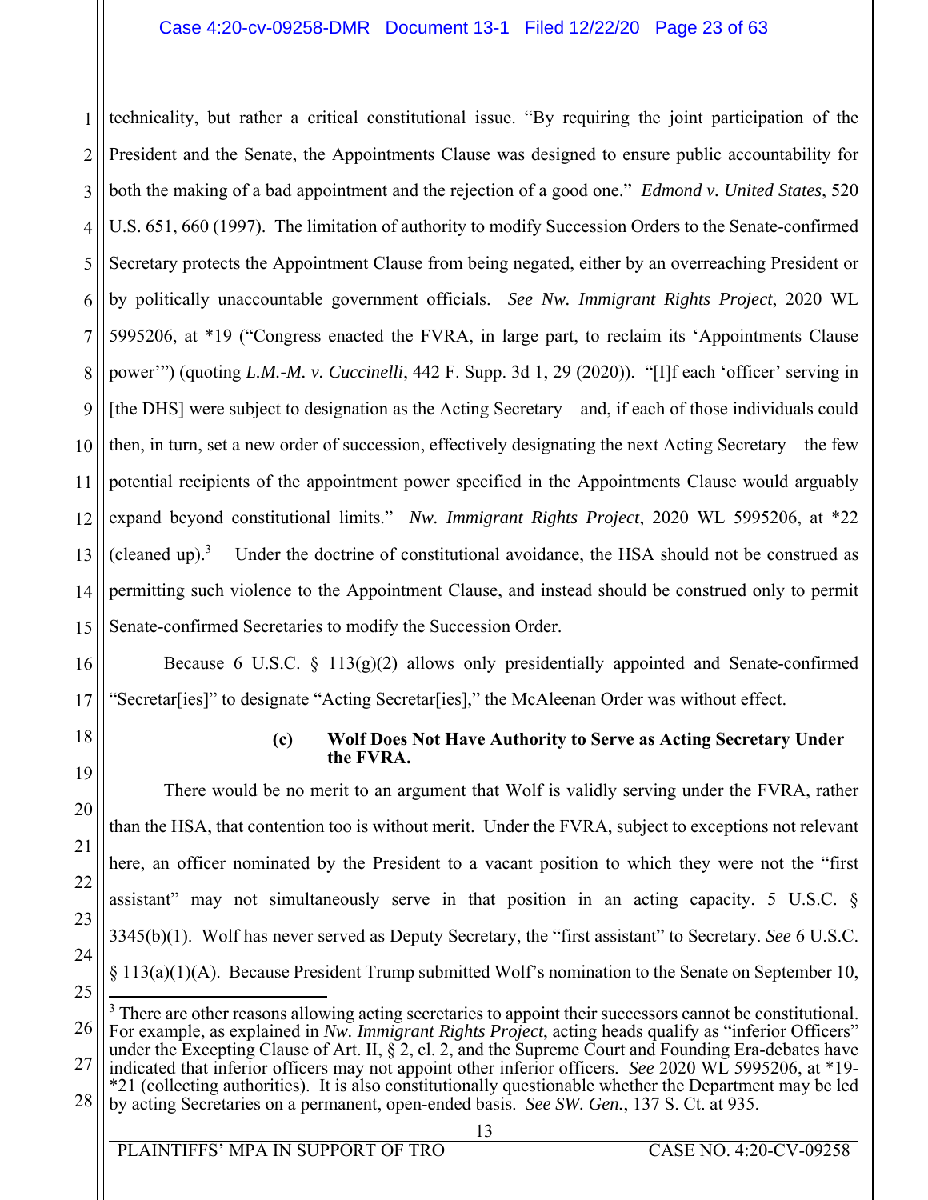technicality, but rather a critical constitutional issue. "By requiring the joint participation of the President and the Senate, the Appointments Clause was designed to ensure public accountability for both the making of a bad appointment and the rejection of a good one." *Edmond v. United States*, 520 U.S. 651, 660 (1997). The limitation of authority to modify Succession Orders to the Senate-confirmed Secretary protects the Appointment Clause from being negated, either by an overreaching President or by politically unaccountable government officials. *See Nw. Immigrant Rights Project*, 2020 WL 5995206, at *19 ("Congress enacted the FVRA, in large part, to reclaim its 'Appointments Clause power'") (quoting *L.M.-M. v. Cuccinelli*, 442 F. Supp. 3d 1, 29 (2020)). "[I]f each 'officer' serving in [the DHS] were subject to designation as the Acting Secretary—and, if each of those individuals could then, in turn, set a new order of succession, effectively designating the next Acting Secretary—the few potential recipients of the appointment power specified in the Appointments Clause would arguably expand beyond constitutional limits." *Nw. Immigrant Rights Project*, 2020 WL 5995206, at *22 (cleaned up).[3] Under the doctrine of constitutional avoidance, the HSA should not be construed as permitting such violence to the Appointment Clause, and instead should be construed only to permit Senate-confirmed Secretaries to modify the Succession Order.

Because 6 U.S.C. § 113(g)(2) allows only presidentially appointed and Senate-confirmed "Secretar[ies]" to designate "Acting Secretar[ies]," the McAleenan Order was without effect.

#### (c) Wolf Does Not Have Authority to Serve as Acting Secretary Under the FVRA.

There would be no merit to an argument that Wolf is validly serving under the FVRA, rather than the HSA, that contention too is without merit. Under the FVRA, subject to exceptions not relevant here, an officer nominated by the President to a vacant position to which they were not the "first assistant" may not simultaneously serve in that position in an acting capacity. 5 U.S.C. § 3345(b)(1). Wolf has never served as Deputy Secretary, the "first assistant" to Secretary. *See* 6 U.S.C. § 113(a)(1)(A). Because President Trump submitted Wolf's nomination to the Senate on September 10,

---

[3] There are other reasons allowing acting secretaries to appoint their successors cannot be constitutional. For example, as explained in *Nw. Immigrant Rights Project*, acting heads qualify as "inferior Officers" under the Excepting Clause of Art. II, § 2, cl. 2, and the Supreme Court and Founding Era-debates have indicated that inferior officers may not appoint other inferior officers. *See* 2020 WL 5995206, at *19-*21 (collecting authorities). It is also constitutionally questionable whether the Department may be led by acting Secretaries on a permanent, open-ended basis. *See SW. Gen.*, 137 S. Ct. at 935.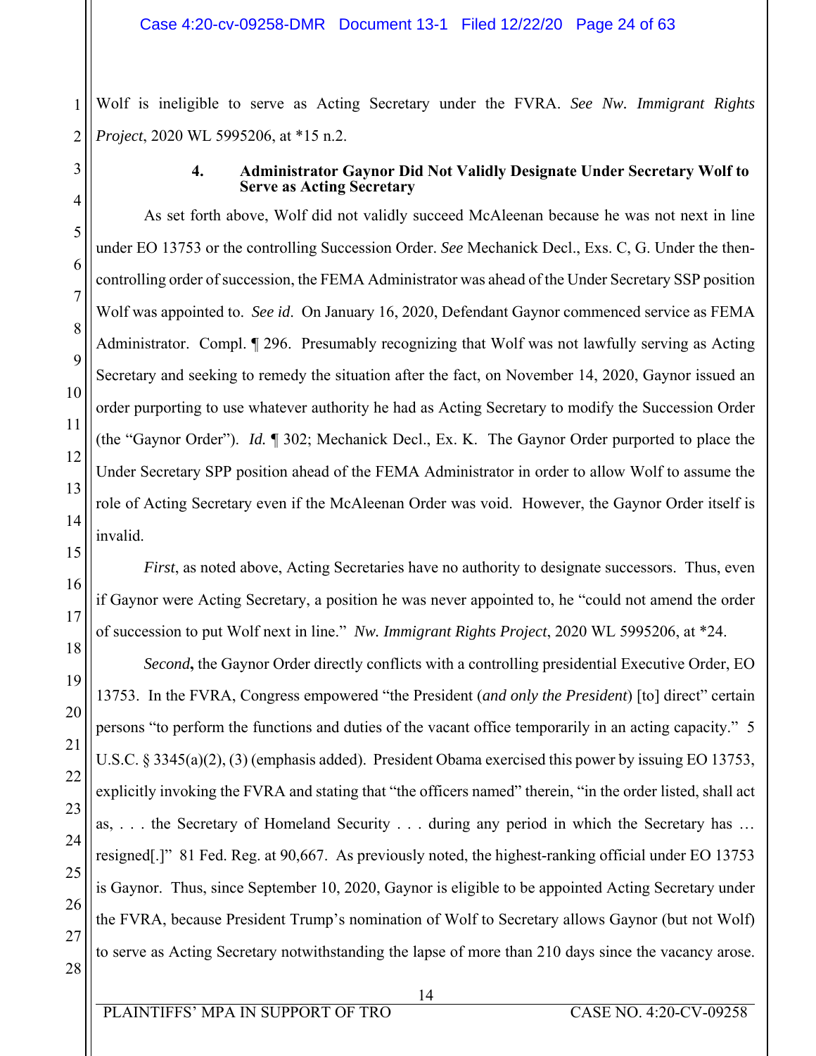Wolf is ineligible to serve as Acting Secretary under the FVRA. *See Nw. Immigrant Rights Project*, 2020 WL 5995206, at *15 n.2.

#### 4. Administrator Gaynor Did Not Validly Designate Under Secretary Wolf to Serve as Acting Secretary

As set forth above, Wolf did not validly succeed McAleenan because he was not next in line under EO 13753 or the controlling Succession Order. *See* Mechanick Decl., Exs. C, G. Under the then-controlling order of succession, the FEMA Administrator was ahead of the Under Secretary SSP position Wolf was appointed to. *See id*. On January 16, 2020, Defendant Gaynor commenced service as FEMA Administrator. Compl. ¶ 296. Presumably recognizing that Wolf was not lawfully serving as Acting Secretary and seeking to remedy the situation after the fact, on November 14, 2020, Gaynor issued an order purporting to use whatever authority he had as Acting Secretary to modify the Succession Order (the "Gaynor Order"). *Id.* ¶ 302; Mechanick Decl., Ex. K. The Gaynor Order purported to place the Under Secretary SPP position ahead of the FEMA Administrator in order to allow Wolf to assume the role of Acting Secretary even if the McAleenan Order was void. However, the Gaynor Order itself is invalid.

*First*, as noted above, Acting Secretaries have no authority to designate successors. Thus, even if Gaynor were Acting Secretary, a position he was never appointed to, he "could not amend the order of succession to put Wolf next in line." *Nw. Immigrant Rights Project*, 2020 WL 5995206, at *24.

*Second*, the Gaynor Order directly conflicts with a controlling presidential Executive Order, EO 13753. In the FVRA, Congress empowered "the President (*and only the President*) [to] direct" certain persons "to perform the functions and duties of the vacant office temporarily in an acting capacity." 5 U.S.C. § 3345(a)(2), (3) (emphasis added). President Obama exercised this power by issuing EO 13753, explicitly invoking the FVRA and stating that "the officers named" therein, "in the order listed, shall act as, . . . the Secretary of Homeland Security . . . during any period in which the Secretary has … resigned[.]" 81 Fed. Reg. at 90,667. As previously noted, the highest-ranking official under EO 13753 is Gaynor. Thus, since September 10, 2020, Gaynor is eligible to be appointed Acting Secretary under the FVRA, because President Trump's nomination of Wolf to Secretary allows Gaynor (but not Wolf) to serve as Acting Secretary notwithstanding the lapse of more than 210 days since the vacancy arose.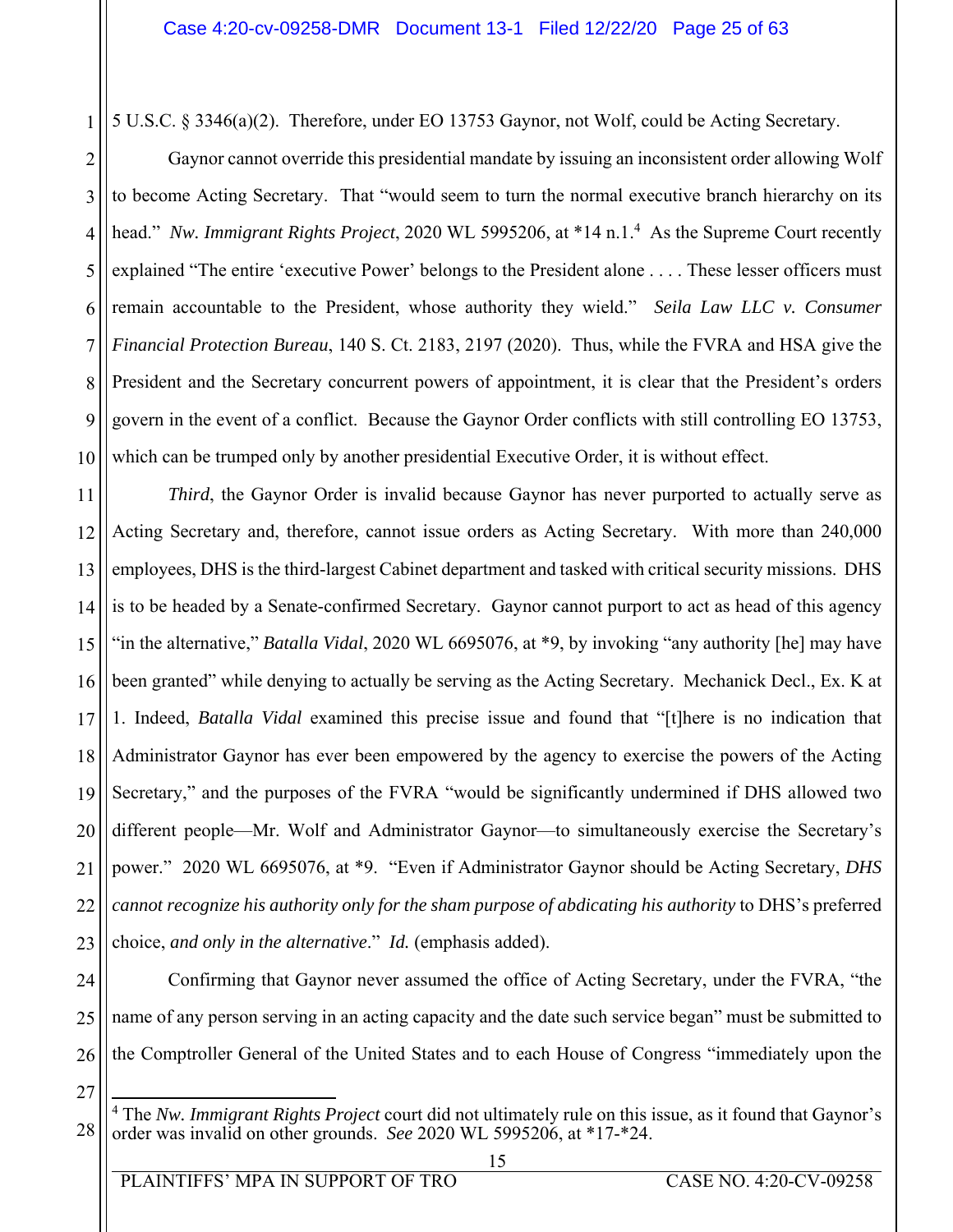5 U.S.C. § 3346(a)(2). Therefore, under EO 13753 Gaynor, not Wolf, could be Acting Secretary.

Gaynor cannot override this presidential mandate by issuing an inconsistent order allowing Wolf to become Acting Secretary. That "would seem to turn the normal executive branch hierarchy on its head." *Nw. Immigrant Rights Project*, 2020 WL 5995206, at *14 n.1.[4] As the Supreme Court recently explained "The entire 'executive Power' belongs to the President alone . . . . These lesser officers must remain accountable to the President, whose authority they wield." *Seila Law LLC v. Consumer Financial Protection Bureau*, 140 S. Ct. 2183, 2197 (2020). Thus, while the FVRA and HSA give the President and the Secretary concurrent powers of appointment, it is clear that the President's orders govern in the event of a conflict. Because the Gaynor Order conflicts with still controlling EO 13753, which can be trumped only by another presidential Executive Order, it is without effect.

*Third*, the Gaynor Order is invalid because Gaynor has never purported to actually serve as Acting Secretary and, therefore, cannot issue orders as Acting Secretary. With more than 240,000 employees, DHS is the third-largest Cabinet department and tasked with critical security missions. DHS is to be headed by a Senate-confirmed Secretary. Gaynor cannot purport to act as head of this agency "in the alternative," *Batalla Vidal*, 2020 WL 6695076, at *9, by invoking "any authority [he] may have been granted" while denying to actually be serving as the Acting Secretary. Mechanick Decl., Ex. K at 1. Indeed, *Batalla Vidal* examined this precise issue and found that "[t]here is no indication that Administrator Gaynor has ever been empowered by the agency to exercise the powers of the Acting Secretary," and the purposes of the FVRA "would be significantly undermined if DHS allowed two different people—Mr. Wolf and Administrator Gaynor—to simultaneously exercise the Secretary's power." 2020 WL 6695076, at *9. "Even if Administrator Gaynor should be Acting Secretary, *DHS cannot recognize his authority only for the sham purpose of abdicating his authority* to DHS's preferred choice, *and only in the alternative*." *Id.* (emphasis added).

Confirming that Gaynor never assumed the office of Acting Secretary, under the FVRA, "the name of any person serving in an acting capacity and the date such service began" must be submitted to the Comptroller General of the United States and to each House of Congress "immediately upon the

[4] The *Nw. Immigrant Rights Project* court did not ultimately rule on this issue, as it found that Gaynor's order was invalid on other grounds. *See* 2020 WL 5995206, at *17-*24.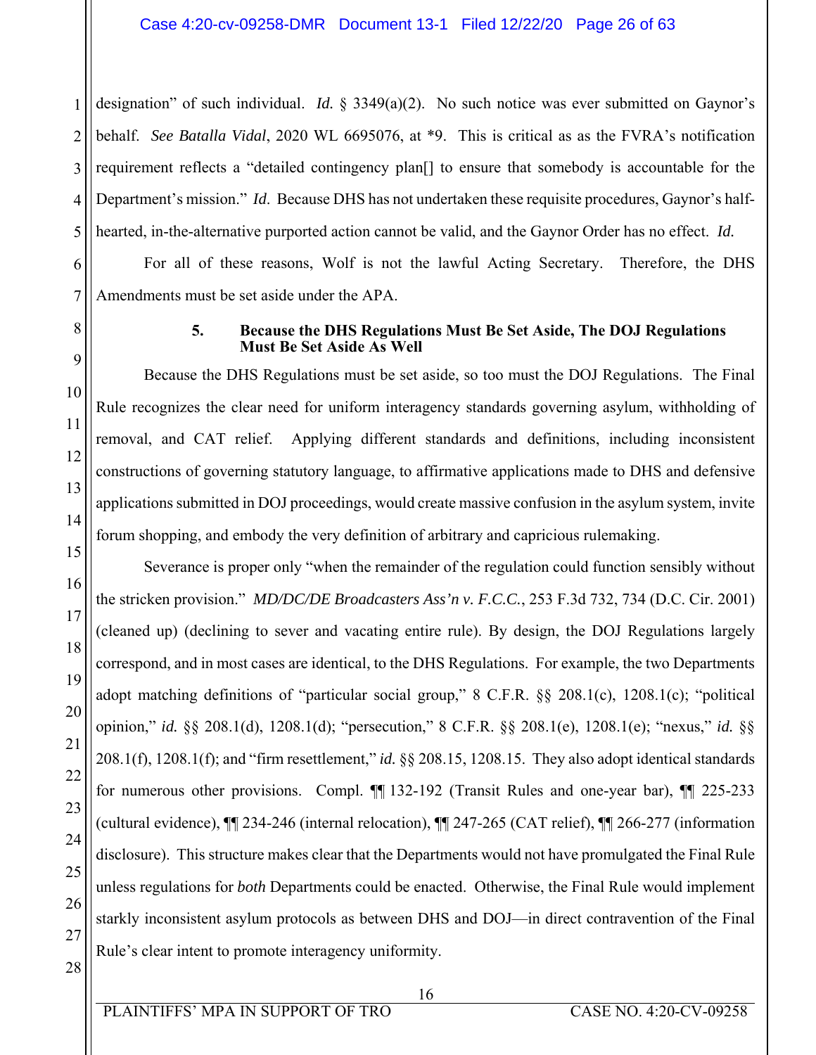designation" of such individual. *Id.* § 3349(a)(2). No such notice was ever submitted on Gaynor's behalf. *See Batalla Vidal*, 2020 WL 6695076, at *9. This is critical as as the FVRA's notification requirement reflects a "detailed contingency plan[] to ensure that somebody is accountable for the Department's mission." *Id.* Because DHS has not undertaken these requisite procedures, Gaynor's half-hearted, in-the-alternative purported action cannot be valid, and the Gaynor Order has no effect. ***Id.***

For all of these reasons, Wolf is not the lawful Acting Secretary. Therefore, the DHS Amendments must be set aside under the APA.

#### 5. Because the DHS Regulations Must Be Set Aside, The DOJ Regulations Must Be Set Aside As Well

Because the DHS Regulations must be set aside, so too must the DOJ Regulations. The Final Rule recognizes the clear need for uniform interagency standards governing asylum, withholding of removal, and CAT relief. Applying different standards and definitions, including inconsistent constructions of governing statutory language, to affirmative applications made to DHS and defensive applications submitted in DOJ proceedings, would create massive confusion in the asylum system, invite forum shopping, and embody the very definition of arbitrary and capricious rulemaking.

Severance is proper only "when the remainder of the regulation could function sensibly without the stricken provision." *MD/DC/DE Broadcasters Ass'n v. F.C.C.*, 253 F.3d 732, 734 (D.C. Cir. 2001) (cleaned up) (declining to sever and vacating entire rule). By design, the DOJ Regulations largely correspond, and in most cases are identical, to the DHS Regulations. For example, the two Departments adopt matching definitions of "particular social group," 8 C.F.R. §§ 208.1(c), 1208.1(c); "political opinion," *id.* §§ 208.1(d), 1208.1(d); "persecution," 8 C.F.R. §§ 208.1(e), 1208.1(e); "nexus," *id.* §§ 208.1(f), 1208.1(f); and "firm resettlement," *id.* §§ 208.15, 1208.15. They also adopt identical standards for numerous other provisions. Compl. ¶¶ 132-192 (Transit Rules and one-year bar), ¶¶ 225-233 (cultural evidence), ¶¶ 234-246 (internal relocation), ¶¶ 247-265 (CAT relief), ¶¶ 266-277 (information disclosure). This structure makes clear that the Departments would not have promulgated the Final Rule unless regulations for *both* Departments could be enacted. Otherwise, the Final Rule would implement starkly inconsistent asylum protocols as between DHS and DOJ—in direct contravention of the Final Rule's clear intent to promote interagency uniformity.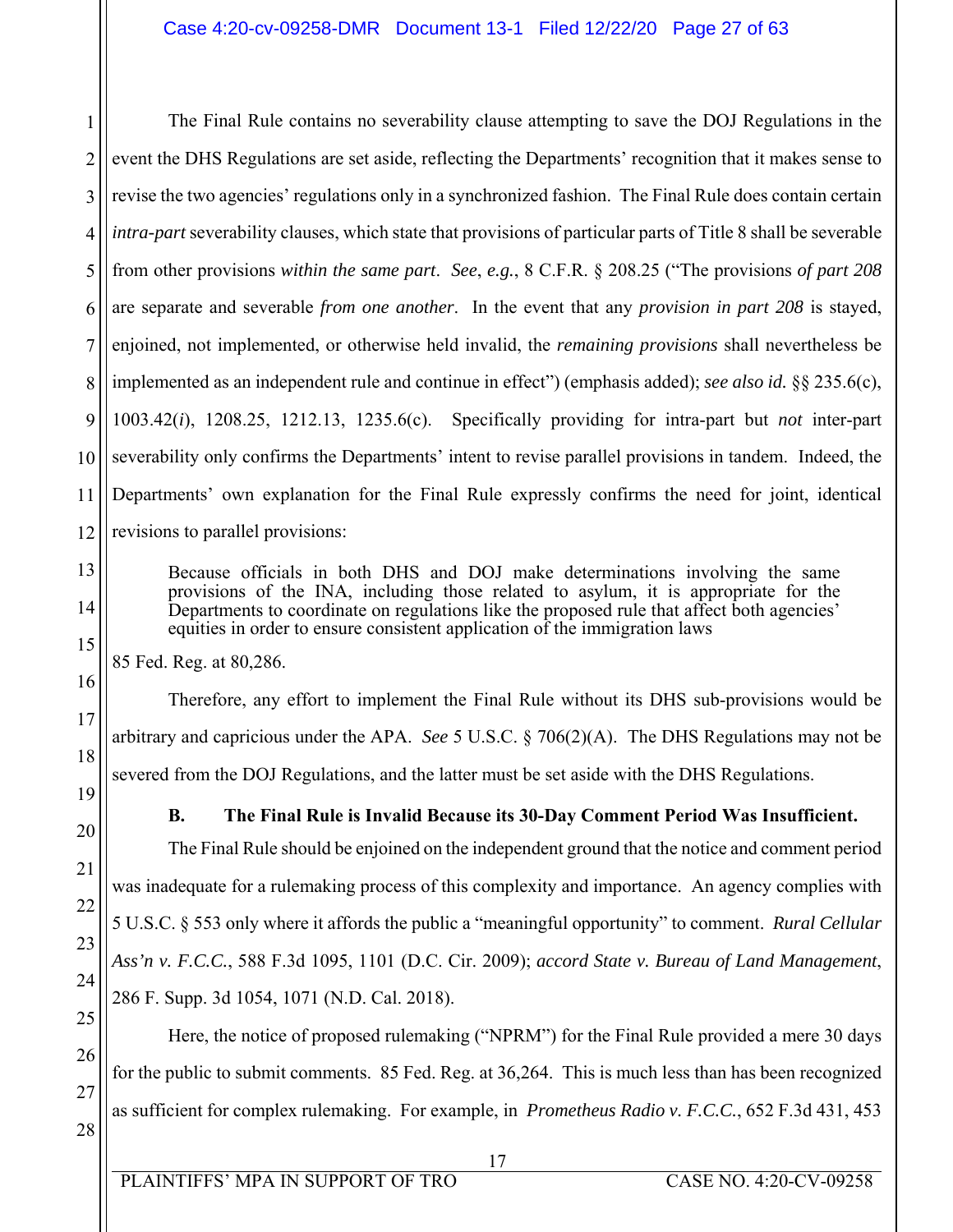The Final Rule contains no severability clause attempting to save the DOJ Regulations in the event the DHS Regulations are set aside, reflecting the Departments' recognition that it makes sense to revise the two agencies' regulations only in a synchronized fashion. The Final Rule does contain certain *intra-part* severability clauses, which state that provisions of particular parts of Title 8 shall be severable from other provisions *within the same part*. *See*, *e.g.*, 8 C.F.R. § 208.25 ("The provisions *of part 208* are separate and severable *from one another*. In the event that any *provision in part 208* is stayed, enjoined, not implemented, or otherwise held invalid, the *remaining provisions* shall nevertheless be implemented as an independent rule and continue in effect") (emphasis added); *see also id.* §§ 235.6(c), 1003.42(*i*), 1208.25, 1212.13, 1235.6(c). Specifically providing for intra-part but *not* inter-part severability only confirms the Departments' intent to revise parallel provisions in tandem. Indeed, the Departments' own explanation for the Final Rule expressly confirms the need for joint, identical revisions to parallel provisions:

> Because officials in both DHS and DOJ make determinations involving the same provisions of the INA, including those related to asylum, it is appropriate for the Departments to coordinate on regulations like the proposed rule that affect both agencies' equities in order to ensure consistent application of the immigration laws

85 Fed. Reg. at 80,286.

Therefore, any effort to implement the Final Rule without its DHS sub-provisions would be arbitrary and capricious under the APA. *See* 5 U.S.C. § 706(2)(A). The DHS Regulations may not be severed from the DOJ Regulations, and the latter must be set aside with the DHS Regulations.

### B. The Final Rule is Invalid Because its 30-Day Comment Period Was Insufficient.

The Final Rule should be enjoined on the independent ground that the notice and comment period was inadequate for a rulemaking process of this complexity and importance. An agency complies with 5 U.S.C. § 553 only where it affords the public a "meaningful opportunity" to comment. *Rural Cellular Ass'n v. F.C.C.*, 588 F.3d 1095, 1101 (D.C. Cir. 2009); *accord State v. Bureau of Land Management*, 286 F. Supp. 3d 1054, 1071 (N.D. Cal. 2018).

Here, the notice of proposed rulemaking ("NPRM") for the Final Rule provided a mere 30 days for the public to submit comments. 85 Fed. Reg. at 36,264. This is much less than has been recognized as sufficient for complex rulemaking. For example, in *Prometheus Radio v. F.C.C.*, 652 F.3d 431, 453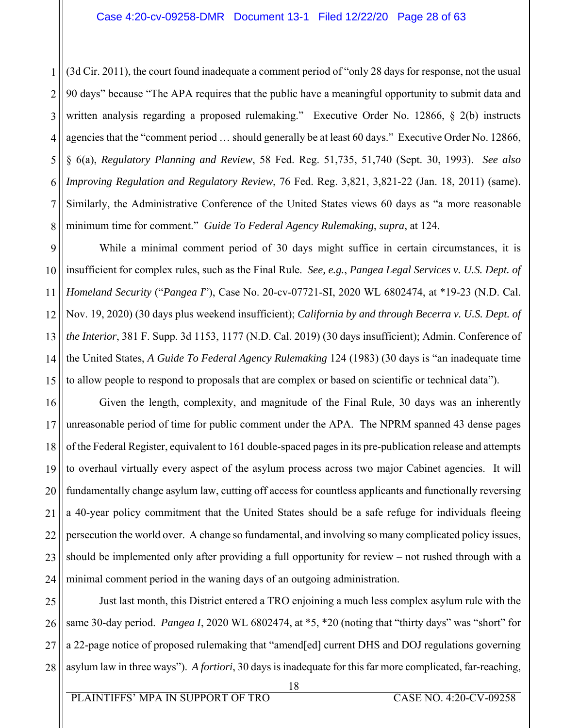(3d Cir. 2011), the court found inadequate a comment period of "only 28 days for response, not the usual 90 days" because "The APA requires that the public have a meaningful opportunity to submit data and written analysis regarding a proposed rulemaking." Executive Order No. 12866, § 2(b) instructs agencies that the "comment period … should generally be at least 60 days." Executive Order No. 12866, § 6(a), *Regulatory Planning and Review*, 58 Fed. Reg. 51,735, 51,740 (Sept. 30, 1993). *See also Improving Regulation and Regulatory Review*, 76 Fed. Reg. 3,821, 3,821-22 (Jan. 18, 2011) (same). Similarly, the Administrative Conference of the United States views 60 days as "a more reasonable minimum time for comment." *Guide To Federal Agency Rulemaking*, *supra*, at 124.

While a minimal comment period of 30 days might suffice in certain circumstances, it is insufficient for complex rules, such as the Final Rule. *See, e.g.*, *Pangea Legal Services v. U.S. Dept. of Homeland Security* ("*Pangea I*"), Case No. 20-cv-07721-SI, 2020 WL 6802474, at *19-23 (N.D. Cal. Nov. 19, 2020) (30 days plus weekend insufficient); *California by and through Becerra v. U.S. Dept. of the Interior*, 381 F. Supp. 3d 1153, 1177 (N.D. Cal. 2019) (30 days insufficient); Admin. Conference of the United States, *A Guide To Federal Agency Rulemaking* 124 (1983) (30 days is "an inadequate time to allow people to respond to proposals that are complex or based on scientific or technical data").

Given the length, complexity, and magnitude of the Final Rule, 30 days was an inherently unreasonable period of time for public comment under the APA. The NPRM spanned 43 dense pages of the Federal Register, equivalent to 161 double-spaced pages in its pre-publication release and attempts to overhaul virtually every aspect of the asylum process across two major Cabinet agencies. It will fundamentally change asylum law, cutting off access for countless applicants and functionally reversing a 40-year policy commitment that the United States should be a safe refuge for individuals fleeing persecution the world over. A change so fundamental, and involving so many complicated policy issues, should be implemented only after providing a full opportunity for review – not rushed through with a minimal comment period in the waning days of an outgoing administration.

Just last month, this District entered a TRO enjoining a much less complex asylum rule with the same 30-day period. *Pangea I*, 2020 WL 6802474, at *5, *20 (noting that "thirty days" was "short" for a 22-page notice of proposed rulemaking that "amend[ed] current DHS and DOJ regulations governing asylum law in three ways"). *A fortiori*, 30 days is inadequate for this far more complicated, far-reaching,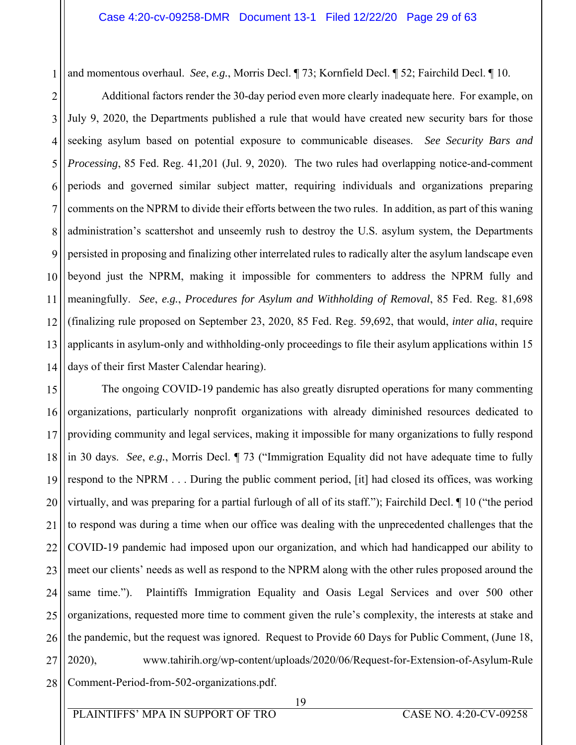and momentous overhaul. *See*, *e.g.*, Morris Decl. ¶ 73; Kornfield Decl. ¶ 52; Fairchild Decl. ¶ 10.

Additional factors render the 30-day period even more clearly inadequate here. For example, on July 9, 2020, the Departments published a rule that would have created new security bars for those seeking asylum based on potential exposure to communicable diseases. *See Security Bars and Processing*, 85 Fed. Reg. 41,201 (Jul. 9, 2020). The two rules had overlapping notice-and-comment periods and governed similar subject matter, requiring individuals and organizations preparing comments on the NPRM to divide their efforts between the two rules. In addition, as part of this waning administration's scattershot and unseemly rush to destroy the U.S. asylum system, the Departments persisted in proposing and finalizing other interrelated rules to radically alter the asylum landscape even beyond just the NPRM, making it impossible for commenters to address the NPRM fully and meaningfully. *See*, *e.g.*, *Procedures for Asylum and Withholding of Removal*, 85 Fed. Reg. 81,698 (finalizing rule proposed on September 23, 2020, 85 Fed. Reg. 59,692, that would, *inter alia*, require applicants in asylum-only and withholding-only proceedings to file their asylum applications within 15 days of their first Master Calendar hearing).

The ongoing COVID-19 pandemic has also greatly disrupted operations for many commenting organizations, particularly nonprofit organizations with already diminished resources dedicated to providing community and legal services, making it impossible for many organizations to fully respond in 30 days. *See*, *e.g.*, Morris Decl. ¶ 73 ("Immigration Equality did not have adequate time to fully respond to the NPRM . . . During the public comment period, [it] had closed its offices, was working virtually, and was preparing for a partial furlough of all of its staff."); Fairchild Decl. ¶ 10 ("the period to respond was during a time when our office was dealing with the unprecedented challenges that the COVID-19 pandemic had imposed upon our organization, and which had handicapped our ability to meet our clients' needs as well as respond to the NPRM along with the other rules proposed around the same time."). Plaintiffs Immigration Equality and Oasis Legal Services and over 500 other organizations, requested more time to comment given the rule's complexity, the interests at stake and the pandemic, but the request was ignored. Request to Provide 60 Days for Public Comment, (June 18, 2020), www.tahirih.org/wp-content/uploads/2020/06/Request-for-Extension-of-Asylum-Rule Comment-Period-from-502-organizations.pdf.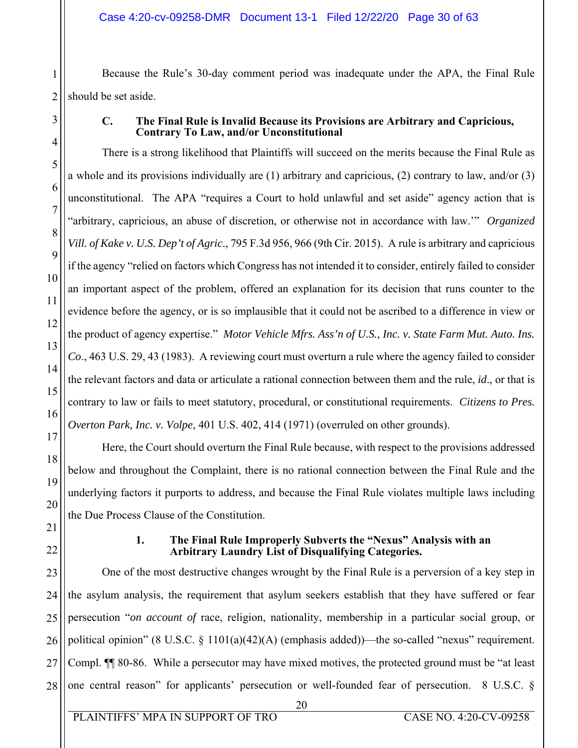Because the Rule's 30-day comment period was inadequate under the APA, the Final Rule should be set aside.

### C. The Final Rule is Invalid Because its Provisions are Arbitrary and Capricious, Contrary To Law, and/or Unconstitutional

There is a strong likelihood that Plaintiffs will succeed on the merits because the Final Rule as a whole and its provisions individually are (1) arbitrary and capricious, (2) contrary to law, and/or (3) unconstitutional. The APA "requires a Court to hold unlawful and set aside" agency action that is "arbitrary, capricious, an abuse of discretion, or otherwise not in accordance with law.'" *Organized Vill. of Kake v. U.S. Dep't of Agric*., 795 F.3d 956, 966 (9th Cir. 2015). A rule is arbitrary and capricious if the agency "relied on factors which Congress has not intended it to consider, entirely failed to consider an important aspect of the problem, offered an explanation for its decision that runs counter to the evidence before the agency, or is so implausible that it could not be ascribed to a difference in view or the product of agency expertise." *Motor Vehicle Mfrs. Ass'n of U.S., Inc. v. State Farm Mut. Auto. Ins. Co*., 463 U.S. 29, 43 (1983). A reviewing court must overturn a rule where the agency failed to consider the relevant factors and data or articulate a rational connection between them and the rule, *id*., or that is contrary to law or fails to meet statutory, procedural, or constitutional requirements. *Citizens to Pres. Overton Park, Inc. v. Volpe*, 401 U.S. 402, 414 (1971) (overruled on other grounds).

Here, the Court should overturn the Final Rule because, with respect to the provisions addressed below and throughout the Complaint, there is no rational connection between the Final Rule and the underlying factors it purports to address, and because the Final Rule violates multiple laws including the Due Process Clause of the Constitution.

#### 1. The Final Rule Improperly Subverts the "Nexus" Analysis with an Arbitrary Laundry List of Disqualifying Categories.

One of the most destructive changes wrought by the Final Rule is a perversion of a key step in the asylum analysis, the requirement that asylum seekers establish that they have suffered or fear persecution "*on account of* race, religion, nationality, membership in a particular social group, or political opinion" (8 U.S.C. § 1101(a)(42)(A) (emphasis added))—the so-called "nexus" requirement. Compl. ¶¶ 80-86. While a persecutor may have mixed motives, the protected ground must be "at least one central reason" for applicants' persecution or well-founded fear of persecution. 8 U.S.C. §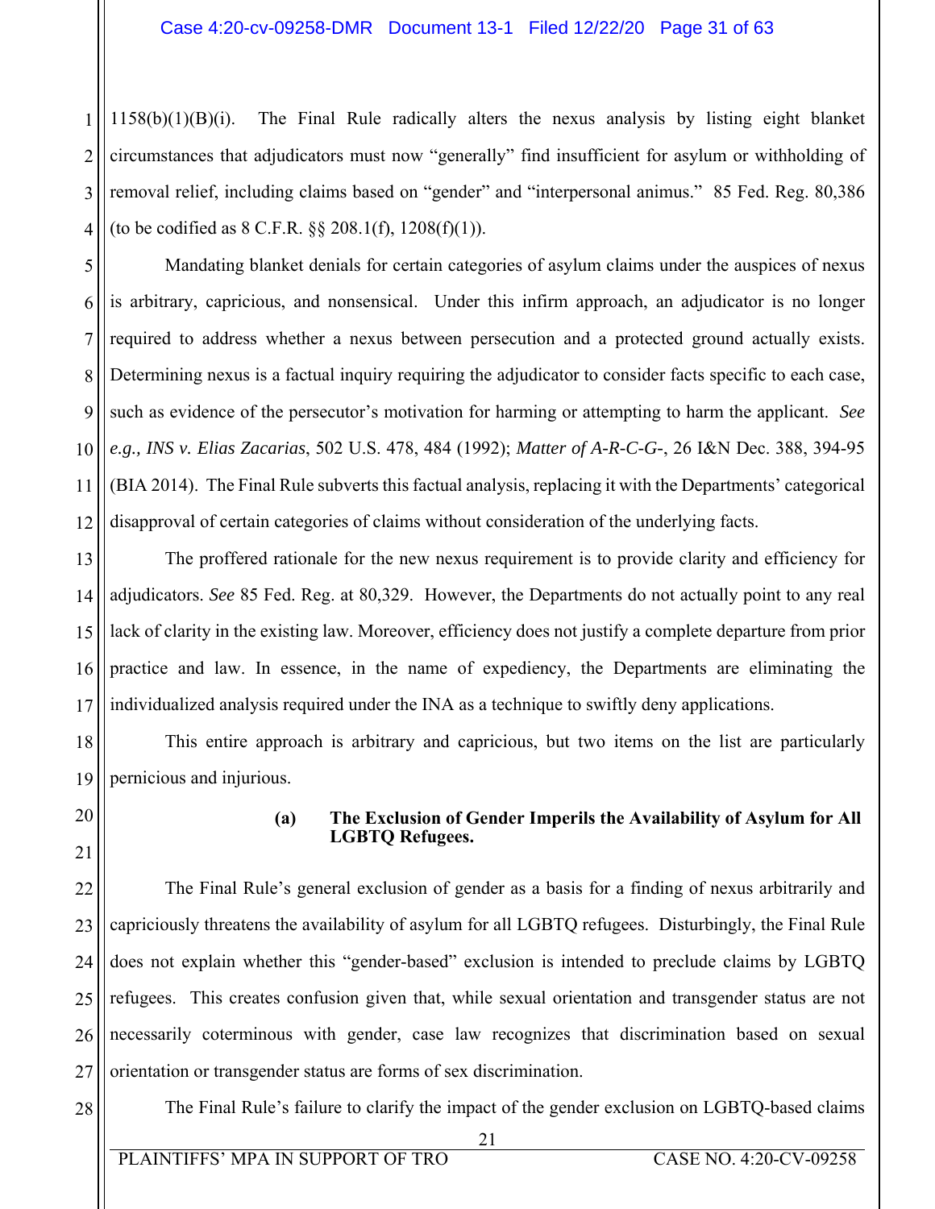1158(b)(1)(B)(i). The Final Rule radically alters the nexus analysis by listing eight blanket circumstances that adjudicators must now "generally" find insufficient for asylum or withholding of removal relief, including claims based on "gender" and "interpersonal animus." 85 Fed. Reg. 80,386 (to be codified as 8 C.F.R. §§ 208.1(f), 1208(f)(1)).

Mandating blanket denials for certain categories of asylum claims under the auspices of nexus is arbitrary, capricious, and nonsensical. Under this infirm approach, an adjudicator is no longer required to address whether a nexus between persecution and a protected ground actually exists. Determining nexus is a factual inquiry requiring the adjudicator to consider facts specific to each case, such as evidence of the persecutor's motivation for harming or attempting to harm the applicant. *See e.g., INS v. Elias Zacarias*, 502 U.S. 478, 484 (1992); *Matter of A-R-C-G-*, 26 I&N Dec. 388, 394-95 (BIA 2014). The Final Rule subverts this factual analysis, replacing it with the Departments' categorical disapproval of certain categories of claims without consideration of the underlying facts.

The proffered rationale for the new nexus requirement is to provide clarity and efficiency for adjudicators. *See* 85 Fed. Reg. at 80,329. However, the Departments do not actually point to any real lack of clarity in the existing law. Moreover, efficiency does not justify a complete departure from prior practice and law. In essence, in the name of expediency, the Departments are eliminating the individualized analysis required under the INA as a technique to swiftly deny applications.

This entire approach is arbitrary and capricious, but two items on the list are particularly pernicious and injurious.

**(a) The Exclusion of Gender Imperils the Availability of Asylum for All LGBTQ Refugees.**

The Final Rule's general exclusion of gender as a basis for a finding of nexus arbitrarily and capriciously threatens the availability of asylum for all LGBTQ refugees. Disturbingly, the Final Rule does not explain whether this "gender-based" exclusion is intended to preclude claims by LGBTQ refugees. This creates confusion given that, while sexual orientation and transgender status are not necessarily coterminous with gender, case law recognizes that discrimination based on sexual orientation or transgender status are forms of sex discrimination.

The Final Rule's failure to clarify the impact of the gender exclusion on LGBTQ-based claims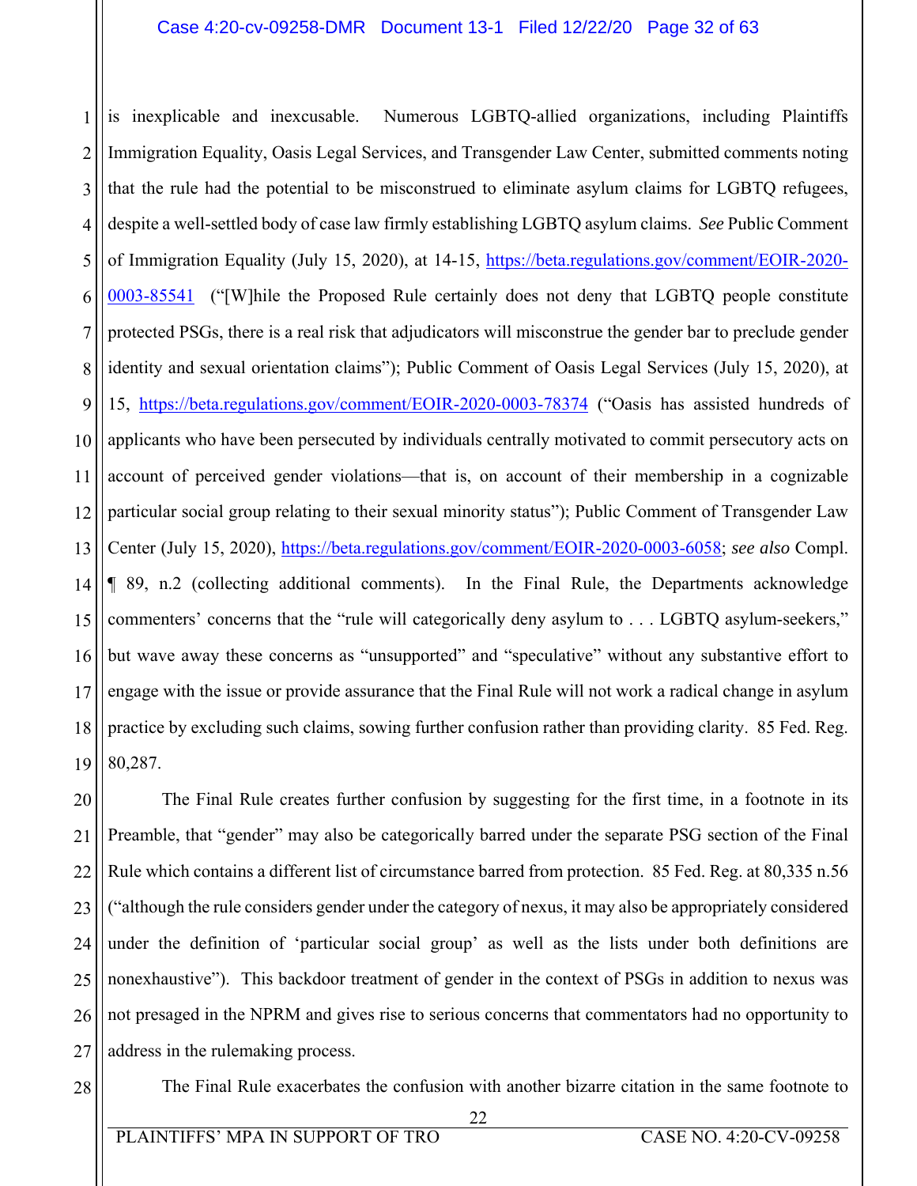is inexplicable and inexcusable. Numerous LGBTQ-allied organizations, including Plaintiffs Immigration Equality, Oasis Legal Services, and Transgender Law Center, submitted comments noting that the rule had the potential to be misconstrued to eliminate asylum claims for LGBTQ refugees, despite a well-settled body of case law firmly establishing LGBTQ asylum claims. *See* Public Comment of Immigration Equality (July 15, 2020), at 14-15, https://beta.regulations.gov/comment/EOIR-2020-0003-85541 ("[W]hile the Proposed Rule certainly does not deny that LGBTQ people constitute protected PSGs, there is a real risk that adjudicators will misconstrue the gender bar to preclude gender identity and sexual orientation claims"); Public Comment of Oasis Legal Services (July 15, 2020), at 15, https://beta.regulations.gov/comment/EOIR-2020-0003-78374 ("Oasis has assisted hundreds of applicants who have been persecuted by individuals centrally motivated to commit persecutory acts on account of perceived gender violations—that is, on account of their membership in a cognizable particular social group relating to their sexual minority status"); Public Comment of Transgender Law Center (July 15, 2020), https://beta.regulations.gov/comment/EOIR-2020-0003-6058; *see also* Compl. ¶ 89, n.2 (collecting additional comments). In the Final Rule, the Departments acknowledge commenters' concerns that the "rule will categorically deny asylum to . . . LGBTQ asylum-seekers," but wave away these concerns as "unsupported" and "speculative" without any substantive effort to engage with the issue or provide assurance that the Final Rule will not work a radical change in asylum practice by excluding such claims, sowing further confusion rather than providing clarity. 85 Fed. Reg. 80,287.

The Final Rule creates further confusion by suggesting for the first time, in a footnote in its Preamble, that "gender" may also be categorically barred under the separate PSG section of the Final Rule which contains a different list of circumstance barred from protection. 85 Fed. Reg. at 80,335 n.56 ("although the rule considers gender under the category of nexus, it may also be appropriately considered under the definition of 'particular social group' as well as the lists under both definitions are nonexhaustive"). This backdoor treatment of gender in the context of PSGs in addition to nexus was not presaged in the NPRM and gives rise to serious concerns that commentators had no opportunity to address in the rulemaking process.

The Final Rule exacerbates the confusion with another bizarre citation in the same footnote to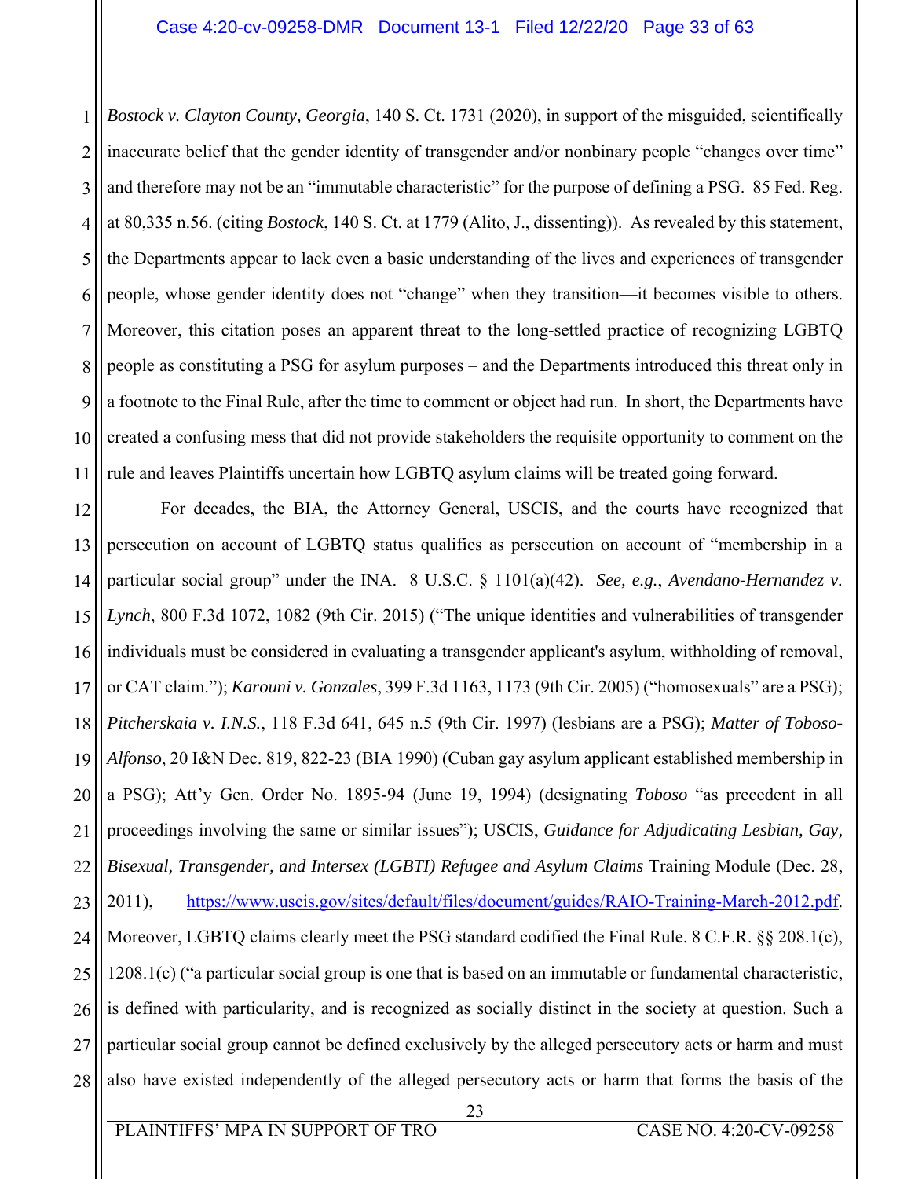*Bostock v. Clayton County, Georgia*, 140 S. Ct. 1731 (2020), in support of the misguided, scientifically inaccurate belief that the gender identity of transgender and/or nonbinary people "changes over time" and therefore may not be an "immutable characteristic" for the purpose of defining a PSG. 85 Fed. Reg. at 80,335 n.56. (citing *Bostock*, 140 S. Ct. at 1779 (Alito, J., dissenting)). As revealed by this statement, the Departments appear to lack even a basic understanding of the lives and experiences of transgender people, whose gender identity does not "change" when they transition—it becomes visible to others. Moreover, this citation poses an apparent threat to the long-settled practice of recognizing LGBTQ people as constituting a PSG for asylum purposes – and the Departments introduced this threat only in a footnote to the Final Rule, after the time to comment or object had run. In short, the Departments have created a confusing mess that did not provide stakeholders the requisite opportunity to comment on the rule and leaves Plaintiffs uncertain how LGBTQ asylum claims will be treated going forward.

For decades, the BIA, the Attorney General, USCIS, and the courts have recognized that persecution on account of LGBTQ status qualifies as persecution on account of "membership in a particular social group" under the INA. 8 U.S.C. § 1101(a)(42). *See, e.g.*, *Avendano-Hernandez v. Lynch*, 800 F.3d 1072, 1082 (9th Cir. 2015) ("The unique identities and vulnerabilities of transgender individuals must be considered in evaluating a transgender applicant's asylum, withholding of removal, or CAT claim."); *Karouni v. Gonzales*, 399 F.3d 1163, 1173 (9th Cir. 2005) ("homosexuals" are a PSG); *Pitcherskaia v. I.N.S.*, 118 F.3d 641, 645 n.5 (9th Cir. 1997) (lesbians are a PSG); *Matter of Toboso-Alfonso*, 20 I&N Dec. 819, 822-23 (BIA 1990) (Cuban gay asylum applicant established membership in a PSG); Att'y Gen. Order No. 1895-94 (June 19, 1994) (designating *Toboso* "as precedent in all proceedings involving the same or similar issues"); USCIS, *Guidance for Adjudicating Lesbian, Gay, Bisexual, Transgender, and Intersex (LGBTI) Refugee and Asylum Claims* Training Module (Dec. 28, 2011), https://www.uscis.gov/sites/default/files/document/guides/RAIO-Training-March-2012.pdf. Moreover, LGBTQ claims clearly meet the PSG standard codified the Final Rule. 8 C.F.R. §§ 208.1(c), 1208.1(c) ("a particular social group is one that is based on an immutable or fundamental characteristic, is defined with particularity, and is recognized as socially distinct in the society at question. Such a particular social group cannot be defined exclusively by the alleged persecutory acts or harm and must also have existed independently of the alleged persecutory acts or harm that forms the basis of the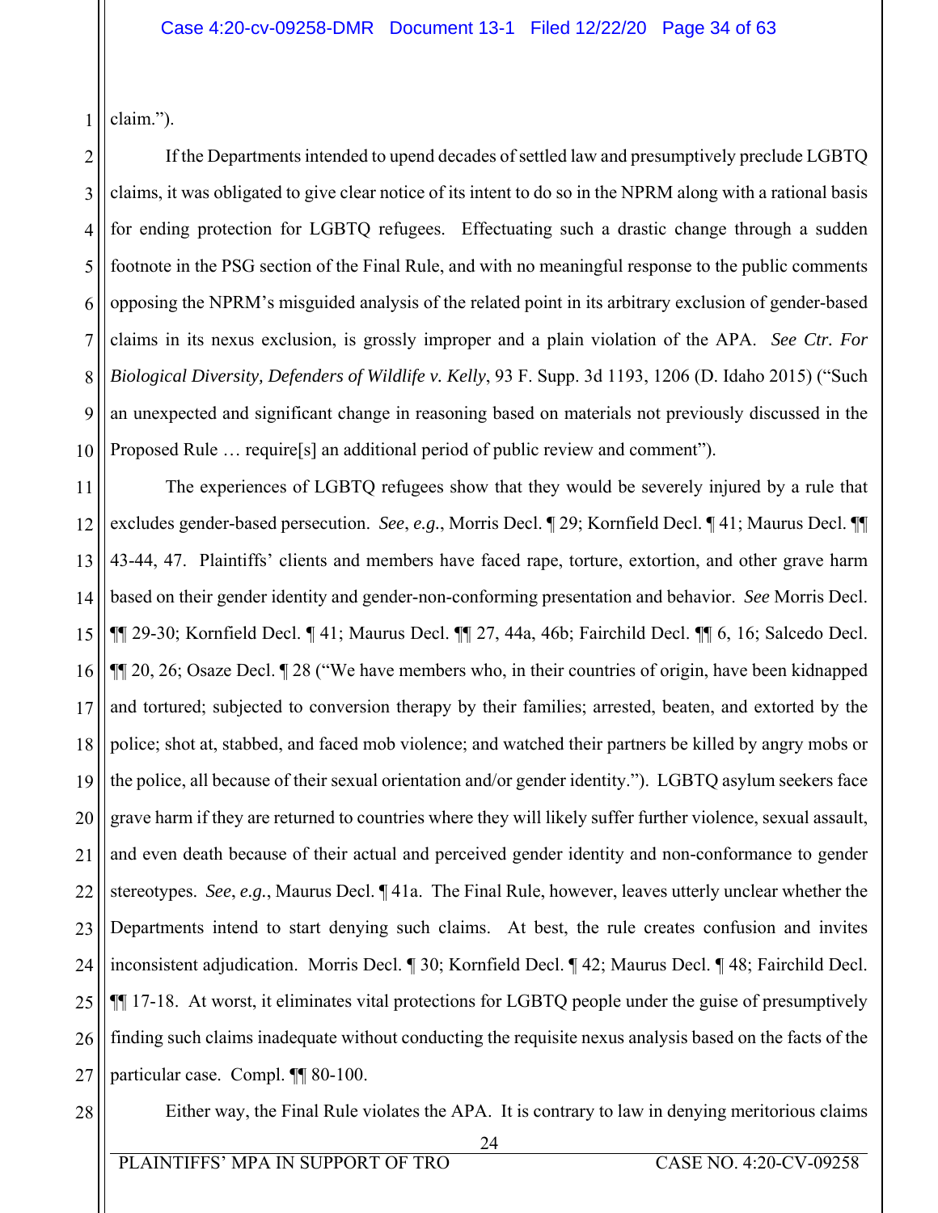claim.").

If the Departments intended to upend decades of settled law and presumptively preclude LGBTQ claims, it was obligated to give clear notice of its intent to do so in the NPRM along with a rational basis for ending protection for LGBTQ refugees. Effectuating such a drastic change through a sudden footnote in the PSG section of the Final Rule, and with no meaningful response to the public comments opposing the NPRM's misguided analysis of the related point in its arbitrary exclusion of gender-based claims in its nexus exclusion, is grossly improper and a plain violation of the APA. *See Ctr. For Biological Diversity, Defenders of Wildlife v. Kelly*, 93 F. Supp. 3d 1193, 1206 (D. Idaho 2015) ("Such an unexpected and significant change in reasoning based on materials not previously discussed in the Proposed Rule … require[s] an additional period of public review and comment").

The experiences of LGBTQ refugees show that they would be severely injured by a rule that excludes gender-based persecution. *See*, *e.g.*, Morris Decl. ¶ 29; Kornfield Decl. ¶ 41; Maurus Decl. ¶¶ 43-44, 47. Plaintiffs' clients and members have faced rape, torture, extortion, and other grave harm based on their gender identity and gender-non-conforming presentation and behavior. *See* Morris Decl. ¶¶ 29-30; Kornfield Decl. ¶ 41; Maurus Decl. ¶¶ 27, 44a, 46b; Fairchild Decl. ¶¶ 6, 16; Salcedo Decl. ¶¶ 20, 26; Osaze Decl. ¶ 28 ("We have members who, in their countries of origin, have been kidnapped and tortured; subjected to conversion therapy by their families; arrested, beaten, and extorted by the police; shot at, stabbed, and faced mob violence; and watched their partners be killed by angry mobs or the police, all because of their sexual orientation and/or gender identity."). LGBTQ asylum seekers face grave harm if they are returned to countries where they will likely suffer further violence, sexual assault, and even death because of their actual and perceived gender identity and non-conformance to gender stereotypes. *See*, *e.g.*, Maurus Decl. ¶ 41a. The Final Rule, however, leaves utterly unclear whether the Departments intend to start denying such claims. At best, the rule creates confusion and invites inconsistent adjudication. Morris Decl. ¶ 30; Kornfield Decl. ¶ 42; Maurus Decl. ¶ 48; Fairchild Decl. ¶¶ 17-18. At worst, it eliminates vital protections for LGBTQ people under the guise of presumptively finding such claims inadequate without conducting the requisite nexus analysis based on the facts of the particular case. Compl. ¶¶ 80-100.

Either way, the Final Rule violates the APA. It is contrary to law in denying meritorious claims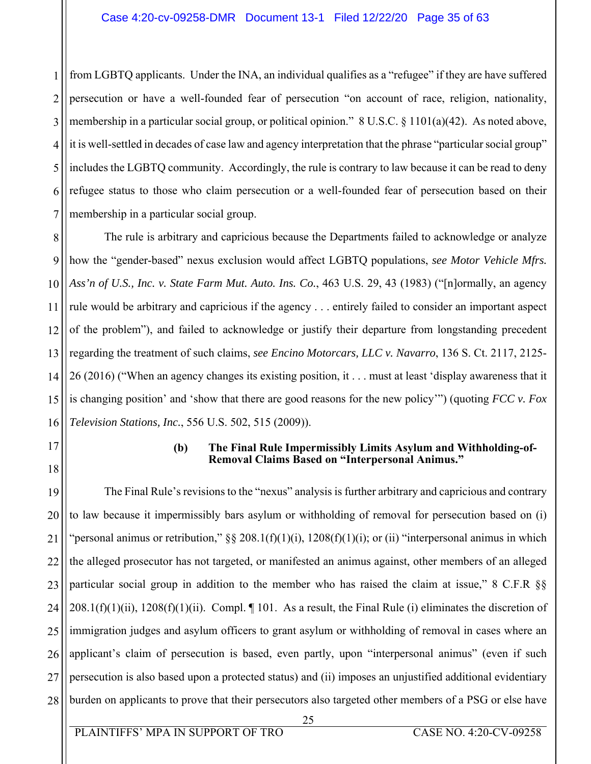from LGBTQ applicants. Under the INA, an individual qualifies as a "refugee" if they are have suffered persecution or have a well-founded fear of persecution "on account of race, religion, nationality, membership in a particular social group, or political opinion." 8 U.S.C. § 1101(a)(42). As noted above, it is well-settled in decades of case law and agency interpretation that the phrase "particular social group" includes the LGBTQ community. Accordingly, the rule is contrary to law because it can be read to deny refugee status to those who claim persecution or a well-founded fear of persecution based on their membership in a particular social group.

The rule is arbitrary and capricious because the Departments failed to acknowledge or analyze how the "gender-based" nexus exclusion would affect LGBTQ populations, *see Motor Vehicle Mfrs. Ass'n of U.S., Inc. v. State Farm Mut. Auto. Ins. Co.*, 463 U.S. 29, 43 (1983) ("[n]ormally, an agency rule would be arbitrary and capricious if the agency . . . entirely failed to consider an important aspect of the problem"), and failed to acknowledge or justify their departure from longstanding precedent regarding the treatment of such claims, *see Encino Motorcars, LLC v. Navarro*, 136 S. Ct. 2117, 2125-26 (2016) ("When an agency changes its existing position, it . . . must at least 'display awareness that it is changing position' and 'show that there are good reasons for the new policy'") (quoting *FCC v. Fox Television Stations, Inc.*, 556 U.S. 502, 515 (2009)).

#### (b) The Final Rule Impermissibly Limits Asylum and Withholding-of-Removal Claims Based on "Interpersonal Animus."

The Final Rule's revisions to the "nexus" analysis is further arbitrary and capricious and contrary to law because it impermissibly bars asylum or withholding of removal for persecution based on (i) "personal animus or retribution," §§ 208.1(f)(1)(i), 1208(f)(1)(i); or (ii) "interpersonal animus in which the alleged prosecutor has not targeted, or manifested an animus against, other members of an alleged particular social group in addition to the member who has raised the claim at issue," 8 C.F.R §§ 208.1(f)(1)(ii), 1208(f)(1)(ii). Compl. ¶ 101. As a result, the Final Rule (i) eliminates the discretion of immigration judges and asylum officers to grant asylum or withholding of removal in cases where an applicant's claim of persecution is based, even partly, upon "interpersonal animus" (even if such persecution is also based upon a protected status) and (ii) imposes an unjustified additional evidentiary burden on applicants to prove that their persecutors also targeted other members of a PSG or else have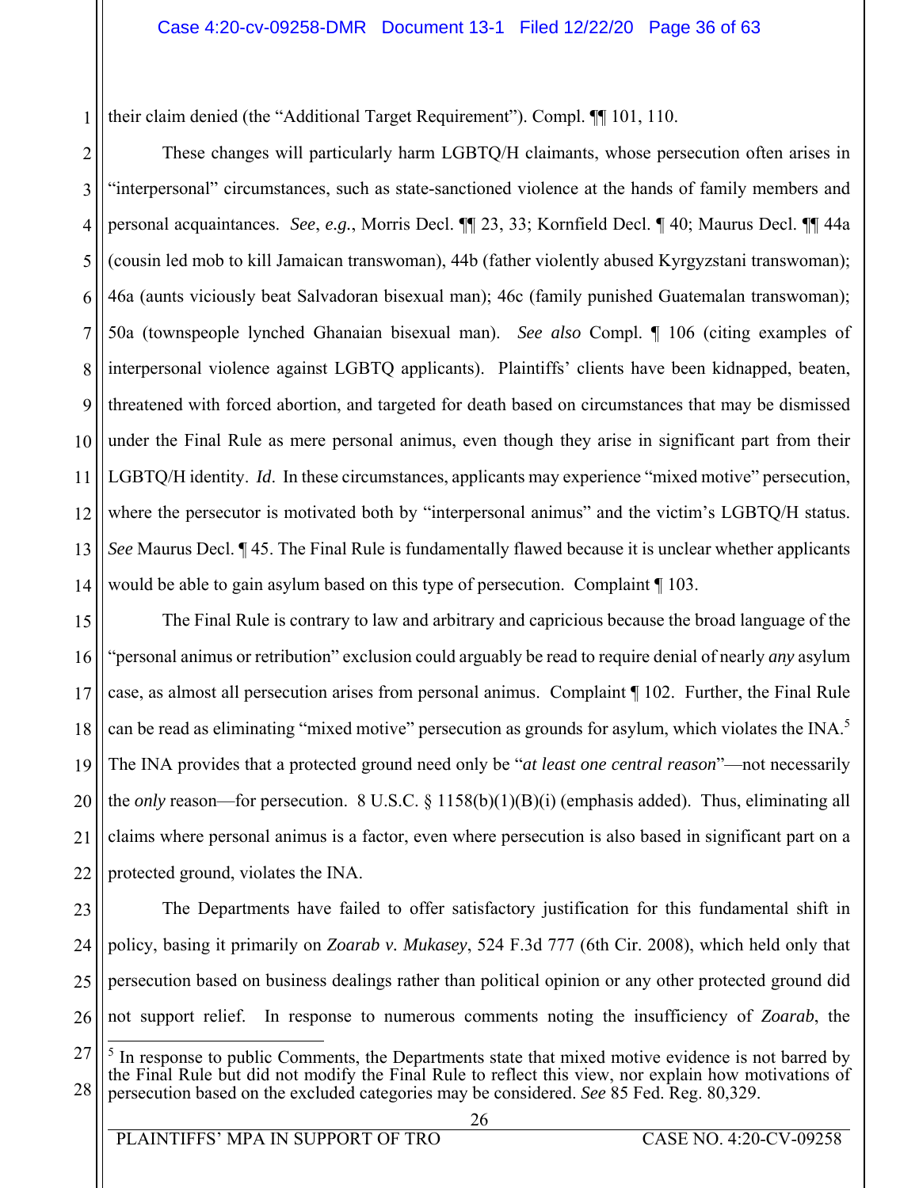their claim denied (the "Additional Target Requirement"). Compl. ¶¶ 101, 110.

These changes will particularly harm LGBTQ/H claimants, whose persecution often arises in "interpersonal" circumstances, such as state-sanctioned violence at the hands of family members and personal acquaintances. *See*, *e.g.*, Morris Decl. ¶¶ 23, 33; Kornfield Decl. ¶ 40; Maurus Decl. ¶¶ 44a (cousin led mob to kill Jamaican transwoman), 44b (father violently abused Kyrgyzstani transwoman); 46a (aunts viciously beat Salvadoran bisexual man); 46c (family punished Guatemalan transwoman); 50a (townspeople lynched Ghanaian bisexual man). *See also* Compl. ¶ 106 (citing examples of interpersonal violence against LGBTQ applicants). Plaintiffs' clients have been kidnapped, beaten, threatened with forced abortion, and targeted for death based on circumstances that may be dismissed under the Final Rule as mere personal animus, even though they arise in significant part from their LGBTQ/H identity. *Id*. In these circumstances, applicants may experience "mixed motive" persecution, where the persecutor is motivated both by "interpersonal animus" and the victim's LGBTQ/H status. *See* Maurus Decl. ¶ 45. The Final Rule is fundamentally flawed because it is unclear whether applicants would be able to gain asylum based on this type of persecution. Complaint ¶ 103.

The Final Rule is contrary to law and arbitrary and capricious because the broad language of the "personal animus or retribution" exclusion could arguably be read to require denial of nearly *any* asylum case, as almost all persecution arises from personal animus. Complaint ¶ 102. Further, the Final Rule can be read as eliminating "mixed motive" persecution as grounds for asylum, which violates the INA.[5] The INA provides that a protected ground need only be "*at least one central reason*"—not necessarily the *only* reason—for persecution. 8 U.S.C. § 1158(b)(1)(B)(i) (emphasis added). Thus, eliminating all claims where personal animus is a factor, even where persecution is also based in significant part on a protected ground, violates the INA.

The Departments have failed to offer satisfactory justification for this fundamental shift in policy, basing it primarily on *Zoarab v. Mukasey*, 524 F.3d 777 (6th Cir. 2008), which held only that persecution based on business dealings rather than political opinion or any other protected ground did not support relief. In response to numerous comments noting the insufficiency of *Zoarab*, the

[5] In response to public Comments, the Departments state that mixed motive evidence is not barred by the Final Rule but did not modify the Final Rule to reflect this view, nor explain how motivations of persecution based on the excluded categories may be considered. *See* 85 Fed. Reg. 80,329.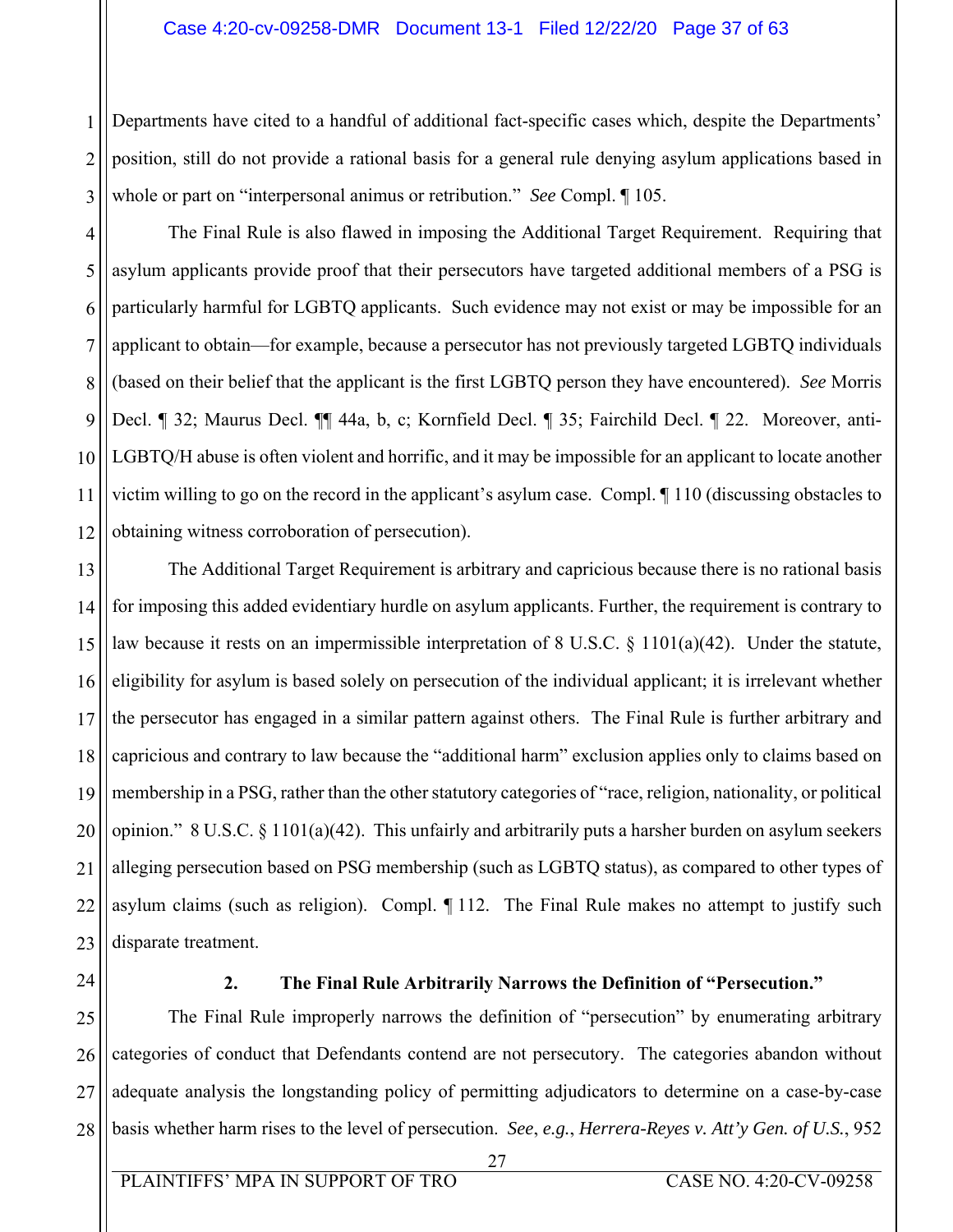Departments have cited to a handful of additional fact-specific cases which, despite the Departments' position, still do not provide a rational basis for a general rule denying asylum applications based in whole or part on "interpersonal animus or retribution." *See* Compl. ¶ 105.

The Final Rule is also flawed in imposing the Additional Target Requirement. Requiring that asylum applicants provide proof that their persecutors have targeted additional members of a PSG is particularly harmful for LGBTQ applicants. Such evidence may not exist or may be impossible for an applicant to obtain—for example, because a persecutor has not previously targeted LGBTQ individuals (based on their belief that the applicant is the first LGBTQ person they have encountered). *See* Morris Decl. ¶ 32; Maurus Decl. ¶¶ 44a, b, c; Kornfield Decl. ¶ 35; Fairchild Decl. ¶ 22. Moreover, anti-LGBTQ/H abuse is often violent and horrific, and it may be impossible for an applicant to locate another victim willing to go on the record in the applicant's asylum case. Compl. ¶ 110 (discussing obstacles to obtaining witness corroboration of persecution).

The Additional Target Requirement is arbitrary and capricious because there is no rational basis for imposing this added evidentiary hurdle on asylum applicants. Further, the requirement is contrary to law because it rests on an impermissible interpretation of 8 U.S.C. § 1101(a)(42). Under the statute, eligibility for asylum is based solely on persecution of the individual applicant; it is irrelevant whether the persecutor has engaged in a similar pattern against others. The Final Rule is further arbitrary and capricious and contrary to law because the "additional harm" exclusion applies only to claims based on membership in a PSG, rather than the other statutory categories of "race, religion, nationality, or political opinion." 8 U.S.C. § 1101(a)(42). This unfairly and arbitrarily puts a harsher burden on asylum seekers alleging persecution based on PSG membership (such as LGBTQ status), as compared to other types of asylum claims (such as religion). Compl. ¶ 112. The Final Rule makes no attempt to justify such disparate treatment.

### 2. The Final Rule Arbitrarily Narrows the Definition of "Persecution."

The Final Rule improperly narrows the definition of "persecution" by enumerating arbitrary categories of conduct that Defendants contend are not persecutory. The categories abandon without adequate analysis the longstanding policy of permitting adjudicators to determine on a case-by-case basis whether harm rises to the level of persecution. *See*, *e.g.*, *Herrera-Reyes v. Att'y Gen. of U.S.*, 952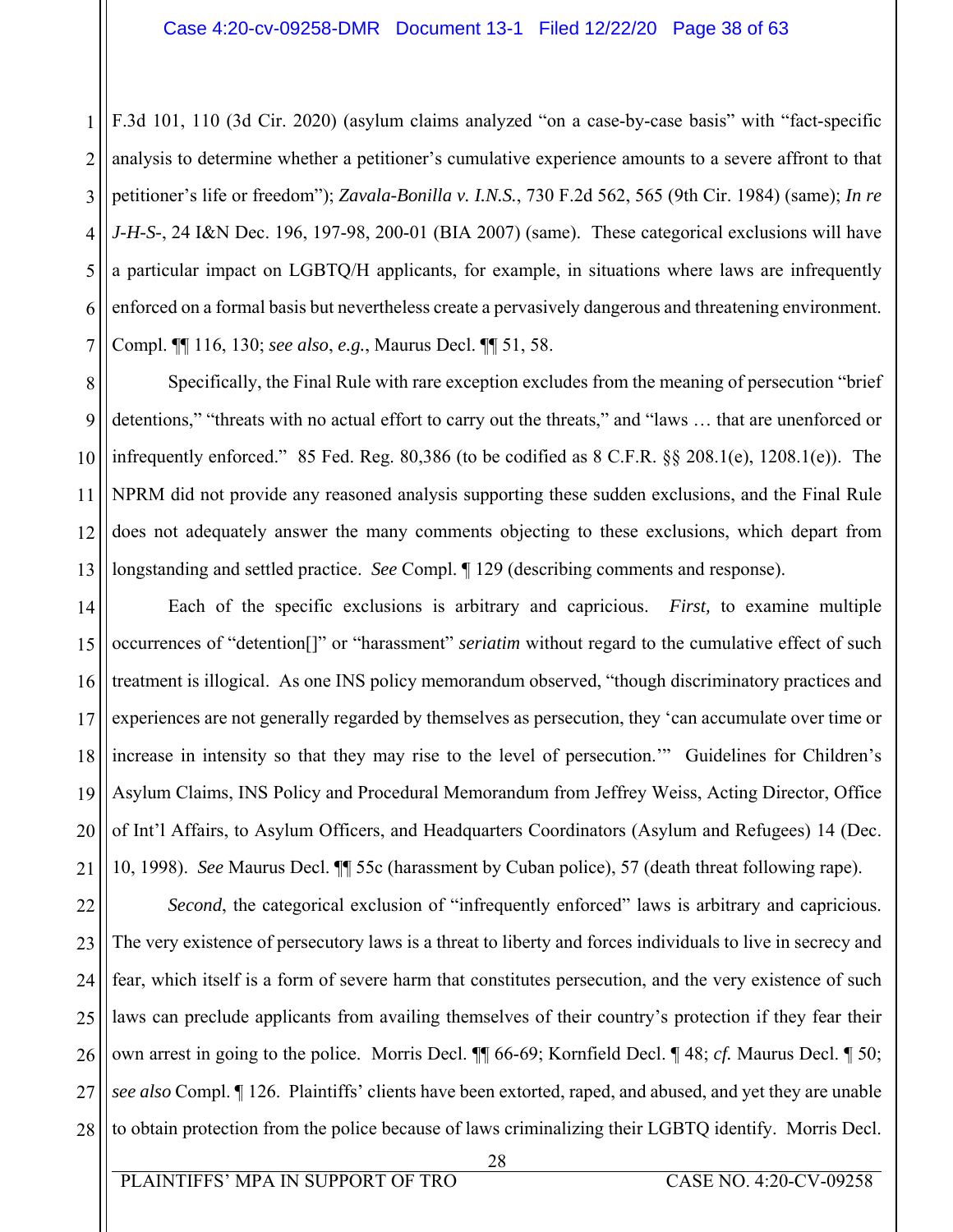F.3d 101, 110 (3d Cir. 2020) (asylum claims analyzed "on a case-by-case basis" with "fact-specific analysis to determine whether a petitioner's cumulative experience amounts to a severe affront to that petitioner's life or freedom"); *Zavala-Bonilla v. I.N.S.*, 730 F.2d 562, 565 (9th Cir. 1984) (same); *In re J-H-S-*, 24 I&N Dec. 196, 197-98, 200-01 (BIA 2007) (same). These categorical exclusions will have a particular impact on LGBTQ/H applicants, for example, in situations where laws are infrequently enforced on a formal basis but nevertheless create a pervasively dangerous and threatening environment. Compl. ¶¶ 116, 130; *see also*, *e.g.*, Maurus Decl. ¶¶ 51, 58.

Specifically, the Final Rule with rare exception excludes from the meaning of persecution "brief detentions," "threats with no actual effort to carry out the threats," and "laws … that are unenforced or infrequently enforced." 85 Fed. Reg. 80,386 (to be codified as 8 C.F.R. §§ 208.1(e), 1208.1(e)). The NPRM did not provide any reasoned analysis supporting these sudden exclusions, and the Final Rule does not adequately answer the many comments objecting to these exclusions, which depart from longstanding and settled practice. *See* Compl. ¶ 129 (describing comments and response).

Each of the specific exclusions is arbitrary and capricious. *First,* to examine multiple occurrences of "detention[]" or "harassment" *seriatim* without regard to the cumulative effect of such treatment is illogical. As one INS policy memorandum observed, "though discriminatory practices and experiences are not generally regarded by themselves as persecution, they 'can accumulate over time or increase in intensity so that they may rise to the level of persecution.'" Guidelines for Children's Asylum Claims, INS Policy and Procedural Memorandum from Jeffrey Weiss, Acting Director, Office of Int'l Affairs, to Asylum Officers, and Headquarters Coordinators (Asylum and Refugees) 14 (Dec. 10, 1998). *See* Maurus Decl. ¶¶ 55c (harassment by Cuban police), 57 (death threat following rape).

*Second*, the categorical exclusion of "infrequently enforced" laws is arbitrary and capricious. The very existence of persecutory laws is a threat to liberty and forces individuals to live in secrecy and fear, which itself is a form of severe harm that constitutes persecution, and the very existence of such laws can preclude applicants from availing themselves of their country's protection if they fear their own arrest in going to the police. Morris Decl. ¶¶ 66-69; Kornfield Decl. ¶ 48; *cf.* Maurus Decl. ¶ 50; *see also* Compl. ¶ 126. Plaintiffs' clients have been extorted, raped, and abused, and yet they are unable to obtain protection from the police because of laws criminalizing their LGBTQ identify. Morris Decl.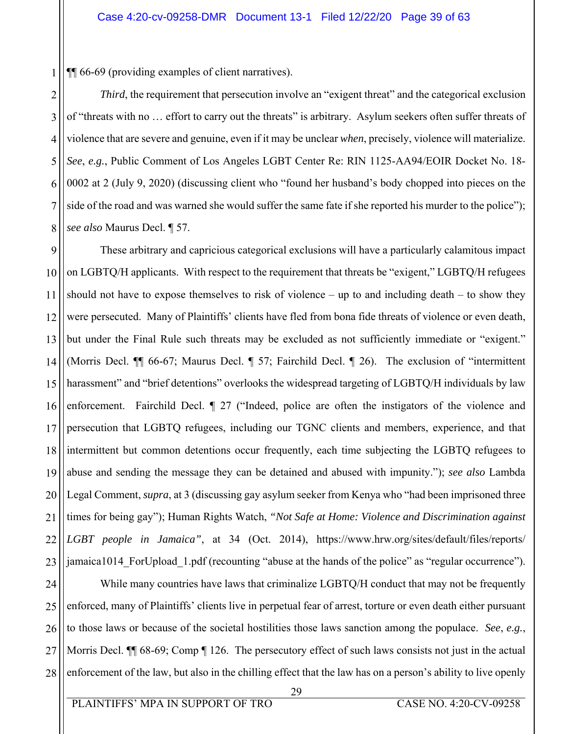¶¶ 66-69 (providing examples of client narratives).

*Third*, the requirement that persecution involve an "exigent threat" and the categorical exclusion of "threats with no … effort to carry out the threats" is arbitrary. Asylum seekers often suffer threats of violence that are severe and genuine, even if it may be unclear *when*, precisely, violence will materialize. *See*, *e.g.*, Public Comment of Los Angeles LGBT Center Re: RIN 1125-AA94/EOIR Docket No. 18-0002 at 2 (July 9, 2020) (discussing client who "found her husband's body chopped into pieces on the side of the road and was warned she would suffer the same fate if she reported his murder to the police"); *see also* Maurus Decl. ¶ 57.

These arbitrary and capricious categorical exclusions will have a particularly calamitous impact on LGBTQ/H applicants. With respect to the requirement that threats be "exigent," LGBTQ/H refugees should not have to expose themselves to risk of violence – up to and including death – to show they were persecuted. Many of Plaintiffs' clients have fled from bona fide threats of violence or even death, but under the Final Rule such threats may be excluded as not sufficiently immediate or "exigent." (Morris Decl. ¶¶ 66-67; Maurus Decl. ¶ 57; Fairchild Decl. ¶ 26). The exclusion of "intermittent harassment" and "brief detentions" overlooks the widespread targeting of LGBTQ/H individuals by law enforcement. Fairchild Decl. ¶ 27 ("Indeed, police are often the instigators of the violence and persecution that LGBTQ refugees, including our TGNC clients and members, experience, and that intermittent but common detentions occur frequently, each time subjecting the LGBTQ refugees to abuse and sending the message they can be detained and abused with impunity."); *see also* Lambda Legal Comment, *supra*, at 3 (discussing gay asylum seeker from Kenya who "had been imprisoned three times for being gay"); Human Rights Watch, *"Not Safe at Home: Violence and Discrimination against LGBT people in Jamaica"*, at 34 (Oct. 2014), https://www.hrw.org/sites/default/files/reports/jamaica1014_ForUpload_1.pdf (recounting "abuse at the hands of the police" as "regular occurrence").

While many countries have laws that criminalize LGBTQ/H conduct that may not be frequently enforced, many of Plaintiffs' clients live in perpetual fear of arrest, torture or even death either pursuant to those laws or because of the societal hostilities those laws sanction among the populace. *See*, *e.g.*, Morris Decl. ¶¶ 68-69; Comp ¶ 126. The persecutory effect of such laws consists not just in the actual enforcement of the law, but also in the chilling effect that the law has on a person's ability to live openly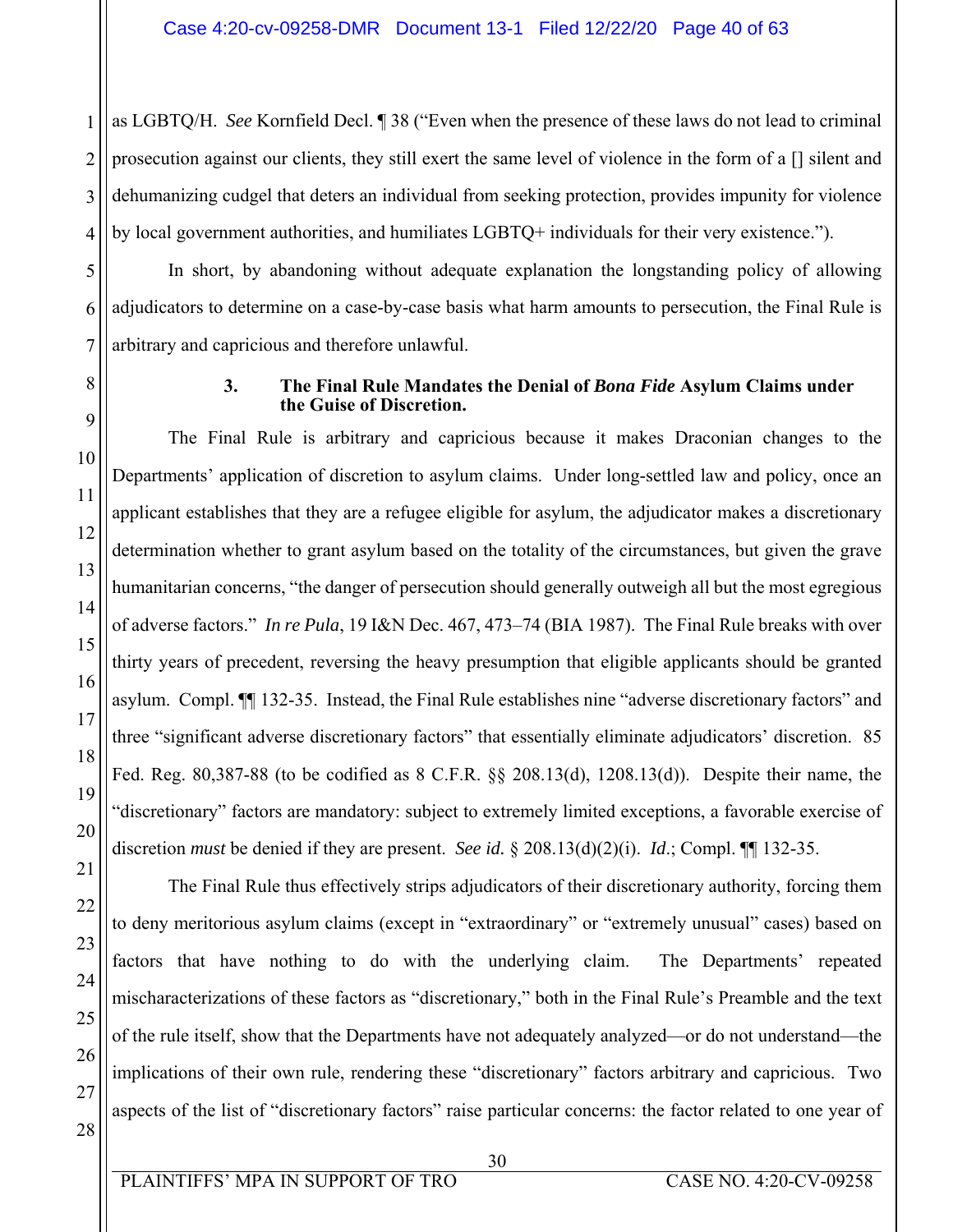as LGBTQ/H. *See* Kornfield Decl. ¶ 38 ("Even when the presence of these laws do not lead to criminal prosecution against our clients, they still exert the same level of violence in the form of a [] silent and dehumanizing cudgel that deters an individual from seeking protection, provides impunity for violence by local government authorities, and humiliates LGBTQ+ individuals for their very existence.").

In short, by abandoning without adequate explanation the longstanding policy of allowing adjudicators to determine on a case-by-case basis what harm amounts to persecution, the Final Rule is arbitrary and capricious and therefore unlawful.

### 3. The Final Rule Mandates the Denial of *Bona Fide* Asylum Claims under the Guise of Discretion.

The Final Rule is arbitrary and capricious because it makes Draconian changes to the Departments' application of discretion to asylum claims. Under long-settled law and policy, once an applicant establishes that they are a refugee eligible for asylum, the adjudicator makes a discretionary determination whether to grant asylum based on the totality of the circumstances, but given the grave humanitarian concerns, "the danger of persecution should generally outweigh all but the most egregious of adverse factors." *In re Pula*, 19 I&N Dec. 467, 473–74 (BIA 1987). The Final Rule breaks with over thirty years of precedent, reversing the heavy presumption that eligible applicants should be granted asylum. Compl. ¶¶ 132-35. Instead, the Final Rule establishes nine "adverse discretionary factors" and three "significant adverse discretionary factors" that essentially eliminate adjudicators' discretion. 85 Fed. Reg. 80,387-88 (to be codified as 8 C.F.R. §§ 208.13(d), 1208.13(d)). Despite their name, the "discretionary" factors are mandatory: subject to extremely limited exceptions, a favorable exercise of discretion *must* be denied if they are present. *See id.* § 208.13(d)(2)(i). *Id*.; Compl. ¶¶ 132-35.

The Final Rule thus effectively strips adjudicators of their discretionary authority, forcing them to deny meritorious asylum claims (except in "extraordinary" or "extremely unusual" cases) based on factors that have nothing to do with the underlying claim. The Departments' repeated mischaracterizations of these factors as "discretionary," both in the Final Rule's Preamble and the text of the rule itself, show that the Departments have not adequately analyzed—or do not understand—the implications of their own rule, rendering these "discretionary" factors arbitrary and capricious. Two aspects of the list of "discretionary factors" raise particular concerns: the factor related to one year of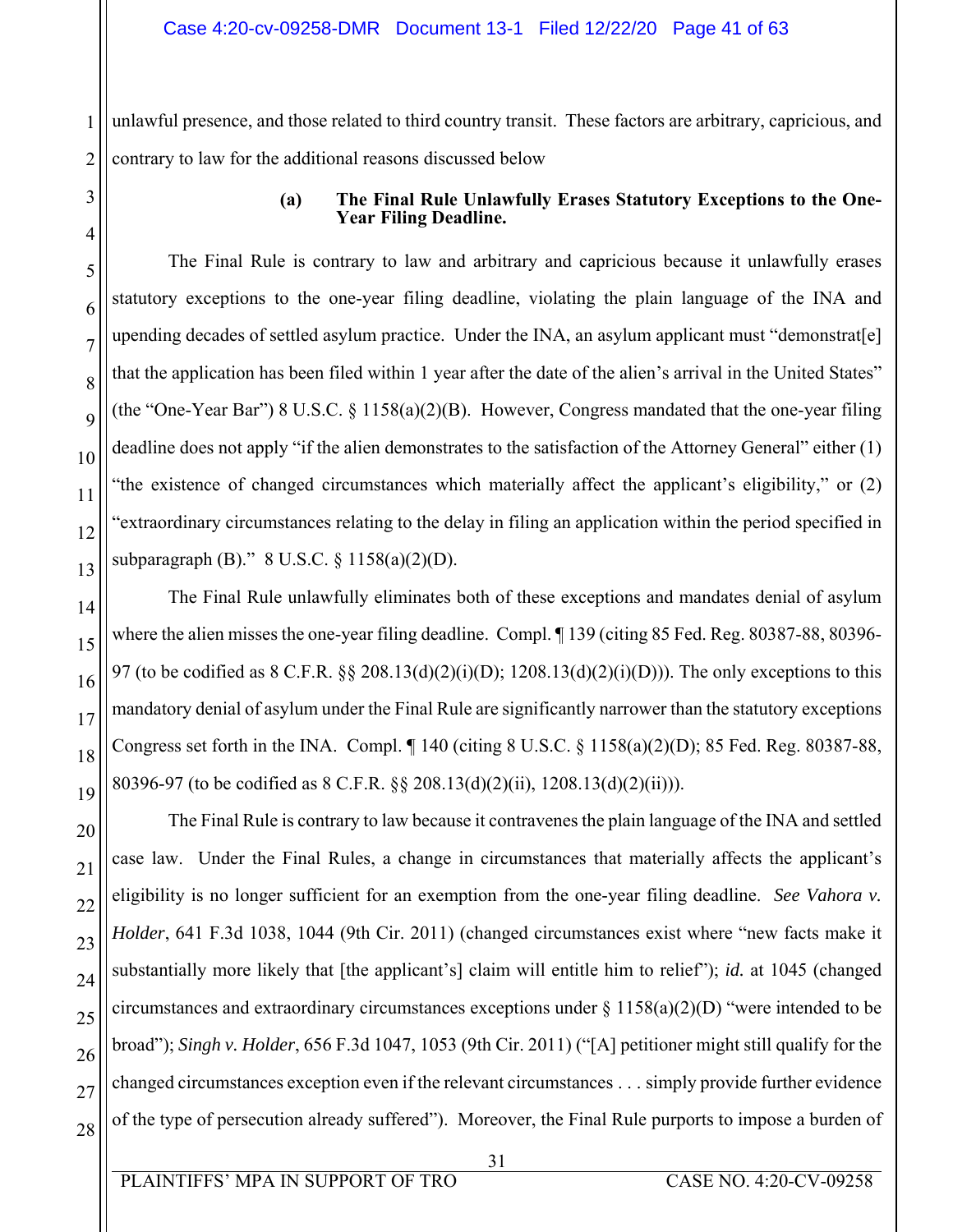unlawful presence, and those related to third country transit. These factors are arbitrary, capricious, and contrary to law for the additional reasons discussed below

**(a) The Final Rule Unlawfully Erases Statutory Exceptions to the One-Year Filing Deadline.**

The Final Rule is contrary to law and arbitrary and capricious because it unlawfully erases statutory exceptions to the one-year filing deadline, violating the plain language of the INA and upending decades of settled asylum practice. Under the INA, an asylum applicant must "demonstrat[e] that the application has been filed within 1 year after the date of the alien's arrival in the United States" (the "One-Year Bar") 8 U.S.C. § 1158(a)(2)(B). However, Congress mandated that the one-year filing deadline does not apply "if the alien demonstrates to the satisfaction of the Attorney General" either (1) "the existence of changed circumstances which materially affect the applicant's eligibility," or (2) "extraordinary circumstances relating to the delay in filing an application within the period specified in subparagraph (B)." 8 U.S.C. § 1158(a)(2)(D).

The Final Rule unlawfully eliminates both of these exceptions and mandates denial of asylum where the alien misses the one-year filing deadline. Compl. ¶ 139 (citing 85 Fed. Reg. 80387-88, 80396-97 (to be codified as 8 C.F.R. §§ 208.13(d)(2)(i)(D); 1208.13(d)(2)(i)(D))). The only exceptions to this mandatory denial of asylum under the Final Rule are significantly narrower than the statutory exceptions Congress set forth in the INA. Compl. ¶ 140 (citing 8 U.S.C. § 1158(a)(2)(D); 85 Fed. Reg. 80387-88, 80396-97 (to be codified as 8 C.F.R. §§ 208.13(d)(2)(ii), 1208.13(d)(2)(ii))).

The Final Rule is contrary to law because it contravenes the plain language of the INA and settled case law. Under the Final Rules, a change in circumstances that materially affects the applicant's eligibility is no longer sufficient for an exemption from the one-year filing deadline. *See Vahora v. Holder*, 641 F.3d 1038, 1044 (9th Cir. 2011) (changed circumstances exist where "new facts make it substantially more likely that [the applicant's] claim will entitle him to relief"); *id.* at 1045 (changed circumstances and extraordinary circumstances exceptions under § 1158(a)(2)(D) "were intended to be broad"); *Singh v. Holder*, 656 F.3d 1047, 1053 (9th Cir. 2011) ("[A] petitioner might still qualify for the changed circumstances exception even if the relevant circumstances . . . simply provide further evidence of the type of persecution already suffered"). Moreover, the Final Rule purports to impose a burden of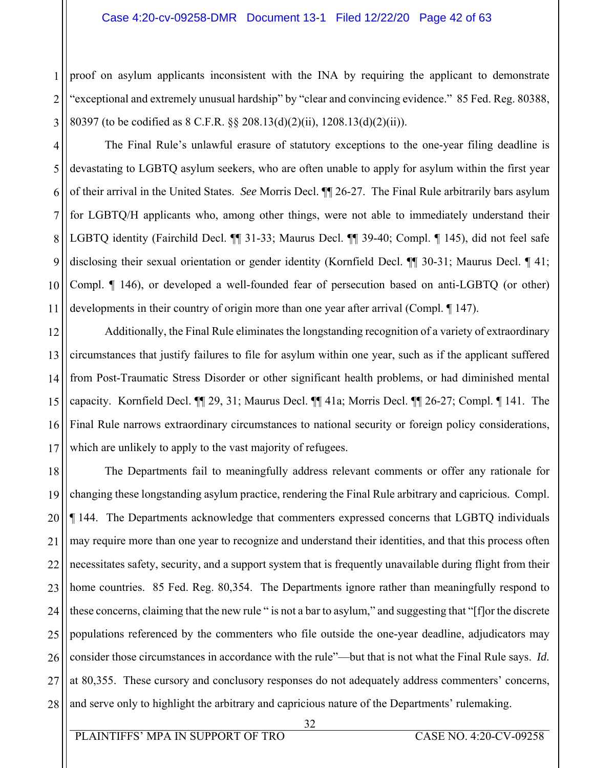proof on asylum applicants inconsistent with the INA by requiring the applicant to demonstrate "exceptional and extremely unusual hardship" by "clear and convincing evidence." 85 Fed. Reg. 80388, 80397 (to be codified as 8 C.F.R. §§ 208.13(d)(2)(ii), 1208.13(d)(2)(ii)).

The Final Rule's unlawful erasure of statutory exceptions to the one-year filing deadline is devastating to LGBTQ asylum seekers, who are often unable to apply for asylum within the first year of their arrival in the United States. *See* Morris Decl. ¶¶ 26-27. The Final Rule arbitrarily bars asylum for LGBTQ/H applicants who, among other things, were not able to immediately understand their LGBTQ identity (Fairchild Decl. ¶¶ 31-33; Maurus Decl. ¶¶ 39-40; Compl. ¶ 145), did not feel safe disclosing their sexual orientation or gender identity (Kornfield Decl. ¶¶ 30-31; Maurus Decl. ¶ 41; Compl. ¶ 146), or developed a well-founded fear of persecution based on anti-LGBTQ (or other) developments in their country of origin more than one year after arrival (Compl. ¶ 147).

Additionally, the Final Rule eliminates the longstanding recognition of a variety of extraordinary circumstances that justify failures to file for asylum within one year, such as if the applicant suffered from Post-Traumatic Stress Disorder or other significant health problems, or had diminished mental capacity. Kornfield Decl. ¶¶ 29, 31; Maurus Decl. ¶¶ 41a; Morris Decl. ¶¶ 26-27; Compl. ¶ 141. The Final Rule narrows extraordinary circumstances to national security or foreign policy considerations, which are unlikely to apply to the vast majority of refugees.

The Departments fail to meaningfully address relevant comments or offer any rationale for changing these longstanding asylum practice, rendering the Final Rule arbitrary and capricious. Compl. ¶ 144. The Departments acknowledge that commenters expressed concerns that LGBTQ individuals may require more than one year to recognize and understand their identities, and that this process often necessitates safety, security, and a support system that is frequently unavailable during flight from their home countries. 85 Fed. Reg. 80,354. The Departments ignore rather than meaningfully respond to these concerns, claiming that the new rule " is not a bar to asylum," and suggesting that "[f]or the discrete populations referenced by the commenters who file outside the one-year deadline, adjudicators may consider those circumstances in accordance with the rule"—but that is not what the Final Rule says. *Id.* at 80,355. These cursory and conclusory responses do not adequately address commenters' concerns, and serve only to highlight the arbitrary and capricious nature of the Departments' rulemaking.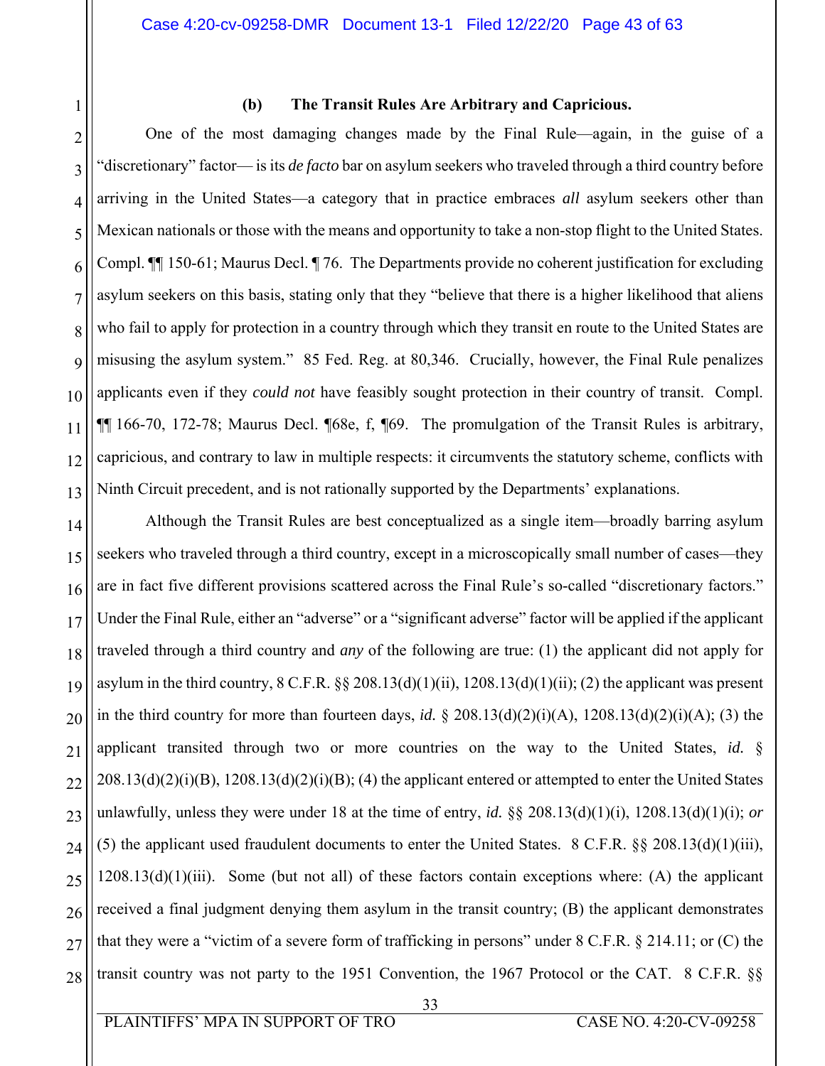#### (b) The Transit Rules Are Arbitrary and Capricious.

One of the most damaging changes made by the Final Rule—again, in the guise of a "discretionary" factor— is its *de facto* bar on asylum seekers who traveled through a third country before arriving in the United States—a category that in practice embraces *all* asylum seekers other than Mexican nationals or those with the means and opportunity to take a non-stop flight to the United States. Compl. ¶¶ 150-61; Maurus Decl. ¶ 76. The Departments provide no coherent justification for excluding asylum seekers on this basis, stating only that they "believe that there is a higher likelihood that aliens who fail to apply for protection in a country through which they transit en route to the United States are misusing the asylum system." 85 Fed. Reg. at 80,346. Crucially, however, the Final Rule penalizes applicants even if they *could not* have feasibly sought protection in their country of transit. Compl. ¶¶ 166-70, 172-78; Maurus Decl. ¶68e, f, ¶69. The promulgation of the Transit Rules is arbitrary, capricious, and contrary to law in multiple respects: it circumvents the statutory scheme, conflicts with Ninth Circuit precedent, and is not rationally supported by the Departments' explanations.

Although the Transit Rules are best conceptualized as a single item—broadly barring asylum seekers who traveled through a third country, except in a microscopically small number of cases—they are in fact five different provisions scattered across the Final Rule's so-called "discretionary factors." Under the Final Rule, either an "adverse" or a "significant adverse" factor will be applied if the applicant traveled through a third country and *any* of the following are true: (1) the applicant did not apply for asylum in the third country, 8 C.F.R. §§ 208.13(d)(1)(ii), 1208.13(d)(1)(ii); (2) the applicant was present in the third country for more than fourteen days, *id.* § 208.13(d)(2)(i)(A), 1208.13(d)(2)(i)(A); (3) the applicant transited through two or more countries on the way to the United States, *id.* § 208.13(d)(2)(i)(B), 1208.13(d)(2)(i)(B); (4) the applicant entered or attempted to enter the United States unlawfully, unless they were under 18 at the time of entry, *id.* §§ 208.13(d)(1)(i), 1208.13(d)(1)(i); *or* (5) the applicant used fraudulent documents to enter the United States. 8 C.F.R. §§ 208.13(d)(1)(iii), 1208.13(d)(1)(iii). Some (but not all) of these factors contain exceptions where: (A) the applicant received a final judgment denying them asylum in the transit country; (B) the applicant demonstrates that they were a "victim of a severe form of trafficking in persons" under 8 C.F.R. § 214.11; or (C) the transit country was not party to the 1951 Convention, the 1967 Protocol or the CAT. 8 C.F.R. §§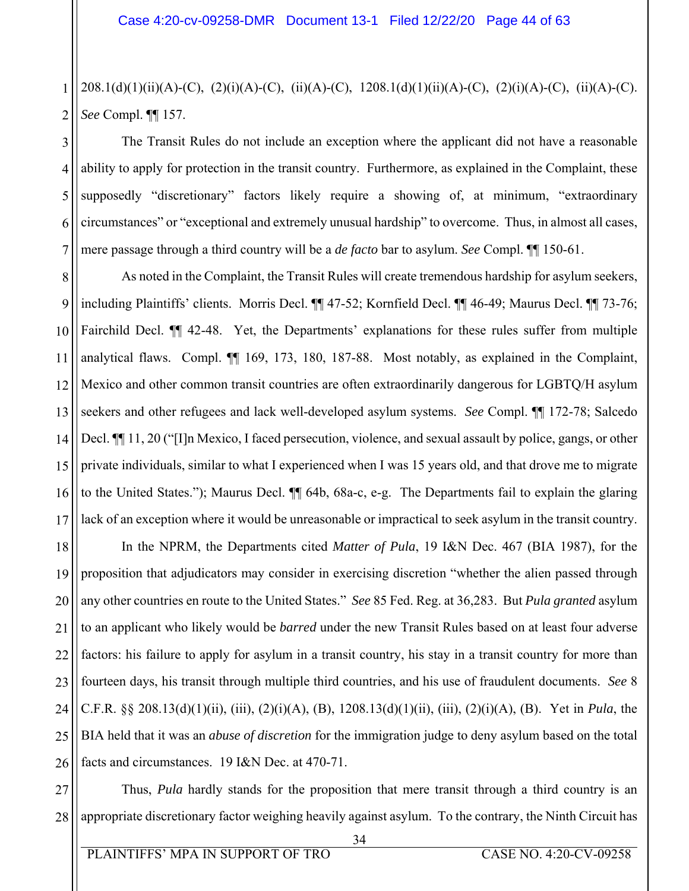208.1(d)(1)(ii)(A)-(C), (2)(i)(A)-(C), (ii)(A)-(C), 1208.1(d)(1)(ii)(A)-(C), (2)(i)(A)-(C), (ii)(A)-(C). *See* Compl. ¶¶ 157.

The Transit Rules do not include an exception where the applicant did not have a reasonable ability to apply for protection in the transit country. Furthermore, as explained in the Complaint, these supposedly "discretionary" factors likely require a showing of, at minimum, "extraordinary circumstances" or "exceptional and extremely unusual hardship" to overcome. Thus, in almost all cases, mere passage through a third country will be a *de facto* bar to asylum. *See* Compl. ¶¶ 150-61.

As noted in the Complaint, the Transit Rules will create tremendous hardship for asylum seekers, including Plaintiffs' clients. Morris Decl. ¶¶ 47-52; Kornfield Decl. ¶¶ 46-49; Maurus Decl. ¶¶ 73-76; Fairchild Decl. ¶¶ 42-48. Yet, the Departments' explanations for these rules suffer from multiple analytical flaws. Compl. ¶¶ 169, 173, 180, 187-88. Most notably, as explained in the Complaint, Mexico and other common transit countries are often extraordinarily dangerous for LGBTQ/H asylum seekers and other refugees and lack well-developed asylum systems. *See* Compl. ¶¶ 172-78; Salcedo Decl. ¶¶ 11, 20 ("[I]n Mexico, I faced persecution, violence, and sexual assault by police, gangs, or other private individuals, similar to what I experienced when I was 15 years old, and that drove me to migrate to the United States."); Maurus Decl. ¶¶ 64b, 68a-c, e-g. The Departments fail to explain the glaring lack of an exception where it would be unreasonable or impractical to seek asylum in the transit country.

In the NPRM, the Departments cited *Matter of Pula*, 19 I&N Dec. 467 (BIA 1987), for the proposition that adjudicators may consider in exercising discretion "whether the alien passed through any other countries en route to the United States." *See* 85 Fed. Reg. at 36,283. But *Pula granted* asylum to an applicant who likely would be *barred* under the new Transit Rules based on at least four adverse factors: his failure to apply for asylum in a transit country, his stay in a transit country for more than fourteen days, his transit through multiple third countries, and his use of fraudulent documents. *See* 8 C.F.R. §§ 208.13(d)(1)(ii), (iii), (2)(i)(A), (B), 1208.13(d)(1)(ii), (iii), (2)(i)(A), (B). Yet in *Pula*, the BIA held that it was an *abuse of discretion* for the immigration judge to deny asylum based on the total facts and circumstances. 19 I&N Dec. at 470-71.

Thus, *Pula* hardly stands for the proposition that mere transit through a third country is an appropriate discretionary factor weighing heavily against asylum. To the contrary, the Ninth Circuit has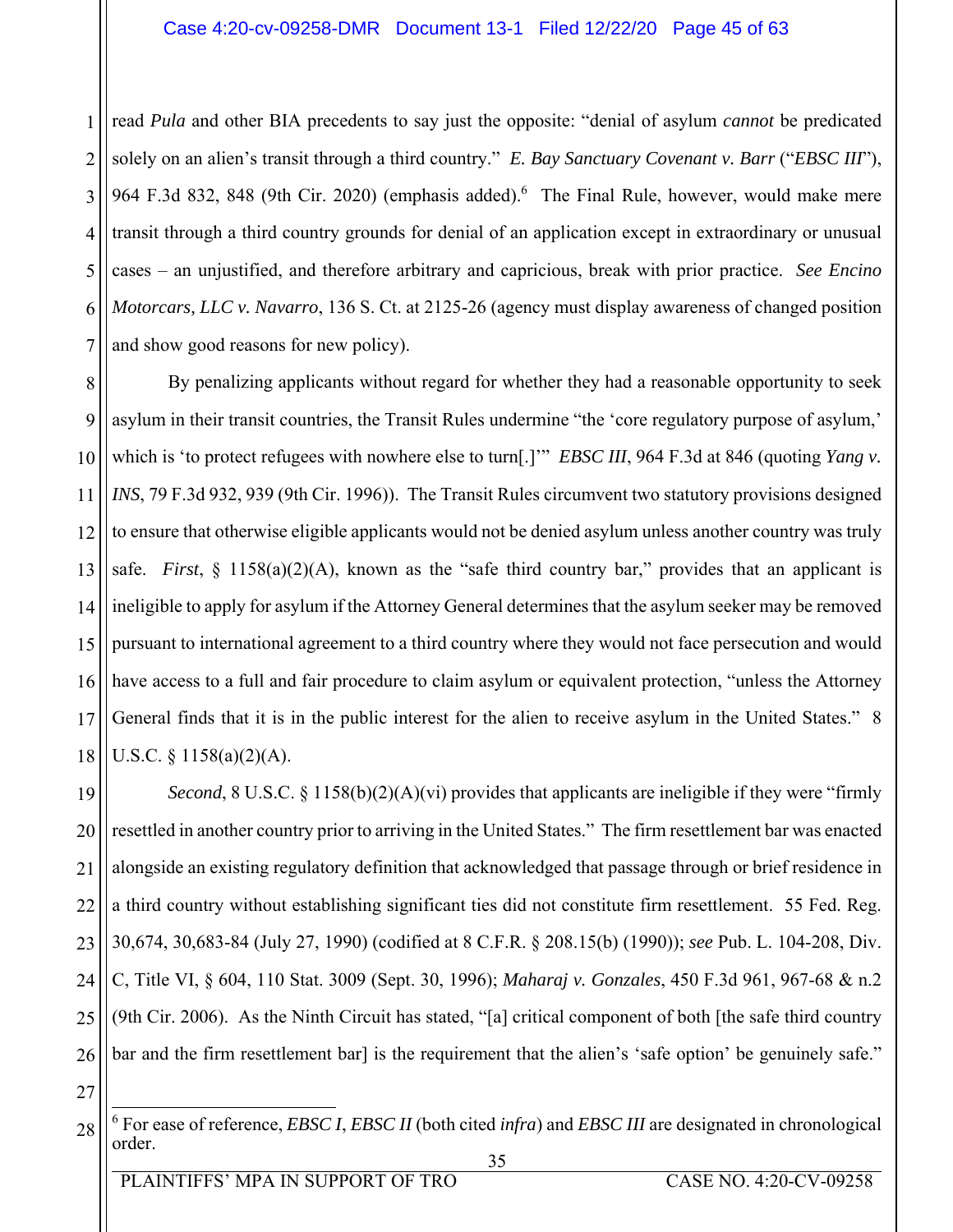read *Pula* and other BIA precedents to say just the opposite: "denial of asylum *cannot* be predicated solely on an alien's transit through a third country." *E. Bay Sanctuary Covenant v. Barr* ("*EBSC III*"), 964 F.3d 832, 848 (9th Cir. 2020) (emphasis added).[6] The Final Rule, however, would make mere transit through a third country grounds for denial of an application except in extraordinary or unusual cases – an unjustified, and therefore arbitrary and capricious, break with prior practice. *See Encino Motorcars, LLC v. Navarro*, 136 S. Ct. at 2125-26 (agency must display awareness of changed position and show good reasons for new policy).

By penalizing applicants without regard for whether they had a reasonable opportunity to seek asylum in their transit countries, the Transit Rules undermine "the 'core regulatory purpose of asylum,' which is 'to protect refugees with nowhere else to turn[.]'" *EBSC III*, 964 F.3d at 846 (quoting *Yang v. INS*, 79 F.3d 932, 939 (9th Cir. 1996)). The Transit Rules circumvent two statutory provisions designed to ensure that otherwise eligible applicants would not be denied asylum unless another country was truly safe. *First*, § 1158(a)(2)(A), known as the "safe third country bar," provides that an applicant is ineligible to apply for asylum if the Attorney General determines that the asylum seeker may be removed pursuant to international agreement to a third country where they would not face persecution and would have access to a full and fair procedure to claim asylum or equivalent protection, "unless the Attorney General finds that it is in the public interest for the alien to receive asylum in the United States." 8 U.S.C. § 1158(a)(2)(A).

*Second*, 8 U.S.C. § 1158(b)(2)(A)(vi) provides that applicants are ineligible if they were "firmly resettled in another country prior to arriving in the United States." The firm resettlement bar was enacted alongside an existing regulatory definition that acknowledged that passage through or brief residence in a third country without establishing significant ties did not constitute firm resettlement. 55 Fed. Reg. 30,674, 30,683-84 (July 27, 1990) (codified at 8 C.F.R. § 208.15(b) (1990)); *see* Pub. L. 104-208, Div. C, Title VI, § 604, 110 Stat. 3009 (Sept. 30, 1996); *Maharaj v. Gonzales*, 450 F.3d 961, 967-68 & n.2 (9th Cir. 2006). As the Ninth Circuit has stated, "[a] critical component of both [the safe third country bar and the firm resettlement bar] is the requirement that the alien's 'safe option' be genuinely safe."

---

[6] For ease of reference, *EBSC I*, *EBSC II* (both cited *infra*) and *EBSC III* are designated in chronological order.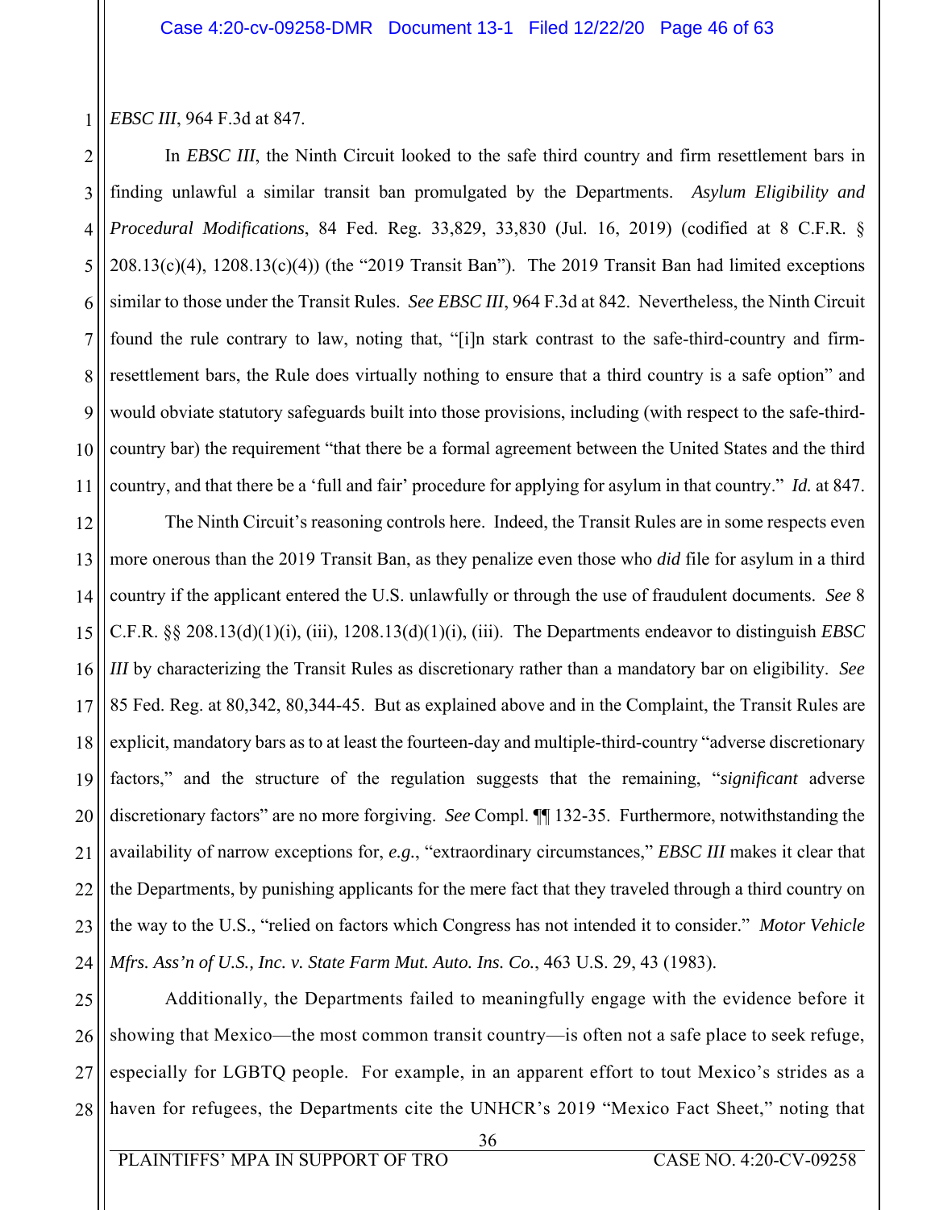*EBSC III*, 964 F.3d at 847.

In *EBSC III*, the Ninth Circuit looked to the safe third country and firm resettlement bars in finding unlawful a similar transit ban promulgated by the Departments. *Asylum Eligibility and Procedural Modifications*, 84 Fed. Reg. 33,829, 33,830 (Jul. 16, 2019) (codified at 8 C.F.R. § 208.13(c)(4), 1208.13(c)(4)) (the "2019 Transit Ban"). The 2019 Transit Ban had limited exceptions similar to those under the Transit Rules. *See EBSC III*, 964 F.3d at 842. Nevertheless, the Ninth Circuit found the rule contrary to law, noting that, "[i]n stark contrast to the safe-third-country and firm-resettlement bars, the Rule does virtually nothing to ensure that a third country is a safe option" and would obviate statutory safeguards built into those provisions, including (with respect to the safe-third-country bar) the requirement "that there be a formal agreement between the United States and the third country, and that there be a 'full and fair' procedure for applying for asylum in that country." *Id.* at 847.

The Ninth Circuit's reasoning controls here. Indeed, the Transit Rules are in some respects even more onerous than the 2019 Transit Ban, as they penalize even those who *did* file for asylum in a third country if the applicant entered the U.S. unlawfully or through the use of fraudulent documents. *See* 8 C.F.R. §§ 208.13(d)(1)(i), (iii), 1208.13(d)(1)(i), (iii). The Departments endeavor to distinguish *EBSC III* by characterizing the Transit Rules as discretionary rather than a mandatory bar on eligibility. *See* 85 Fed. Reg. at 80,342, 80,344-45. But as explained above and in the Complaint, the Transit Rules are explicit, mandatory bars as to at least the fourteen-day and multiple-third-country "adverse discretionary factors," and the structure of the regulation suggests that the remaining, "*significant* adverse discretionary factors" are no more forgiving. *See* Compl. ¶¶ 132-35. Furthermore, notwithstanding the availability of narrow exceptions for, *e.g.*, "extraordinary circumstances," *EBSC III* makes it clear that the Departments, by punishing applicants for the mere fact that they traveled through a third country on the way to the U.S., "relied on factors which Congress has not intended it to consider." *Motor Vehicle Mfrs. Ass'n of U.S., Inc. v. State Farm Mut. Auto. Ins. Co.*, 463 U.S. 29, 43 (1983).

Additionally, the Departments failed to meaningfully engage with the evidence before it showing that Mexico—the most common transit country—is often not a safe place to seek refuge, especially for LGBTQ people. For example, in an apparent effort to tout Mexico's strides as a haven for refugees, the Departments cite the UNHCR's 2019 "Mexico Fact Sheet," noting that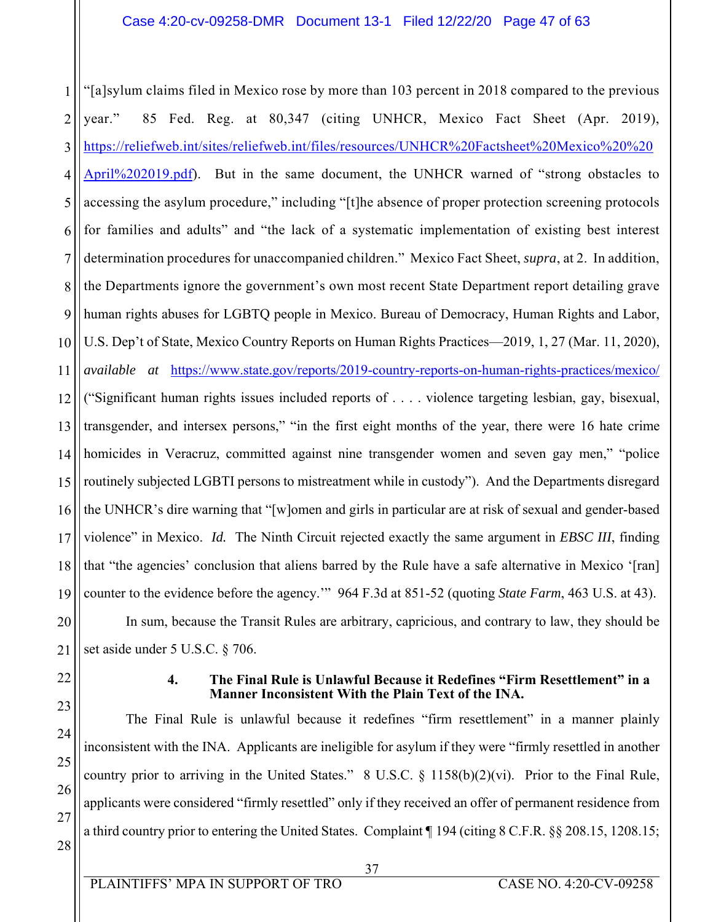"[a]sylum claims filed in Mexico rose by more than 103 percent in 2018 compared to the previous year." 85 Fed. Reg. at 80,347 (citing UNHCR, Mexico Fact Sheet (Apr. 2019), https://reliefweb.int/sites/reliefweb.int/files/resources/UNHCR%20Factsheet%20Mexico%20%20April%202019.pdf). But in the same document, the UNHCR warned of "strong obstacles to accessing the asylum procedure," including "[t]he absence of proper protection screening protocols for families and adults" and "the lack of a systematic implementation of existing best interest determination procedures for unaccompanied children." Mexico Fact Sheet, *supra*, at 2. In addition, the Departments ignore the government's own most recent State Department report detailing grave human rights abuses for LGBTQ people in Mexico. Bureau of Democracy, Human Rights and Labor, U.S. Dep't of State, Mexico Country Reports on Human Rights Practices—2019, 1, 27 (Mar. 11, 2020), *available at* https://www.state.gov/reports/2019-country-reports-on-human-rights-practices/mexico/ ("Significant human rights issues included reports of . . . . violence targeting lesbian, gay, bisexual, transgender, and intersex persons," "in the first eight months of the year, there were 16 hate crime homicides in Veracruz, committed against nine transgender women and seven gay men," "police routinely subjected LGBTI persons to mistreatment while in custody"). And the Departments disregard the UNHCR's dire warning that "[w]omen and girls in particular are at risk of sexual and gender-based violence" in Mexico. *Id.* The Ninth Circuit rejected exactly the same argument in *EBSC III*, finding that "the agencies' conclusion that aliens barred by the Rule have a safe alternative in Mexico '[ran] counter to the evidence before the agency.'" 964 F.3d at 851-52 (quoting *State Farm*, 463 U.S. at 43).

In sum, because the Transit Rules are arbitrary, capricious, and contrary to law, they should be set aside under 5 U.S.C. § 706.

#### 4. The Final Rule is Unlawful Because it Redefines "Firm Resettlement" in a Manner Inconsistent With the Plain Text of the INA.

The Final Rule is unlawful because it redefines "firm resettlement" in a manner plainly inconsistent with the INA. Applicants are ineligible for asylum if they were "firmly resettled in another country prior to arriving in the United States." 8 U.S.C. § 1158(b)(2)(vi). Prior to the Final Rule, applicants were considered "firmly resettled" only if they received an offer of permanent residence from a third country prior to entering the United States. Complaint ¶ 194 (citing 8 C.F.R. §§ 208.15, 1208.15;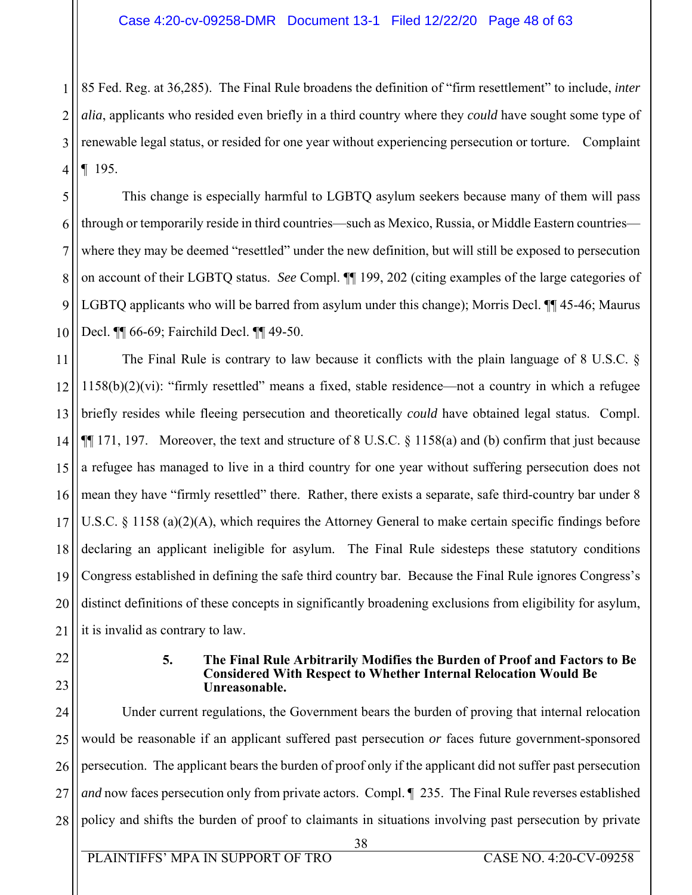85 Fed. Reg. at 36,285). The Final Rule broadens the definition of "firm resettlement" to include, *inter alia*, applicants who resided even briefly in a third country where they *could* have sought some type of renewable legal status, or resided for one year without experiencing persecution or torture. Complaint ¶ 195.

This change is especially harmful to LGBTQ asylum seekers because many of them will pass through or temporarily reside in third countries—such as Mexico, Russia, or Middle Eastern countries—where they may be deemed "resettled" under the new definition, but will still be exposed to persecution on account of their LGBTQ status. *See* Compl. ¶¶ 199, 202 (citing examples of the large categories of LGBTQ applicants who will be barred from asylum under this change); Morris Decl. ¶¶ 45-46; Maurus Decl. ¶¶ 66-69; Fairchild Decl. ¶¶ 49-50.

The Final Rule is contrary to law because it conflicts with the plain language of 8 U.S.C. § 1158(b)(2)(vi): "firmly resettled" means a fixed, stable residence—not a country in which a refugee briefly resides while fleeing persecution and theoretically *could* have obtained legal status. Compl. ¶¶ 171, 197. Moreover, the text and structure of 8 U.S.C. § 1158(a) and (b) confirm that just because a refugee has managed to live in a third country for one year without suffering persecution does not mean they have "firmly resettled" there. Rather, there exists a separate, safe third-country bar under 8 U.S.C. § 1158 (a)(2)(A), which requires the Attorney General to make certain specific findings before declaring an applicant ineligible for asylum. The Final Rule sidesteps these statutory conditions Congress established in defining the safe third country bar. Because the Final Rule ignores Congress's distinct definitions of these concepts in significantly broadening exclusions from eligibility for asylum, it is invalid as contrary to law.

#### 5. The Final Rule Arbitrarily Modifies the Burden of Proof and Factors to Be Considered With Respect to Whether Internal Relocation Would Be Unreasonable.

Under current regulations, the Government bears the burden of proving that internal relocation would be reasonable if an applicant suffered past persecution *or* faces future government-sponsored persecution. The applicant bears the burden of proof only if the applicant did not suffer past persecution *and* now faces persecution only from private actors. Compl. ¶ 235. The Final Rule reverses established policy and shifts the burden of proof to claimants in situations involving past persecution by private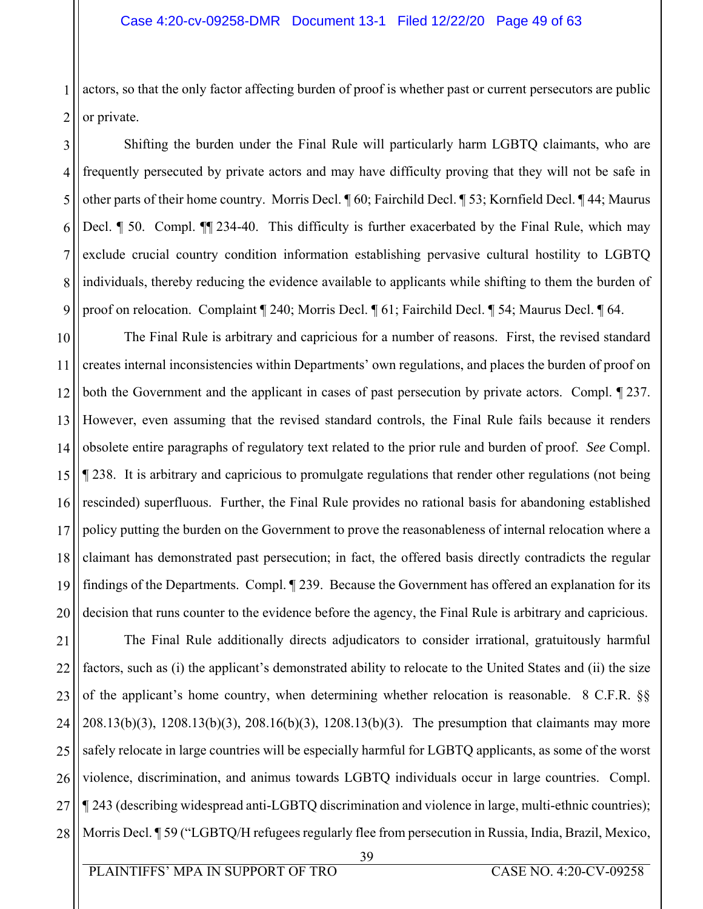actors, so that the only factor affecting burden of proof is whether past or current persecutors are public or private.

Shifting the burden under the Final Rule will particularly harm LGBTQ claimants, who are frequently persecuted by private actors and may have difficulty proving that they will not be safe in other parts of their home country. Morris Decl. ¶ 60; Fairchild Decl. ¶ 53; Kornfield Decl. ¶ 44; Maurus Decl. ¶ 50. Compl. ¶¶ 234-40. This difficulty is further exacerbated by the Final Rule, which may exclude crucial country condition information establishing pervasive cultural hostility to LGBTQ individuals, thereby reducing the evidence available to applicants while shifting to them the burden of proof on relocation. Complaint ¶ 240; Morris Decl. ¶ 61; Fairchild Decl. ¶ 54; Maurus Decl. ¶ 64.

The Final Rule is arbitrary and capricious for a number of reasons. First, the revised standard creates internal inconsistencies within Departments' own regulations, and places the burden of proof on both the Government and the applicant in cases of past persecution by private actors. Compl. ¶ 237. However, even assuming that the revised standard controls, the Final Rule fails because it renders obsolete entire paragraphs of regulatory text related to the prior rule and burden of proof. *See* Compl. ¶ 238. It is arbitrary and capricious to promulgate regulations that render other regulations (not being rescinded) superfluous. Further, the Final Rule provides no rational basis for abandoning established policy putting the burden on the Government to prove the reasonableness of internal relocation where a claimant has demonstrated past persecution; in fact, the offered basis directly contradicts the regular findings of the Departments. Compl. ¶ 239. Because the Government has offered an explanation for its decision that runs counter to the evidence before the agency, the Final Rule is arbitrary and capricious.

The Final Rule additionally directs adjudicators to consider irrational, gratuitously harmful factors, such as (i) the applicant's demonstrated ability to relocate to the United States and (ii) the size of the applicant's home country, when determining whether relocation is reasonable. 8 C.F.R. §§ 208.13(b)(3), 1208.13(b)(3), 208.16(b)(3), 1208.13(b)(3). The presumption that claimants may more safely relocate in large countries will be especially harmful for LGBTQ applicants, as some of the worst violence, discrimination, and animus towards LGBTQ individuals occur in large countries. Compl. ¶ 243 (describing widespread anti-LGBTQ discrimination and violence in large, multi-ethnic countries); Morris Decl. ¶ 59 ("LGBTQ/H refugees regularly flee from persecution in Russia, India, Brazil, Mexico,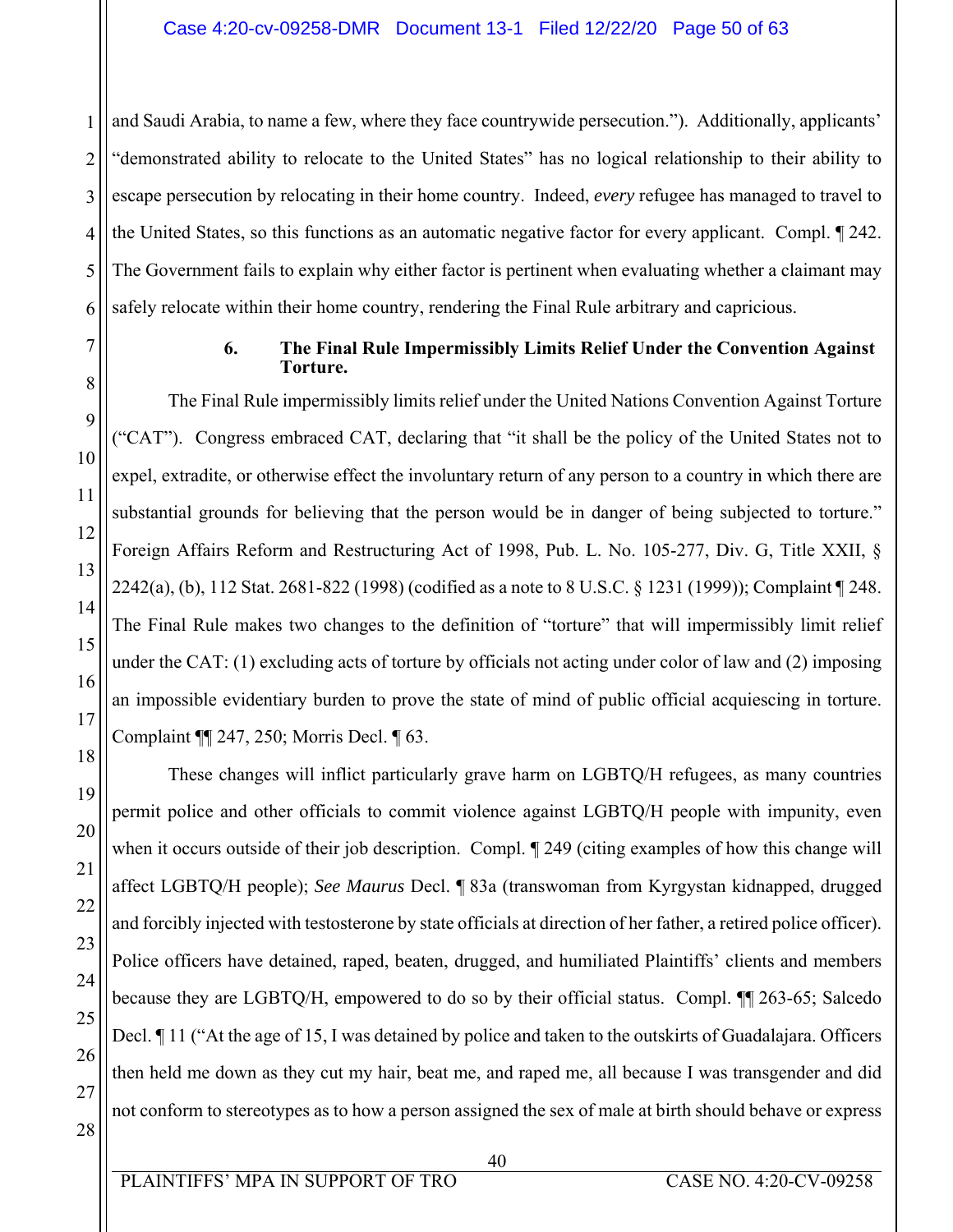and Saudi Arabia, to name a few, where they face countrywide persecution."). Additionally, applicants' "demonstrated ability to relocate to the United States" has no logical relationship to their ability to escape persecution by relocating in their home country. Indeed, *every* refugee has managed to travel to the United States, so this functions as an automatic negative factor for every applicant. Compl. ¶ 242. The Government fails to explain why either factor is pertinent when evaluating whether a claimant may safely relocate within their home country, rendering the Final Rule arbitrary and capricious.

**6. The Final Rule Impermissibly Limits Relief Under the Convention Against Torture.**

The Final Rule impermissibly limits relief under the United Nations Convention Against Torture ("CAT"). Congress embraced CAT, declaring that "it shall be the policy of the United States not to expel, extradite, or otherwise effect the involuntary return of any person to a country in which there are substantial grounds for believing that the person would be in danger of being subjected to torture." Foreign Affairs Reform and Restructuring Act of 1998, Pub. L. No. 105-277, Div. G, Title XXII, § 2242(a), (b), 112 Stat. 2681-822 (1998) (codified as a note to 8 U.S.C. § 1231 (1999)); Complaint ¶ 248. The Final Rule makes two changes to the definition of "torture" that will impermissibly limit relief under the CAT: (1) excluding acts of torture by officials not acting under color of law and (2) imposing an impossible evidentiary burden to prove the state of mind of public official acquiescing in torture. Complaint ¶¶ 247, 250; Morris Decl. ¶ 63.

These changes will inflict particularly grave harm on LGBTQ/H refugees, as many countries permit police and other officials to commit violence against LGBTQ/H people with impunity, even when it occurs outside of their job description. Compl. ¶ 249 (citing examples of how this change will affect LGBTQ/H people); *See Maurus* Decl. ¶ 83a (transwoman from Kyrgystan kidnapped, drugged and forcibly injected with testosterone by state officials at direction of her father, a retired police officer). Police officers have detained, raped, beaten, drugged, and humiliated Plaintiffs' clients and members because they are LGBTQ/H, empowered to do so by their official status. Compl. ¶¶ 263-65; Salcedo Decl. ¶ 11 ("At the age of 15, I was detained by police and taken to the outskirts of Guadalajara. Officers then held me down as they cut my hair, beat me, and raped me, all because I was transgender and did not conform to stereotypes as to how a person assigned the sex of male at birth should behave or express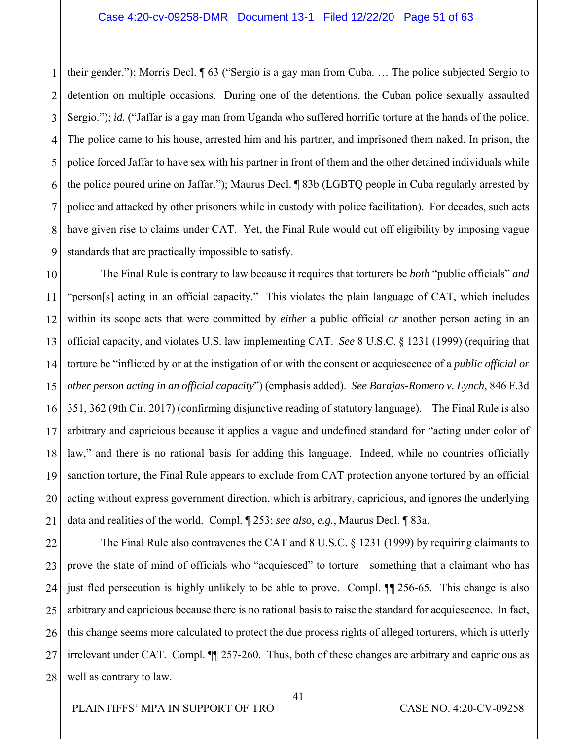their gender."); Morris Decl. ¶ 63 ("Sergio is a gay man from Cuba. … The police subjected Sergio to detention on multiple occasions. During one of the detentions, the Cuban police sexually assaulted Sergio."); *id.* ("Jaffar is a gay man from Uganda who suffered horrific torture at the hands of the police. The police came to his house, arrested him and his partner, and imprisoned them naked. In prison, the police forced Jaffar to have sex with his partner in front of them and the other detained individuals while the police poured urine on Jaffar."); Maurus Decl. ¶ 83b (LGBTQ people in Cuba regularly arrested by police and attacked by other prisoners while in custody with police facilitation). For decades, such acts have given rise to claims under CAT. Yet, the Final Rule would cut off eligibility by imposing vague standards that are practically impossible to satisfy.

The Final Rule is contrary to law because it requires that torturers be *both* "public officials" *and* "person[s] acting in an official capacity." This violates the plain language of CAT, which includes within its scope acts that were committed by *either* a public official *or* another person acting in an official capacity, and violates U.S. law implementing CAT. *See* 8 U.S.C. § 1231 (1999) (requiring that torture be "inflicted by or at the instigation of or with the consent or acquiescence of a *public official or other person acting in an official capacity*") (emphasis added). *See Barajas-Romero v. Lynch*, 846 F.3d 351, 362 (9th Cir. 2017) (confirming disjunctive reading of statutory language). The Final Rule is also arbitrary and capricious because it applies a vague and undefined standard for "acting under color of law," and there is no rational basis for adding this language. Indeed, while no countries officially sanction torture, the Final Rule appears to exclude from CAT protection anyone tortured by an official acting without express government direction, which is arbitrary, capricious, and ignores the underlying data and realities of the world. Compl. ¶ 253; *see also*, *e.g.*, Maurus Decl. ¶ 83a.

The Final Rule also contravenes the CAT and 8 U.S.C. § 1231 (1999) by requiring claimants to prove the state of mind of officials who "acquiesced" to torture—something that a claimant who has just fled persecution is highly unlikely to be able to prove. Compl. ¶¶ 256-65. This change is also arbitrary and capricious because there is no rational basis to raise the standard for acquiescence. In fact, this change seems more calculated to protect the due process rights of alleged torturers, which is utterly irrelevant under CAT. Compl. ¶¶ 257-260. Thus, both of these changes are arbitrary and capricious as well as contrary to law.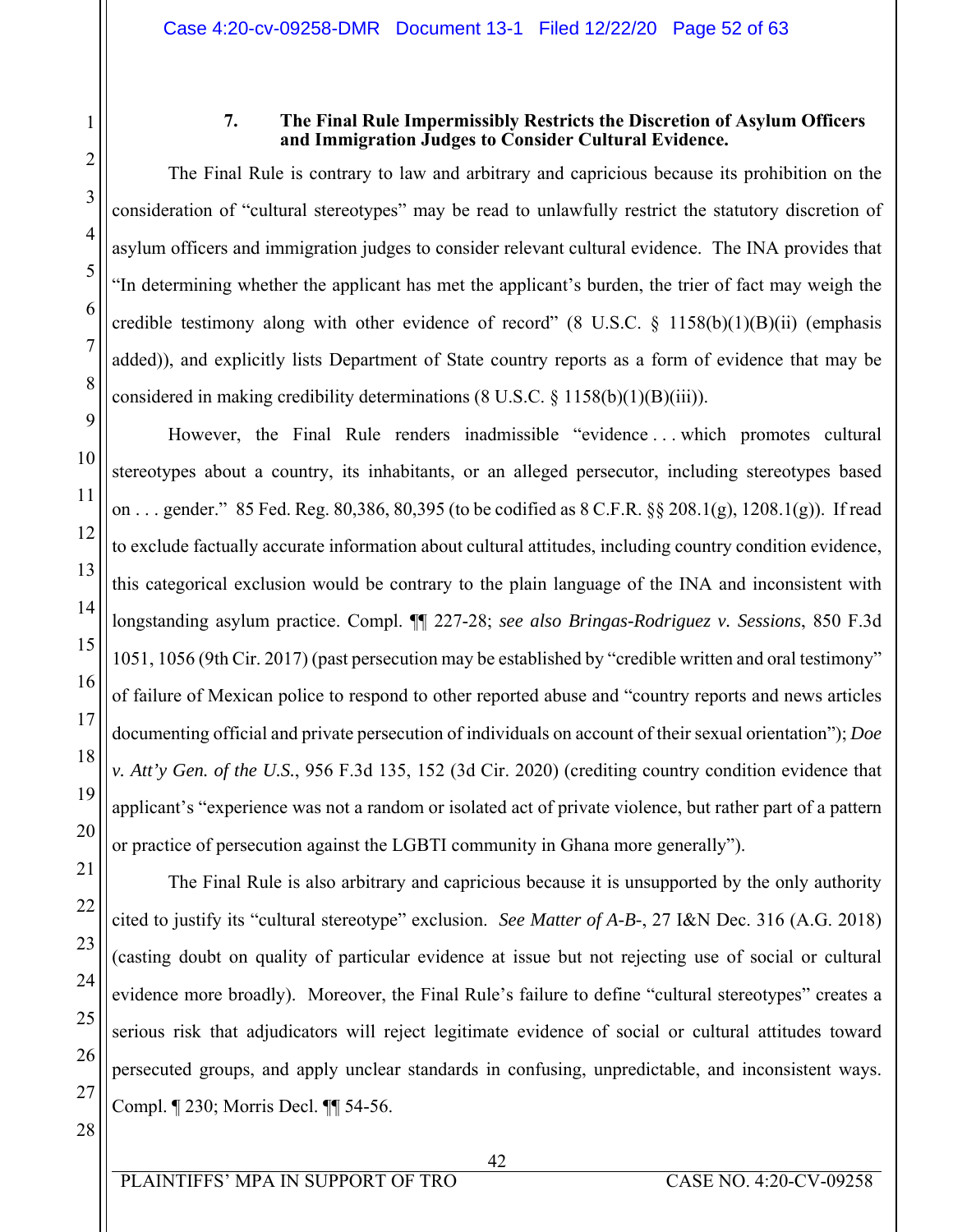#### 7. The Final Rule Impermissibly Restricts the Discretion of Asylum Officers and Immigration Judges to Consider Cultural Evidence.

The Final Rule is contrary to law and arbitrary and capricious because its prohibition on the consideration of "cultural stereotypes" may be read to unlawfully restrict the statutory discretion of asylum officers and immigration judges to consider relevant cultural evidence. The INA provides that "In determining whether the applicant has met the applicant's burden, the trier of fact may weigh the credible testimony along with other evidence of record" (8 U.S.C. § 1158(b)(1)(B)(ii) (emphasis added)), and explicitly lists Department of State country reports as a form of evidence that may be considered in making credibility determinations (8 U.S.C. § 1158(b)(1)(B)(iii)).

However, the Final Rule renders inadmissible "evidence . . . which promotes cultural stereotypes about a country, its inhabitants, or an alleged persecutor, including stereotypes based on . . . gender." 85 Fed. Reg. 80,386, 80,395 (to be codified as 8 C.F.R. §§ 208.1(g), 1208.1(g)). If read to exclude factually accurate information about cultural attitudes, including country condition evidence, this categorical exclusion would be contrary to the plain language of the INA and inconsistent with longstanding asylum practice. Compl. ¶¶ 227-28; *see also Bringas-Rodriguez v. Sessions*, 850 F.3d 1051, 1056 (9th Cir. 2017) (past persecution may be established by "credible written and oral testimony" of failure of Mexican police to respond to other reported abuse and "country reports and news articles documenting official and private persecution of individuals on account of their sexual orientation"); *Doe v. Att'y Gen. of the U.S.*, 956 F.3d 135, 152 (3d Cir. 2020) (crediting country condition evidence that applicant's "experience was not a random or isolated act of private violence, but rather part of a pattern or practice of persecution against the LGBTI community in Ghana more generally").

The Final Rule is also arbitrary and capricious because it is unsupported by the only authority cited to justify its "cultural stereotype" exclusion. *See Matter of A-B-*, 27 I&N Dec. 316 (A.G. 2018) (casting doubt on quality of particular evidence at issue but not rejecting use of social or cultural evidence more broadly). Moreover, the Final Rule's failure to define "cultural stereotypes" creates a serious risk that adjudicators will reject legitimate evidence of social or cultural attitudes toward persecuted groups, and apply unclear standards in confusing, unpredictable, and inconsistent ways. Compl. ¶ 230; Morris Decl. ¶¶ 54-56.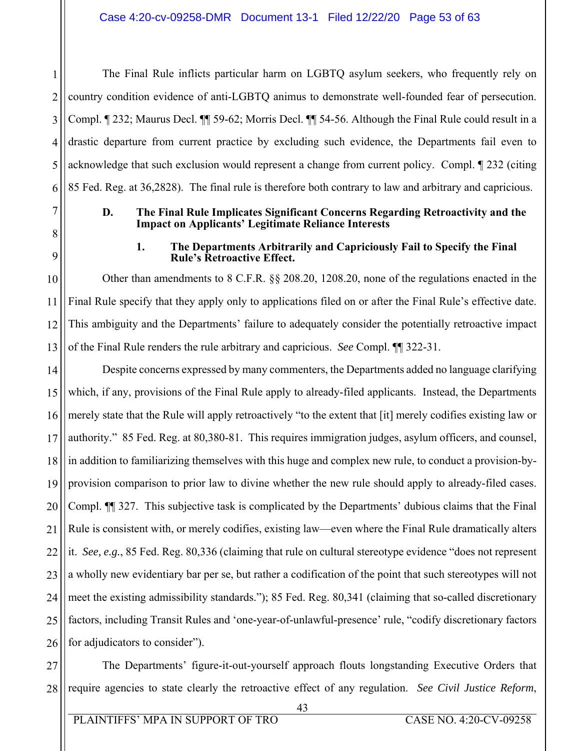The Final Rule inflicts particular harm on LGBTQ asylum seekers, who frequently rely on country condition evidence of anti-LGBTQ animus to demonstrate well-founded fear of persecution. Compl. ¶ 232; Maurus Decl. ¶¶ 59-62; Morris Decl. ¶¶ 54-56. Although the Final Rule could result in a drastic departure from current practice by excluding such evidence, the Departments fail even to acknowledge that such exclusion would represent a change from current policy. Compl. ¶ 232 (citing 85 Fed. Reg. at 36,2828). The final rule is therefore both contrary to law and arbitrary and capricious.

### D. The Final Rule Implicates Significant Concerns Regarding Retroactivity and the Impact on Applicants' Legitimate Reliance Interests

#### 1. The Departments Arbitrarily and Capriciously Fail to Specify the Final Rule's Retroactive Effect.

Other than amendments to 8 C.F.R. §§ 208.20, 1208.20, none of the regulations enacted in the Final Rule specify that they apply only to applications filed on or after the Final Rule's effective date. This ambiguity and the Departments' failure to adequately consider the potentially retroactive impact of the Final Rule renders the rule arbitrary and capricious. *See* Compl. ¶¶ 322-31.

Despite concerns expressed by many commenters, the Departments added no language clarifying which, if any, provisions of the Final Rule apply to already-filed applicants. Instead, the Departments merely state that the Rule will apply retroactively "to the extent that [it] merely codifies existing law or authority." 85 Fed. Reg. at 80,380-81. This requires immigration judges, asylum officers, and counsel, in addition to familiarizing themselves with this huge and complex new rule, to conduct a provision-by-provision comparison to prior law to divine whether the new rule should apply to already-filed cases. Compl. ¶¶ 327. This subjective task is complicated by the Departments' dubious claims that the Final Rule is consistent with, or merely codifies, existing law—even where the Final Rule dramatically alters it. *See, e.g.*, 85 Fed. Reg. 80,336 (claiming that rule on cultural stereotype evidence "does not represent a wholly new evidentiary bar per se, but rather a codification of the point that such stereotypes will not meet the existing admissibility standards."); 85 Fed. Reg. 80,341 (claiming that so-called discretionary factors, including Transit Rules and 'one-year-of-unlawful-presence' rule, "codify discretionary factors for adjudicators to consider").

The Departments' figure-it-out-yourself approach flouts longstanding Executive Orders that require agencies to state clearly the retroactive effect of any regulation. *See Civil Justice Reform*,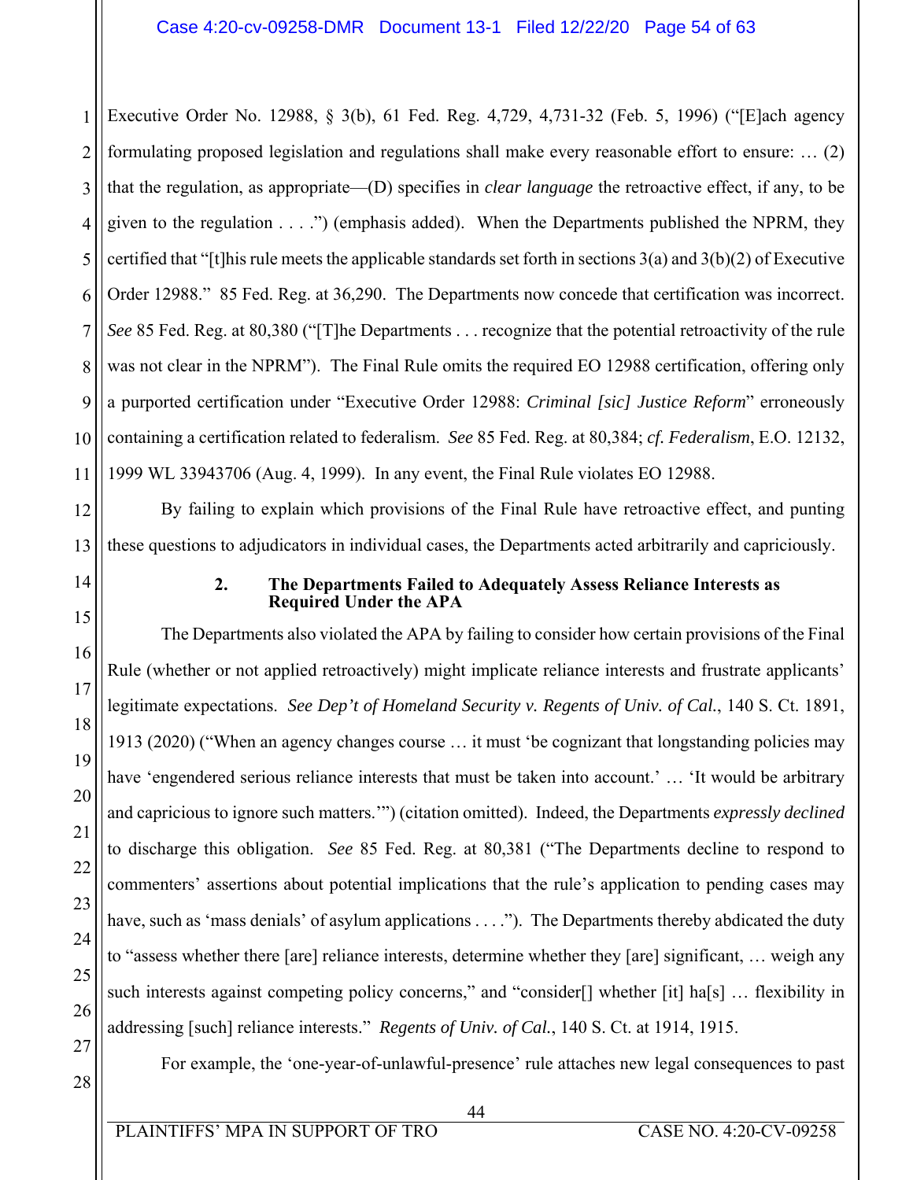Executive Order No. 12988, § 3(b), 61 Fed. Reg. 4,729, 4,731-32 (Feb. 5, 1996) ("[E]ach agency formulating proposed legislation and regulations shall make every reasonable effort to ensure: … (2) that the regulation, as appropriate—(D) specifies in *clear language* the retroactive effect, if any, to be given to the regulation . . . .") (emphasis added). When the Departments published the NPRM, they certified that "[t]his rule meets the applicable standards set forth in sections 3(a) and 3(b)(2) of Executive Order 12988." 85 Fed. Reg. at 36,290. The Departments now concede that certification was incorrect. *See* 85 Fed. Reg. at 80,380 ("[T]he Departments . . . recognize that the potential retroactivity of the rule was not clear in the NPRM"). The Final Rule omits the required EO 12988 certification, offering only a purported certification under "Executive Order 12988: *Criminal [sic] Justice Reform*" erroneously containing a certification related to federalism. *See* 85 Fed. Reg. at 80,384; *cf. Federalism*, E.O. 12132, 1999 WL 33943706 (Aug. 4, 1999). In any event, the Final Rule violates EO 12988.

By failing to explain which provisions of the Final Rule have retroactive effect, and punting these questions to adjudicators in individual cases, the Departments acted arbitrarily and capriciously.

**2. The Departments Failed to Adequately Assess Reliance Interests as Required Under the APA**

The Departments also violated the APA by failing to consider how certain provisions of the Final Rule (whether or not applied retroactively) might implicate reliance interests and frustrate applicants' legitimate expectations. *See Dep't of Homeland Security v. Regents of Univ. of Cal.*, 140 S. Ct. 1891, 1913 (2020) ("When an agency changes course … it must 'be cognizant that longstanding policies may have 'engendered serious reliance interests that must be taken into account.' … 'It would be arbitrary and capricious to ignore such matters.'") (citation omitted). Indeed, the Departments *expressly declined* to discharge this obligation. *See* 85 Fed. Reg. at 80,381 ("The Departments decline to respond to commenters' assertions about potential implications that the rule's application to pending cases may have, such as 'mass denials' of asylum applications . . . ."). The Departments thereby abdicated the duty to "assess whether there [are] reliance interests, determine whether they [are] significant, … weigh any such interests against competing policy concerns," and "consider[] whether [it] ha[s] … flexibility in addressing [such] reliance interests." *Regents of Univ. of Cal.*, 140 S. Ct. at 1914, 1915.

For example, the 'one-year-of-unlawful-presence' rule attaches new legal consequences to past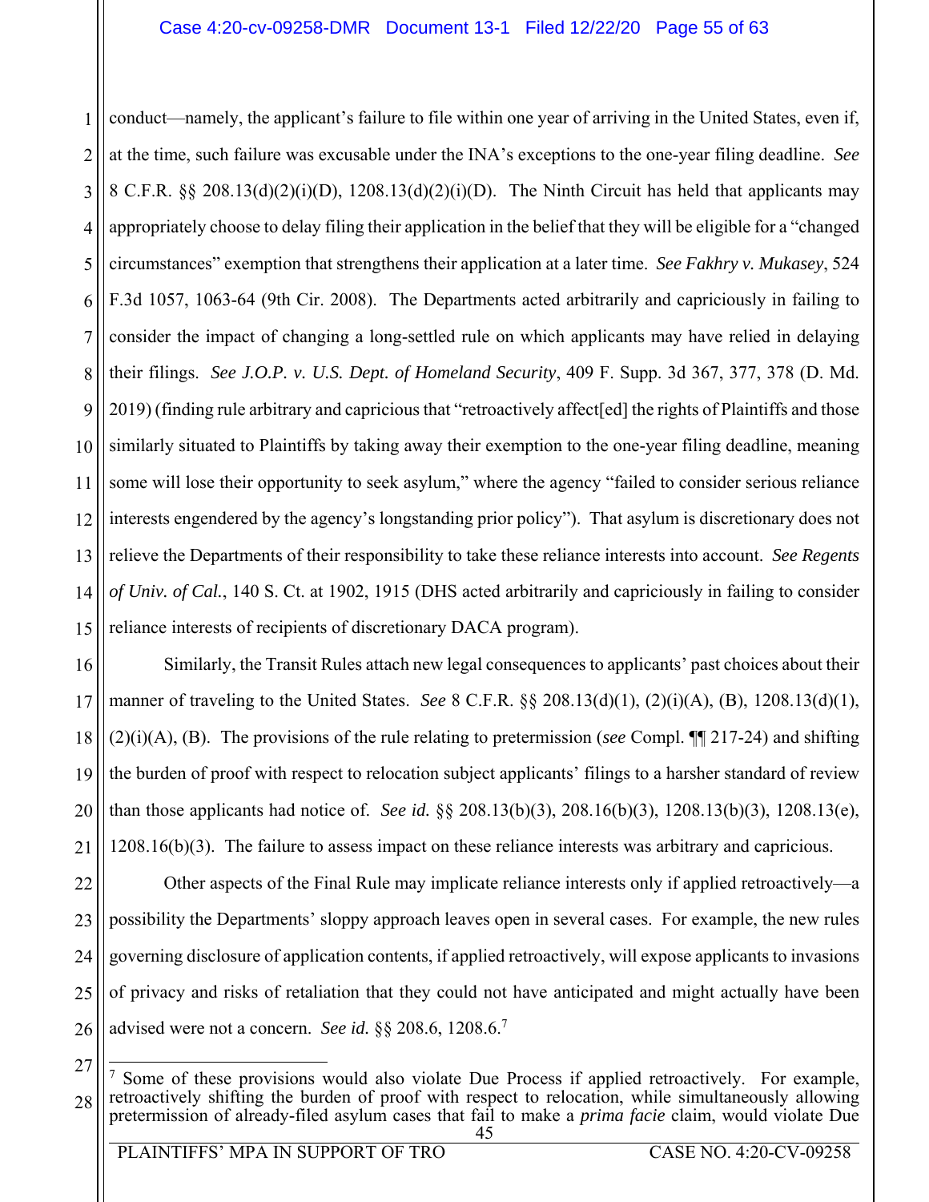conduct—namely, the applicant's failure to file within one year of arriving in the United States, even if, at the time, such failure was excusable under the INA's exceptions to the one-year filing deadline. *See* 8 C.F.R. §§ 208.13(d)(2)(i)(D), 1208.13(d)(2)(i)(D). The Ninth Circuit has held that applicants may appropriately choose to delay filing their application in the belief that they will be eligible for a "changed circumstances" exemption that strengthens their application at a later time. *See Fakhry v. Mukasey*, 524 F.3d 1057, 1063-64 (9th Cir. 2008). The Departments acted arbitrarily and capriciously in failing to consider the impact of changing a long-settled rule on which applicants may have relied in delaying their filings. *See J.O.P. v. U.S. Dept. of Homeland Security*, 409 F. Supp. 3d 367, 377, 378 (D. Md. 2019) (finding rule arbitrary and capricious that "retroactively affect[ed] the rights of Plaintiffs and those similarly situated to Plaintiffs by taking away their exemption to the one-year filing deadline, meaning some will lose their opportunity to seek asylum," where the agency "failed to consider serious reliance interests engendered by the agency's longstanding prior policy"). That asylum is discretionary does not relieve the Departments of their responsibility to take these reliance interests into account. *See Regents of Univ. of Cal.*, 140 S. Ct. at 1902, 1915 (DHS acted arbitrarily and capriciously in failing to consider reliance interests of recipients of discretionary DACA program).

Similarly, the Transit Rules attach new legal consequences to applicants' past choices about their manner of traveling to the United States. *See* 8 C.F.R. §§ 208.13(d)(1), (2)(i)(A), (B), 1208.13(d)(1), (2)(i)(A), (B). The provisions of the rule relating to pretermission (*see* Compl. ¶¶ 217-24) and shifting the burden of proof with respect to relocation subject applicants' filings to a harsher standard of review than those applicants had notice of. *See id.* §§ 208.13(b)(3), 208.16(b)(3), 1208.13(b)(3), 1208.13(e), 1208.16(b)(3). The failure to assess impact on these reliance interests was arbitrary and capricious.

Other aspects of the Final Rule may implicate reliance interests only if applied retroactively—a possibility the Departments' sloppy approach leaves open in several cases. For example, the new rules governing disclosure of application contents, if applied retroactively, will expose applicants to invasions of privacy and risks of retaliation that they could not have anticipated and might actually have been advised were not a concern. *See id.* §§ 208.6, 1208.6.[7]

---

[7] Some of these provisions would also violate Due Process if applied retroactively. For example, retroactively shifting the burden of proof with respect to relocation, while simultaneously allowing pretermission of already-filed asylum cases that fail to make a *prima facie* claim, would violate Due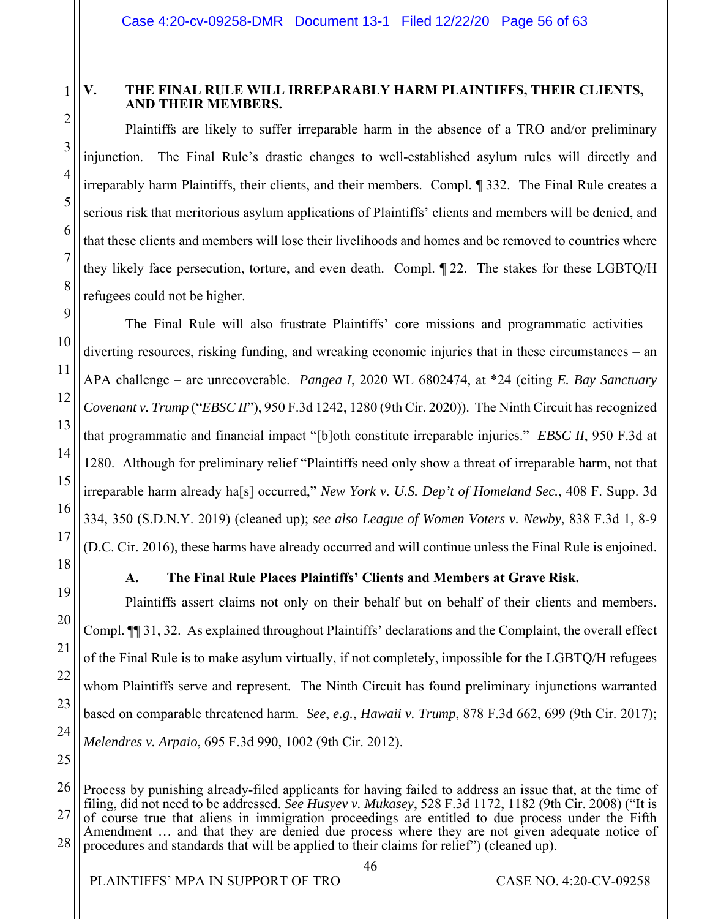## V. THE FINAL RULE WILL IRREPARABLY HARM PLAINTIFFS, THEIR CLIENTS, AND THEIR MEMBERS.

Plaintiffs are likely to suffer irreparable harm in the absence of a TRO and/or preliminary injunction. The Final Rule's drastic changes to well-established asylum rules will directly and irreparably harm Plaintiffs, their clients, and their members. Compl. ¶ 332. The Final Rule creates a serious risk that meritorious asylum applications of Plaintiffs' clients and members will be denied, and that these clients and members will lose their livelihoods and homes and be removed to countries where they likely face persecution, torture, and even death. Compl. ¶ 22. The stakes for these LGBTQ/H refugees could not be higher.

The Final Rule will also frustrate Plaintiffs' core missions and programmatic activities—diverting resources, risking funding, and wreaking economic injuries that in these circumstances – an APA challenge – are unrecoverable. *Pangea I*, 2020 WL 6802474, at *24 (citing *E. Bay Sanctuary Covenant v. Trump* ("*EBSC II*"), 950 F.3d 1242, 1280 (9th Cir. 2020)). The Ninth Circuit has recognized that programmatic and financial impact "[b]oth constitute irreparable injuries." *EBSC II*, 950 F.3d at 1280. Although for preliminary relief "Plaintiffs need only show a threat of irreparable harm, not that irreparable harm already ha[s] occurred," *New York v. U.S. Dep't of Homeland Sec.*, 408 F. Supp. 3d 334, 350 (S.D.N.Y. 2019) (cleaned up); *see also League of Women Voters v. Newby*, 838 F.3d 1, 8-9 (D.C. Cir. 2016), these harms have already occurred and will continue unless the Final Rule is enjoined.

### A. The Final Rule Places Plaintiffs' Clients and Members at Grave Risk.

Plaintiffs assert claims not only on their behalf but on behalf of their clients and members. Compl. ¶¶ 31, 32. As explained throughout Plaintiffs' declarations and the Complaint, the overall effect of the Final Rule is to make asylum virtually, if not completely, impossible for the LGBTQ/H refugees whom Plaintiffs serve and represent. The Ninth Circuit has found preliminary injunctions warranted based on comparable threatened harm. *See*, *e.g.*, *Hawaii v. Trump*, 878 F.3d 662, 699 (9th Cir. 2017); *Melendres v. Arpaio*, 695 F.3d 990, 1002 (9th Cir. 2012).

---

Process by punishing already-filed applicants for having failed to address an issue that, at the time of filing, did not need to be addressed. *See Husyev v. Mukasey*, 528 F.3d 1172, 1182 (9th Cir. 2008) ("It is of course true that aliens in immigration proceedings are entitled to due process under the Fifth Amendment … and that they are denied due process where they are not given adequate notice of procedures and standards that will be applied to their claims for relief") (cleaned up).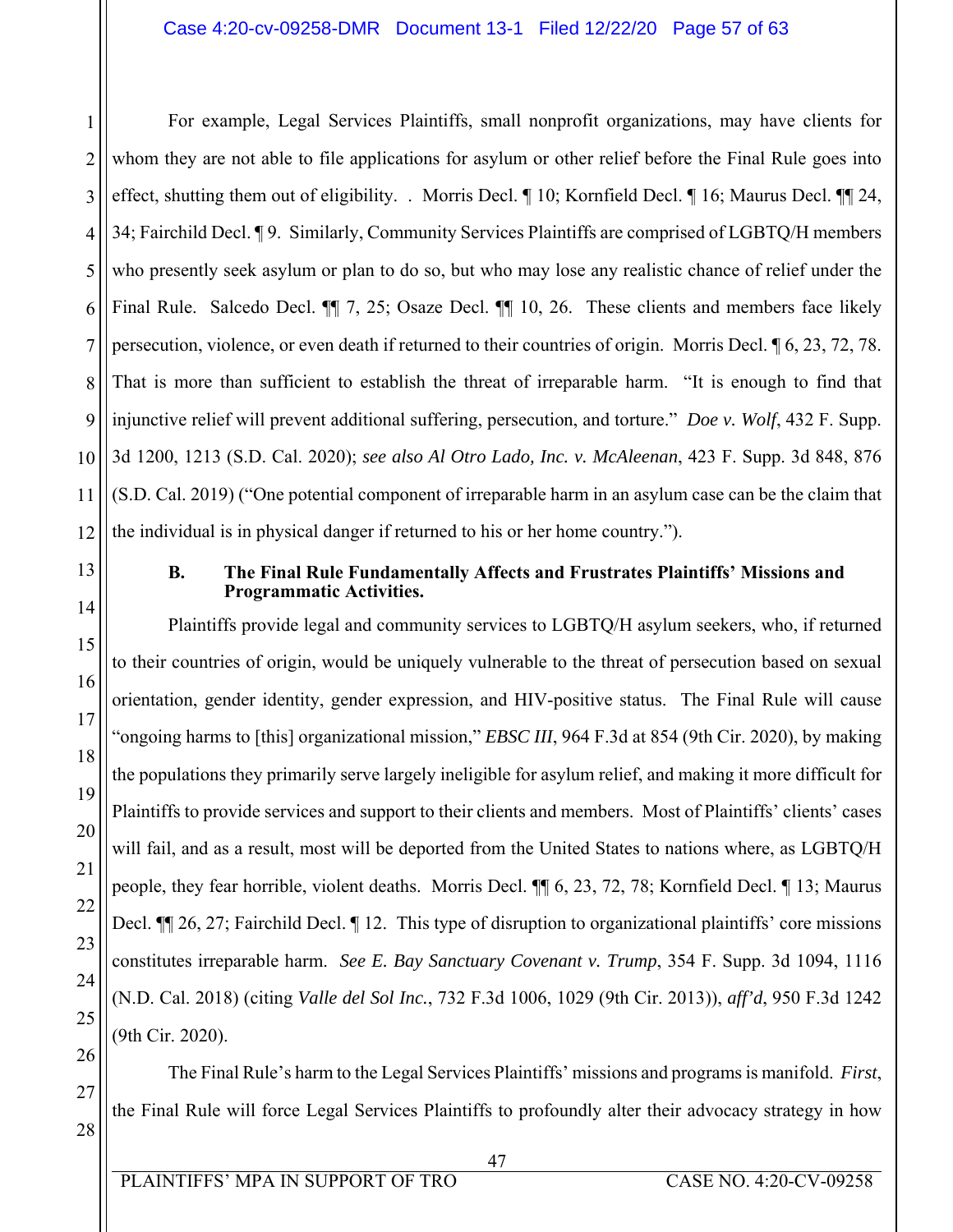For example, Legal Services Plaintiffs, small nonprofit organizations, may have clients for whom they are not able to file applications for asylum or other relief before the Final Rule goes into effect, shutting them out of eligibility. . Morris Decl. ¶ 10; Kornfield Decl. ¶ 16; Maurus Decl. ¶¶ 24, 34; Fairchild Decl. ¶ 9. Similarly, Community Services Plaintiffs are comprised of LGBTQ/H members who presently seek asylum or plan to do so, but who may lose any realistic chance of relief under the Final Rule. Salcedo Decl. ¶¶ 7, 25; Osaze Decl. ¶¶ 10, 26. These clients and members face likely persecution, violence, or even death if returned to their countries of origin. Morris Decl. ¶ 6, 23, 72, 78. That is more than sufficient to establish the threat of irreparable harm. "It is enough to find that injunctive relief will prevent additional suffering, persecution, and torture." *Doe v. Wolf*, 432 F. Supp. 3d 1200, 1213 (S.D. Cal. 2020); *see also Al Otro Lado, Inc. v. McAleenan*, 423 F. Supp. 3d 848, 876 (S.D. Cal. 2019) ("One potential component of irreparable harm in an asylum case can be the claim that the individual is in physical danger if returned to his or her home country.").

### B. The Final Rule Fundamentally Affects and Frustrates Plaintiffs' Missions and Programmatic Activities.

Plaintiffs provide legal and community services to LGBTQ/H asylum seekers, who, if returned to their countries of origin, would be uniquely vulnerable to the threat of persecution based on sexual orientation, gender identity, gender expression, and HIV-positive status. The Final Rule will cause "ongoing harms to [this] organizational mission," *EBSC III*, 964 F.3d at 854 (9th Cir. 2020), by making the populations they primarily serve largely ineligible for asylum relief, and making it more difficult for Plaintiffs to provide services and support to their clients and members. Most of Plaintiffs' clients' cases will fail, and as a result, most will be deported from the United States to nations where, as LGBTQ/H people, they fear horrible, violent deaths. Morris Decl. ¶¶ 6, 23, 72, 78; Kornfield Decl. ¶ 13; Maurus Decl. ¶¶ 26, 27; Fairchild Decl. ¶ 12. This type of disruption to organizational plaintiffs' core missions constitutes irreparable harm. *See E. Bay Sanctuary Covenant v. Trump*, 354 F. Supp. 3d 1094, 1116 (N.D. Cal. 2018) (citing *Valle del Sol Inc.*, 732 F.3d 1006, 1029 (9th Cir. 2013)), *aff'd*, 950 F.3d 1242 (9th Cir. 2020).

The Final Rule's harm to the Legal Services Plaintiffs' missions and programs is manifold. *First*, the Final Rule will force Legal Services Plaintiffs to profoundly alter their advocacy strategy in how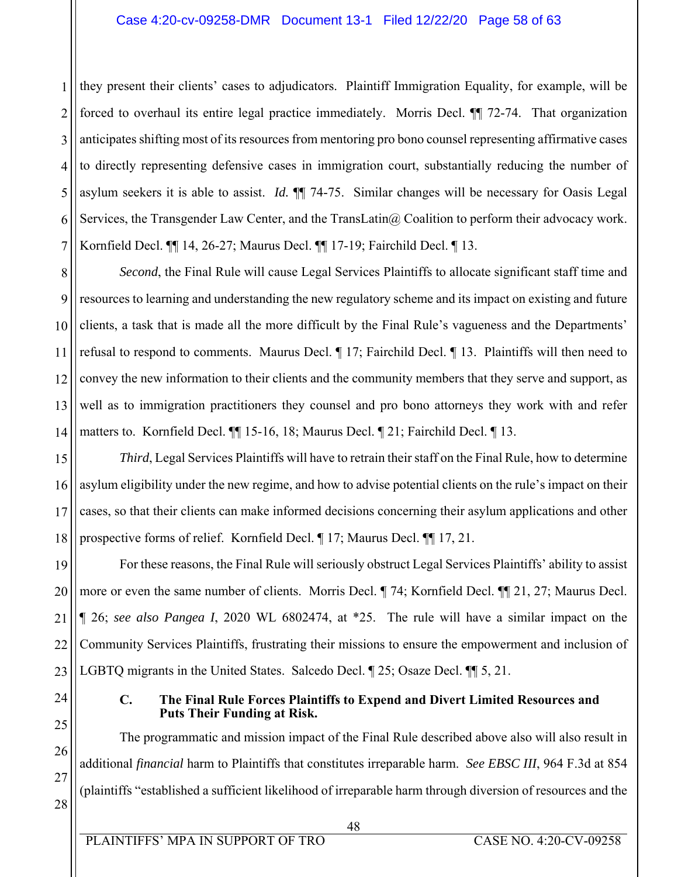they present their clients' cases to adjudicators. Plaintiff Immigration Equality, for example, will be forced to overhaul its entire legal practice immediately. Morris Decl. ¶¶ 72-74. That organization anticipates shifting most of its resources from mentoring pro bono counsel representing affirmative cases to directly representing defensive cases in immigration court, substantially reducing the number of asylum seekers it is able to assist. *Id.* ¶¶ 74-75. Similar changes will be necessary for Oasis Legal Services, the Transgender Law Center, and the TransLatin@ Coalition to perform their advocacy work. Kornfield Decl. ¶¶ 14, 26-27; Maurus Decl. ¶¶ 17-19; Fairchild Decl. ¶ 13.

*Second*, the Final Rule will cause Legal Services Plaintiffs to allocate significant staff time and resources to learning and understanding the new regulatory scheme and its impact on existing and future clients, a task that is made all the more difficult by the Final Rule's vagueness and the Departments' refusal to respond to comments. Maurus Decl. ¶ 17; Fairchild Decl. ¶ 13. Plaintiffs will then need to convey the new information to their clients and the community members that they serve and support, as well as to immigration practitioners they counsel and pro bono attorneys they work with and refer matters to. Kornfield Decl. ¶¶ 15-16, 18; Maurus Decl. ¶ 21; Fairchild Decl. ¶ 13.

*Third*, Legal Services Plaintiffs will have to retrain their staff on the Final Rule, how to determine asylum eligibility under the new regime, and how to advise potential clients on the rule's impact on their cases, so that their clients can make informed decisions concerning their asylum applications and other prospective forms of relief. Kornfield Decl. ¶ 17; Maurus Decl. ¶¶ 17, 21.

For these reasons, the Final Rule will seriously obstruct Legal Services Plaintiffs' ability to assist more or even the same number of clients. Morris Decl. ¶ 74; Kornfield Decl. ¶¶ 21, 27; Maurus Decl. ¶ 26; *see also Pangea I*, 2020 WL 6802474, at *25. The rule will have a similar impact on the Community Services Plaintiffs, frustrating their missions to ensure the empowerment and inclusion of LGBTQ migrants in the United States. Salcedo Decl. ¶ 25; Osaze Decl. ¶¶ 5, 21.

### C. The Final Rule Forces Plaintiffs to Expend and Divert Limited Resources and Puts Their Funding at Risk.

The programmatic and mission impact of the Final Rule described above also will also result in additional *financial* harm to Plaintiffs that constitutes irreparable harm. *See EBSC III*, 964 F.3d at 854 (plaintiffs "established a sufficient likelihood of irreparable harm through diversion of resources and the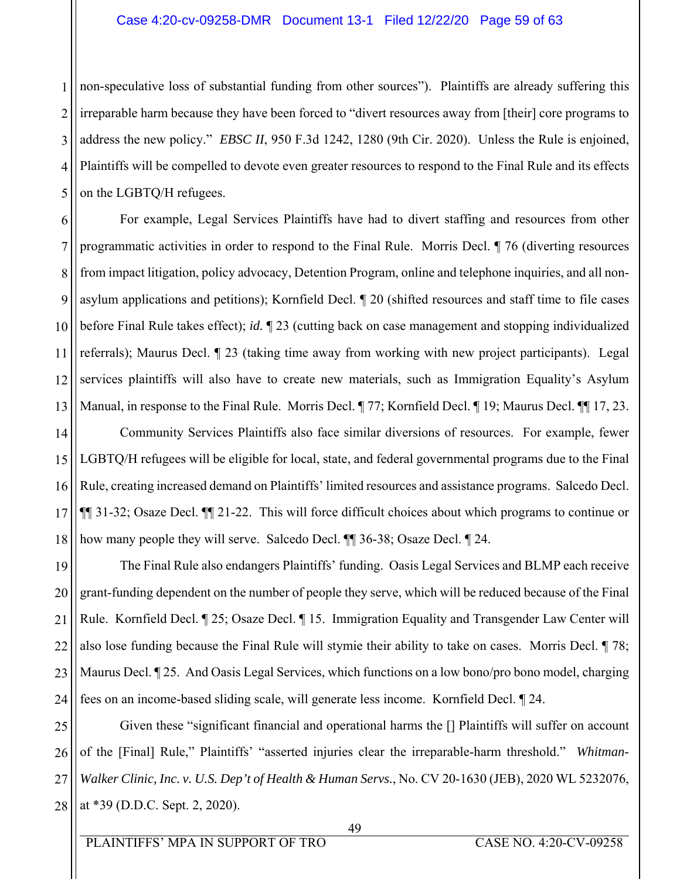non-speculative loss of substantial funding from other sources"). Plaintiffs are already suffering this irreparable harm because they have been forced to "divert resources away from [their] core programs to address the new policy." *EBSC II*, 950 F.3d 1242, 1280 (9th Cir. 2020). Unless the Rule is enjoined, Plaintiffs will be compelled to devote even greater resources to respond to the Final Rule and its effects on the LGBTQ/H refugees.

For example, Legal Services Plaintiffs have had to divert staffing and resources from other programmatic activities in order to respond to the Final Rule. Morris Decl. ¶ 76 (diverting resources from impact litigation, policy advocacy, Detention Program, online and telephone inquiries, and all non-asylum applications and petitions); Kornfield Decl. ¶ 20 (shifted resources and staff time to file cases before Final Rule takes effect); *id.* ¶ 23 (cutting back on case management and stopping individualized referrals); Maurus Decl. ¶ 23 (taking time away from working with new project participants). Legal services plaintiffs will also have to create new materials, such as Immigration Equality's Asylum Manual, in response to the Final Rule. Morris Decl. ¶ 77; Kornfield Decl. ¶ 19; Maurus Decl. ¶¶ 17, 23.

Community Services Plaintiffs also face similar diversions of resources. For example, fewer LGBTQ/H refugees will be eligible for local, state, and federal governmental programs due to the Final Rule, creating increased demand on Plaintiffs' limited resources and assistance programs. Salcedo Decl. ¶¶ 31-32; Osaze Decl. ¶¶ 21-22. This will force difficult choices about which programs to continue or how many people they will serve. Salcedo Decl. ¶¶ 36-38; Osaze Decl. ¶ 24.

The Final Rule also endangers Plaintiffs' funding. Oasis Legal Services and BLMP each receive grant-funding dependent on the number of people they serve, which will be reduced because of the Final Rule. Kornfield Decl. ¶ 25; Osaze Decl. ¶ 15. Immigration Equality and Transgender Law Center will also lose funding because the Final Rule will stymie their ability to take on cases. Morris Decl. ¶ 78; Maurus Decl. ¶ 25. And Oasis Legal Services, which functions on a low bono/pro bono model, charging fees on an income-based sliding scale, will generate less income. Kornfield Decl. ¶ 24.

Given these "significant financial and operational harms the [] Plaintiffs will suffer on account of the [Final] Rule," Plaintiffs' "asserted injuries clear the irreparable-harm threshold." *Whitman-Walker Clinic, Inc. v. U.S. Dep't of Health & Human Servs.*, No. CV 20-1630 (JEB), 2020 WL 5232076, at *39 (D.D.C. Sept. 2, 2020).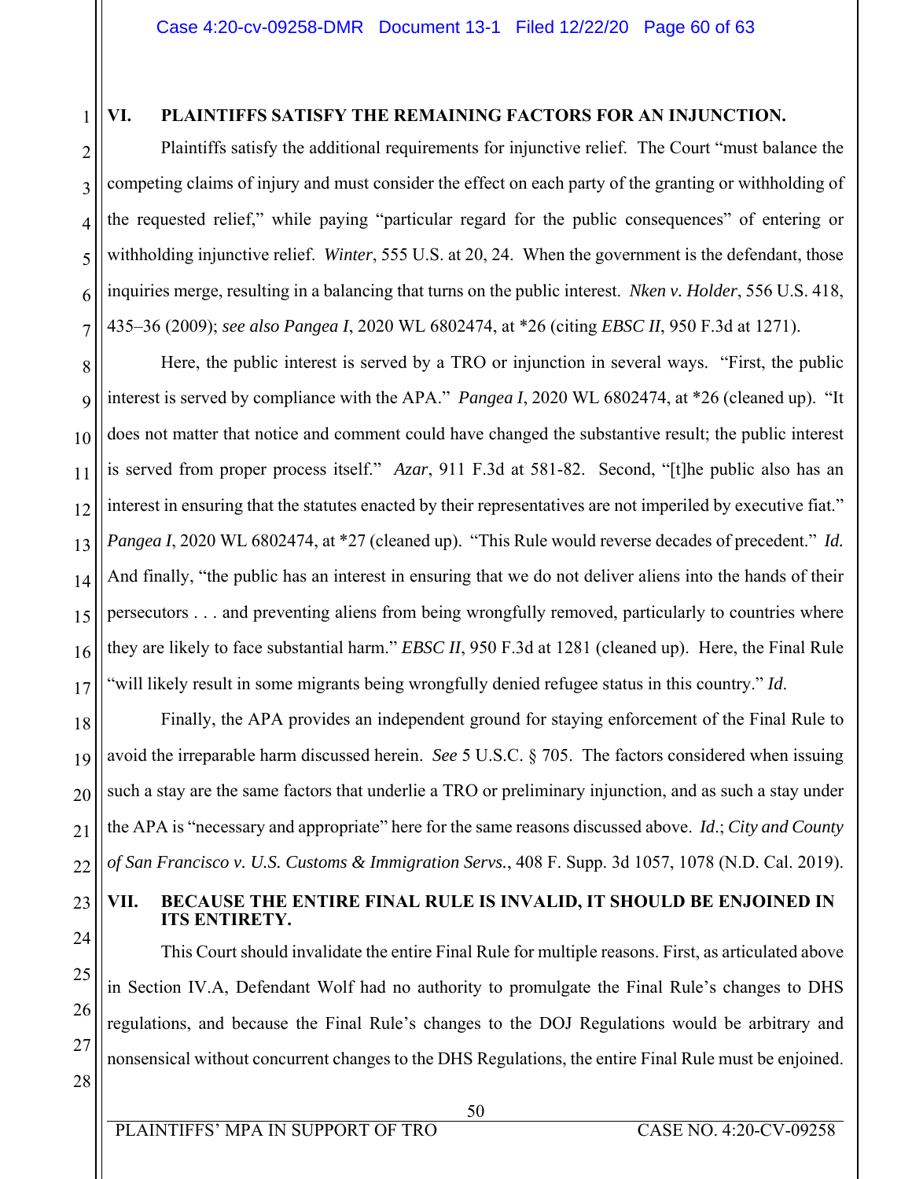## VI. PLAINTIFFS SATISFY THE REMAINING FACTORS FOR AN INJUNCTION.

Plaintiffs satisfy the additional requirements for injunctive relief. The Court "must balance the competing claims of injury and must consider the effect on each party of the granting or withholding of the requested relief," while paying "particular regard for the public consequences" of entering or withholding injunctive relief. *Winter*, 555 U.S. at 20, 24. When the government is the defendant, those inquiries merge, resulting in a balancing that turns on the public interest. *Nken v. Holder*, 556 U.S. 418, 435–36 (2009); *see also Pangea I*, 2020 WL 6802474, at *26 (citing *EBSC II*, 950 F.3d at 1271).

Here, the public interest is served by a TRO or injunction in several ways. "First, the public interest is served by compliance with the APA." *Pangea I*, 2020 WL 6802474, at *26 (cleaned up). "It does not matter that notice and comment could have changed the substantive result; the public interest is served from proper process itself." *Azar*, 911 F.3d at 581-82. Second, "[t]he public also has an interest in ensuring that the statutes enacted by their representatives are not imperiled by executive fiat." *Pangea I*, 2020 WL 6802474, at *27 (cleaned up). "This Rule would reverse decades of precedent." *Id.* And finally, "the public has an interest in ensuring that we do not deliver aliens into the hands of their persecutors . . . and preventing aliens from being wrongfully removed, particularly to countries where they are likely to face substantial harm." *EBSC II*, 950 F.3d at 1281 (cleaned up). Here, the Final Rule "will likely result in some migrants being wrongfully denied refugee status in this country." *Id.*

Finally, the APA provides an independent ground for staying enforcement of the Final Rule to avoid the irreparable harm discussed herein. *See* 5 U.S.C. § 705. The factors considered when issuing such a stay are the same factors that underlie a TRO or preliminary injunction, and as such a stay under the APA is "necessary and appropriate" here for the same reasons discussed above. *Id.*; *City and County of San Francisco v. U.S. Customs & Immigration Servs.*, 408 F. Supp. 3d 1057, 1078 (N.D. Cal. 2019).

## VII. BECAUSE THE ENTIRE FINAL RULE IS INVALID, IT SHOULD BE ENJOINED IN ITS ENTIRETY.

This Court should invalidate the entire Final Rule for multiple reasons. First, as articulated above in Section IV.A, Defendant Wolf had no authority to promulgate the Final Rule's changes to DHS regulations, and because the Final Rule's changes to the DOJ Regulations would be arbitrary and nonsensical without concurrent changes to the DHS Regulations, the entire Final Rule must be enjoined.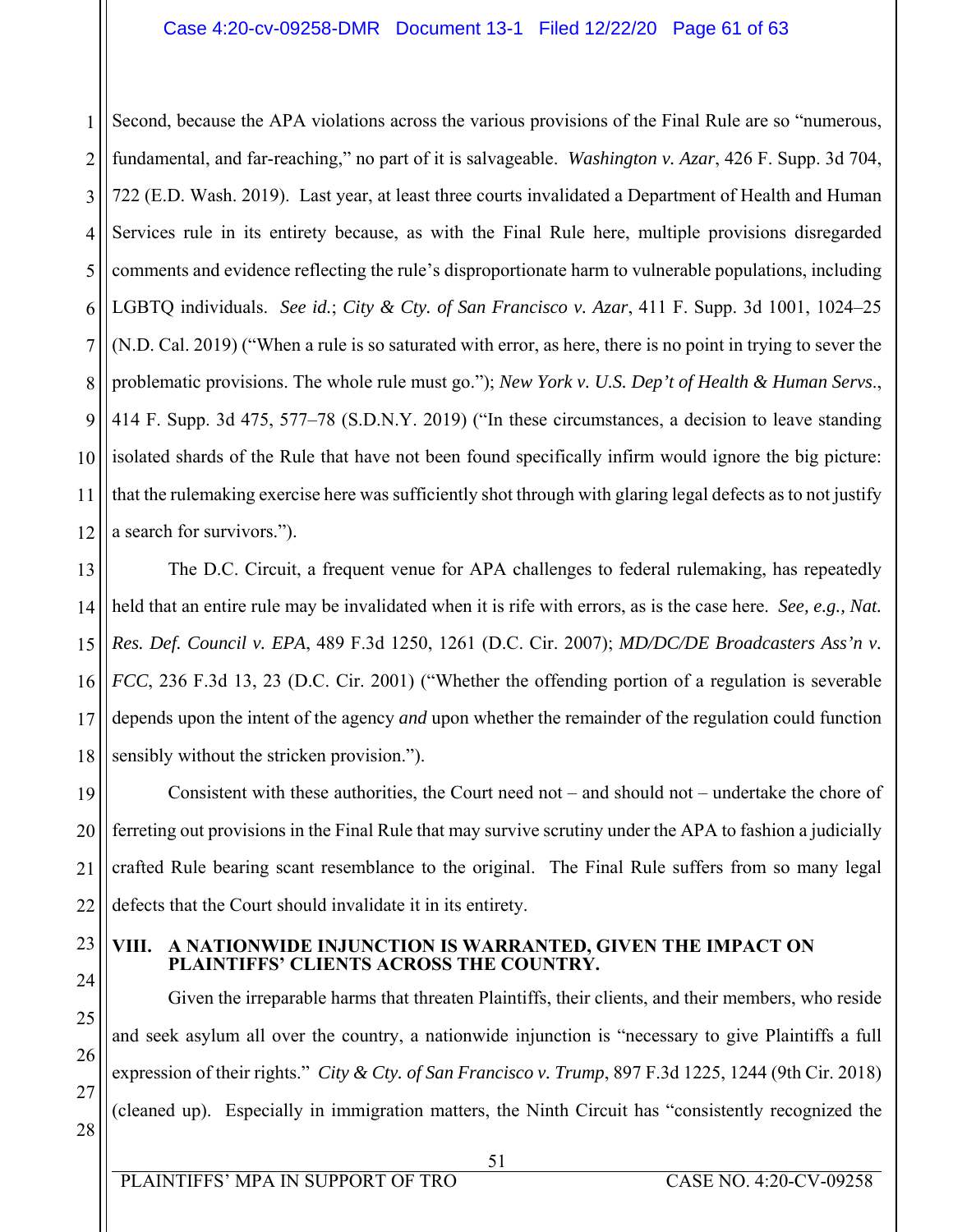Second, because the APA violations across the various provisions of the Final Rule are so "numerous, fundamental, and far-reaching," no part of it is salvageable. *Washington v. Azar*, 426 F. Supp. 3d 704, 722 (E.D. Wash. 2019). Last year, at least three courts invalidated a Department of Health and Human Services rule in its entirety because, as with the Final Rule here, multiple provisions disregarded comments and evidence reflecting the rule's disproportionate harm to vulnerable populations, including LGBTQ individuals. *See id.*; *City & Cty. of San Francisco v. Azar*, 411 F. Supp. 3d 1001, 1024–25 (N.D. Cal. 2019) ("When a rule is so saturated with error, as here, there is no point in trying to sever the problematic provisions. The whole rule must go."); *New York v. U.S. Dep't of Health & Human Servs*., 414 F. Supp. 3d 475, 577–78 (S.D.N.Y. 2019) ("In these circumstances, a decision to leave standing isolated shards of the Rule that have not been found specifically infirm would ignore the big picture: that the rulemaking exercise here was sufficiently shot through with glaring legal defects as to not justify a search for survivors.").

The D.C. Circuit, a frequent venue for APA challenges to federal rulemaking, has repeatedly held that an entire rule may be invalidated when it is rife with errors, as is the case here. *See, e.g., Nat. Res. Def. Council v. EPA*, 489 F.3d 1250, 1261 (D.C. Cir. 2007); *MD/DC/DE Broadcasters Ass'n v. FCC*, 236 F.3d 13, 23 (D.C. Cir. 2001) ("Whether the offending portion of a regulation is severable depends upon the intent of the agency *and* upon whether the remainder of the regulation could function sensibly without the stricken provision.").

Consistent with these authorities, the Court need not – and should not – undertake the chore of ferreting out provisions in the Final Rule that may survive scrutiny under the APA to fashion a judicially crafted Rule bearing scant resemblance to the original. The Final Rule suffers from so many legal defects that the Court should invalidate it in its entirety.

## VIII. A NATIONWIDE INJUNCTION IS WARRANTED, GIVEN THE IMPACT ON PLAINTIFFS' CLIENTS ACROSS THE COUNTRY.

Given the irreparable harms that threaten Plaintiffs, their clients, and their members, who reside and seek asylum all over the country, a nationwide injunction is "necessary to give Plaintiffs a full expression of their rights." *City & Cty. of San Francisco v. Trump*, 897 F.3d 1225, 1244 (9th Cir. 2018) (cleaned up). Especially in immigration matters, the Ninth Circuit has "consistently recognized the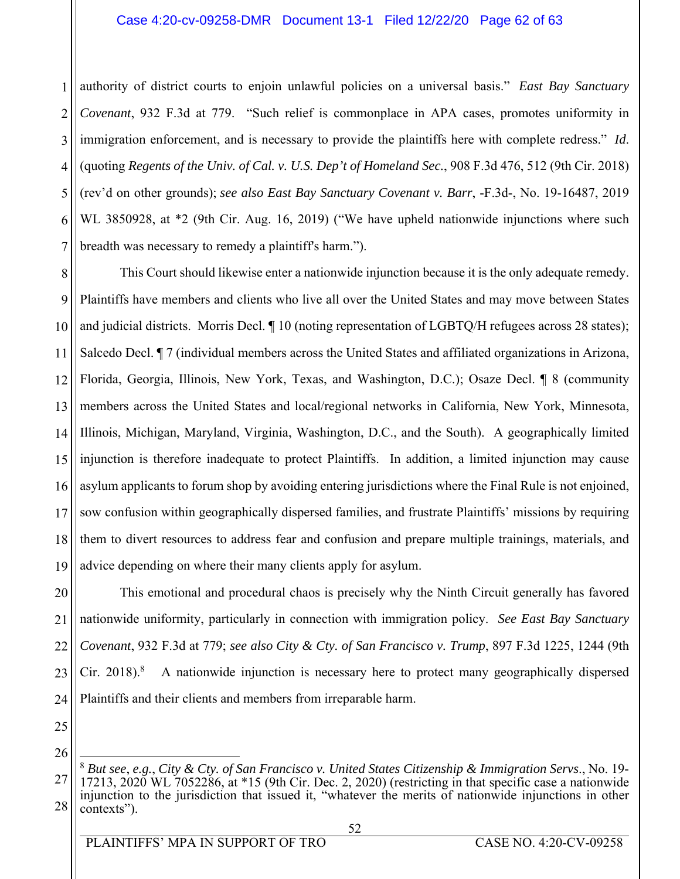authority of district courts to enjoin unlawful policies on a universal basis." *East Bay Sanctuary Covenant*, 932 F.3d at 779. "Such relief is commonplace in APA cases, promotes uniformity in immigration enforcement, and is necessary to provide the plaintiffs here with complete redress." *Id.* (quoting *Regents of the Univ. of Cal. v. U.S. Dep't of Homeland Sec.*, 908 F.3d 476, 512 (9th Cir. 2018) (rev'd on other grounds); *see also East Bay Sanctuary Covenant v. Barr*, -F.3d-, No. 19-16487, 2019 WL 3850928, at *2 (9th Cir. Aug. 16, 2019) ("We have upheld nationwide injunctions where such breadth was necessary to remedy a plaintiff's harm.").

This Court should likewise enter a nationwide injunction because it is the only adequate remedy. Plaintiffs have members and clients who live all over the United States and may move between States and judicial districts. Morris Decl. ¶ 10 (noting representation of LGBTQ/H refugees across 28 states); Salcedo Decl. ¶ 7 (individual members across the United States and affiliated organizations in Arizona, Florida, Georgia, Illinois, New York, Texas, and Washington, D.C.); Osaze Decl. ¶ 8 (community members across the United States and local/regional networks in California, New York, Minnesota, Illinois, Michigan, Maryland, Virginia, Washington, D.C., and the South). A geographically limited injunction is therefore inadequate to protect Plaintiffs. In addition, a limited injunction may cause asylum applicants to forum shop by avoiding entering jurisdictions where the Final Rule is not enjoined, sow confusion within geographically dispersed families, and frustrate Plaintiffs' missions by requiring them to divert resources to address fear and confusion and prepare multiple trainings, materials, and advice depending on where their many clients apply for asylum.

This emotional and procedural chaos is precisely why the Ninth Circuit generally has favored nationwide uniformity, particularly in connection with immigration policy. *See East Bay Sanctuary Covenant*, 932 F.3d at 779; *see also City & Cty. of San Francisco v. Trump*, 897 F.3d 1225, 1244 (9th Cir. 2018).[8] A nationwide injunction is necessary here to protect many geographically dispersed Plaintiffs and their clients and members from irreparable harm.

---

[8] *But see, e.g., City & Cty. of San Francisco v. United States Citizenship & Immigration Servs.*, No. 19-17213, 2020 WL 7052286, at *15 (9th Cir. Dec. 2, 2020) (restricting in that specific case a nationwide injunction to the jurisdiction that issued it, "whatever the merits of nationwide injunctions in other contexts").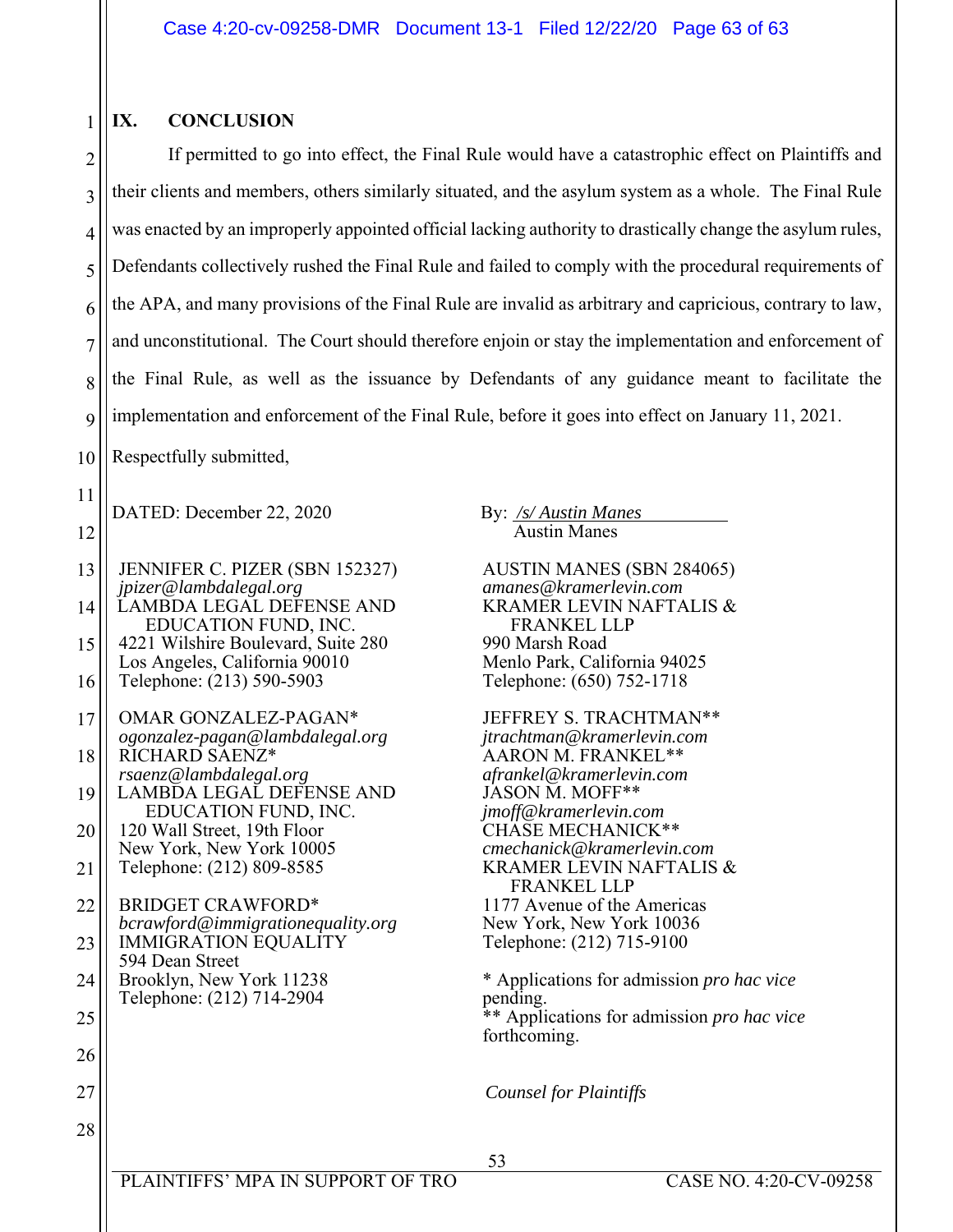## IX. CONCLUSION

If permitted to go into effect, the Final Rule would have a catastrophic effect on Plaintiffs and their clients and members, others similarly situated, and the asylum system as a whole. The Final Rule was enacted by an improperly appointed official lacking authority to drastically change the asylum rules, Defendants collectively rushed the Final Rule and failed to comply with the procedural requirements of the APA, and many provisions of the Final Rule are invalid as arbitrary and capricious, contrary to law, and unconstitutional. The Court should therefore enjoin or stay the implementation and enforcement of the Final Rule, as well as the issuance by Defendants of any guidance meant to facilitate the implementation and enforcement of the Final Rule, before it goes into effect on January 11, 2021.

Respectfully submitted,

DATED: December 22, 2020

By: */s/ Austin Manes*
Austin Manes

JENNIFER C. PIZER (SBN 152327)
*jpizer@lambdalegal.org*
LAMBDA LEGAL DEFENSE AND EDUCATION FUND, INC.
4221 Wilshire Boulevard, Suite 280
Los Angeles, California 90010
Telephone: (213) 590-5903

OMAR GONZALEZ-PAGAN*
*ogonzalez-pagan@lambdalegal.org*
RICHARD SAENZ*
*rsaenz@lambdalegal.org*
LAMBDA LEGAL DEFENSE AND EDUCATION FUND, INC.
120 Wall Street, 19th Floor
New York, New York 10005
Telephone: (212) 809-8585

BRIDGET CRAWFORD*
*bcrawford@immigrationequality.org*
IMMIGRATION EQUALITY
594 Dean Street
Brooklyn, New York 11238
Telephone: (212) 714-2904

AUSTIN MANES (SBN 284065)
*amanes@kramerlevin.com*
KRAMER LEVIN NAFTALIS & FRANKEL LLP
990 Marsh Road
Menlo Park, California 94025
Telephone: (650) 752-1718

JEFFREY S. TRACHTMAN**
*jtrachtman@kramerlevin.com*
AARON M. FRANKEL**
*afrankel@kramerlevin.com*
JASON M. MOFF**
*jmoff@kramerlevin.com*
CHASE MECHANICK**
*cmechanick@kramerlevin.com*
KRAMER LEVIN NAFTALIS & FRANKEL LLP
1177 Avenue of the Americas
New York, New York 10036
Telephone: (212) 715-9100

* Applications for admission *pro hac vice* pending.
** Applications for admission *pro hac vice* forthcoming.

*Counsel for Plaintiffs*